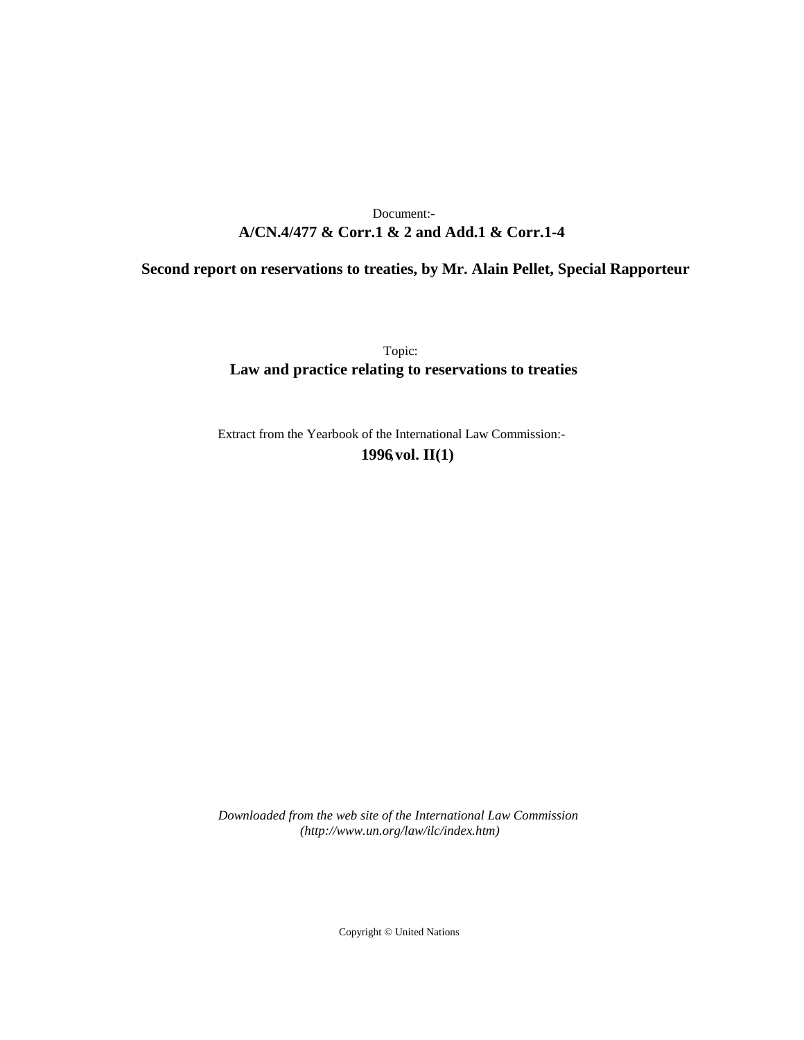Document:-

**A/CN.4/477 & Corr.1 & 2 and Add.1 & Corr.1-4**

**Second report on reservations to treaties, by Mr. Alain Pellet, Special Rapporteur**

Topic:

**Law and practice relating to reservations to treaties**

Extract from the Yearbook of the International Law Commission:-

**1996, vol. II(1)**

*Downloaded from the web site of the International Law Commission (http://www.un.org/law/ilc/index.htm)*

Copyright © United Nations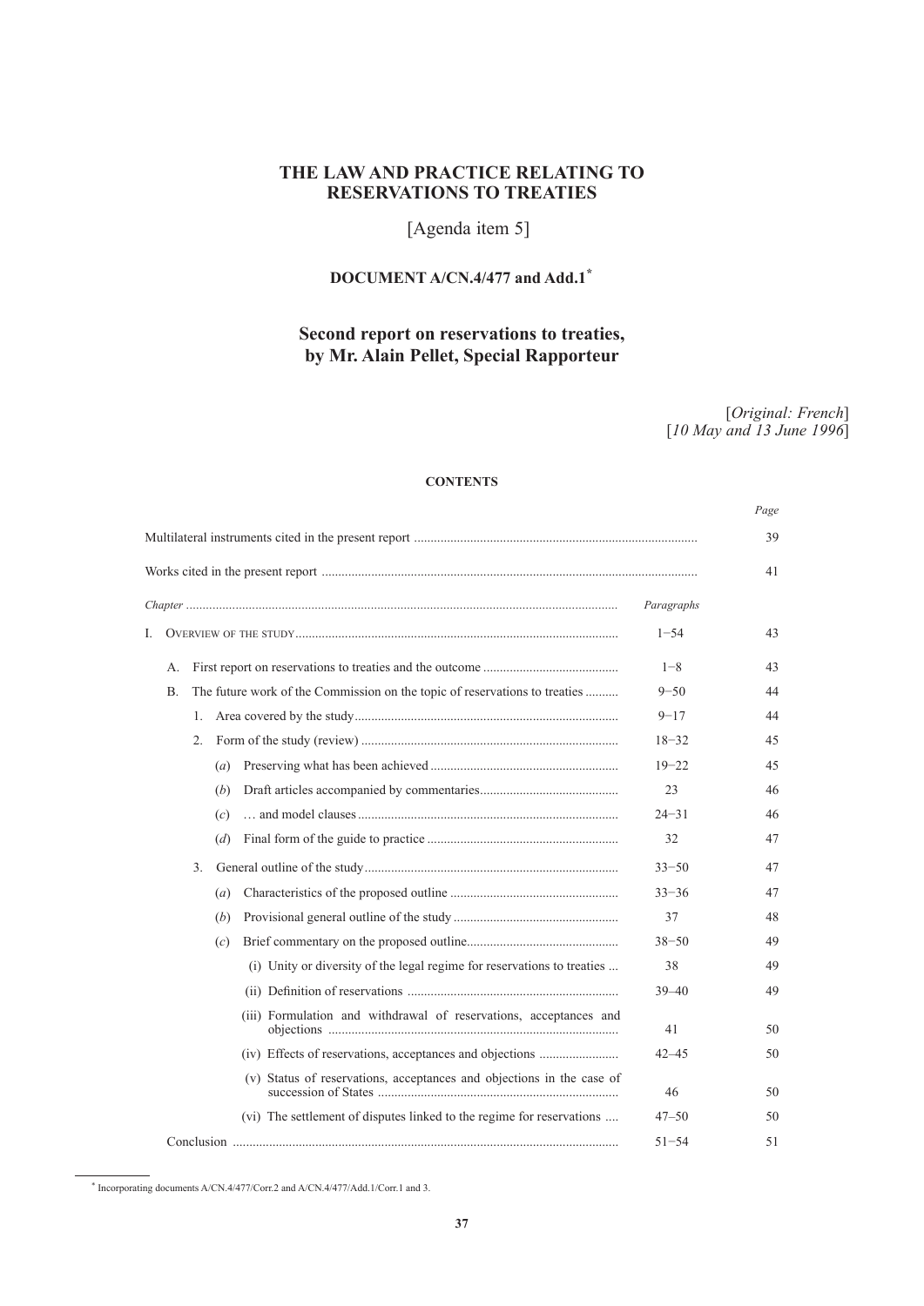# THE LAW AND PRACTICE RELATING TO RESERVATIONS TO TREATIES

[Agenda item 5]

## DOCUMENT A/CN.4/477 and Add.1*

## Second report on reservations to treaties, by Mr. Alain Pellet, Special Rapporteur

[*Original: French*]
[*10 May and 13 June 1996*]

**CONTENTS**

| | | *Page* |
|---|---|---|
| Multilateral instruments cited in the present report | | 39 |
| Works cited in the present report | | 41 |
| *Chapter* | *Paragraphs* | |
| I. Overview of the study | 1–54 | 43 |
| A. First report on reservations to treaties and the outcome | 1–8 | 43 |
| B. The future work of the Commission on the topic of reservations to treaties | 9–50 | 44 |
| 1. Area covered by the study | 9–17 | 44 |
| 2. Form of the study (review) | 18–32 | 45 |
| (*a*) Preserving what has been achieved | 19–22 | 45 |
| (*b*) Draft articles accompanied by commentaries | 23 | 46 |
| (*c*) … and model clauses | 24–31 | 46 |
| (*d*) Final form of the guide to practice | 32 | 47 |
| 3. General outline of the study | 33–50 | 47 |
| (*a*) Characteristics of the proposed outline | 33–36 | 47 |
| (*b*) Provisional general outline of the study | 37 | 48 |
| (*c*) Brief commentary on the proposed outline | 38–50 | 49 |
| (i) Unity or diversity of the legal regime for reservations to treaties | 38 | 49 |
| (ii) Definition of reservations | 39–40 | 49 |
| (iii) Formulation and withdrawal of reservations, acceptances and objections | 41 | 50 |
| (iv) Effects of reservations, acceptances and objections | 42–45 | 50 |
| (v) Status of reservations, acceptances and objections in the case of succession of States | 46 | 50 |
| (vi) The settlement of disputes linked to the regime for reservations | 47–50 | 50 |
| Conclusion | 51–54 | 51 |

* Incorporating documents A/CN.4/477/Corr.2 and A/CN.4/477/Add.1/Corr.1 and 3.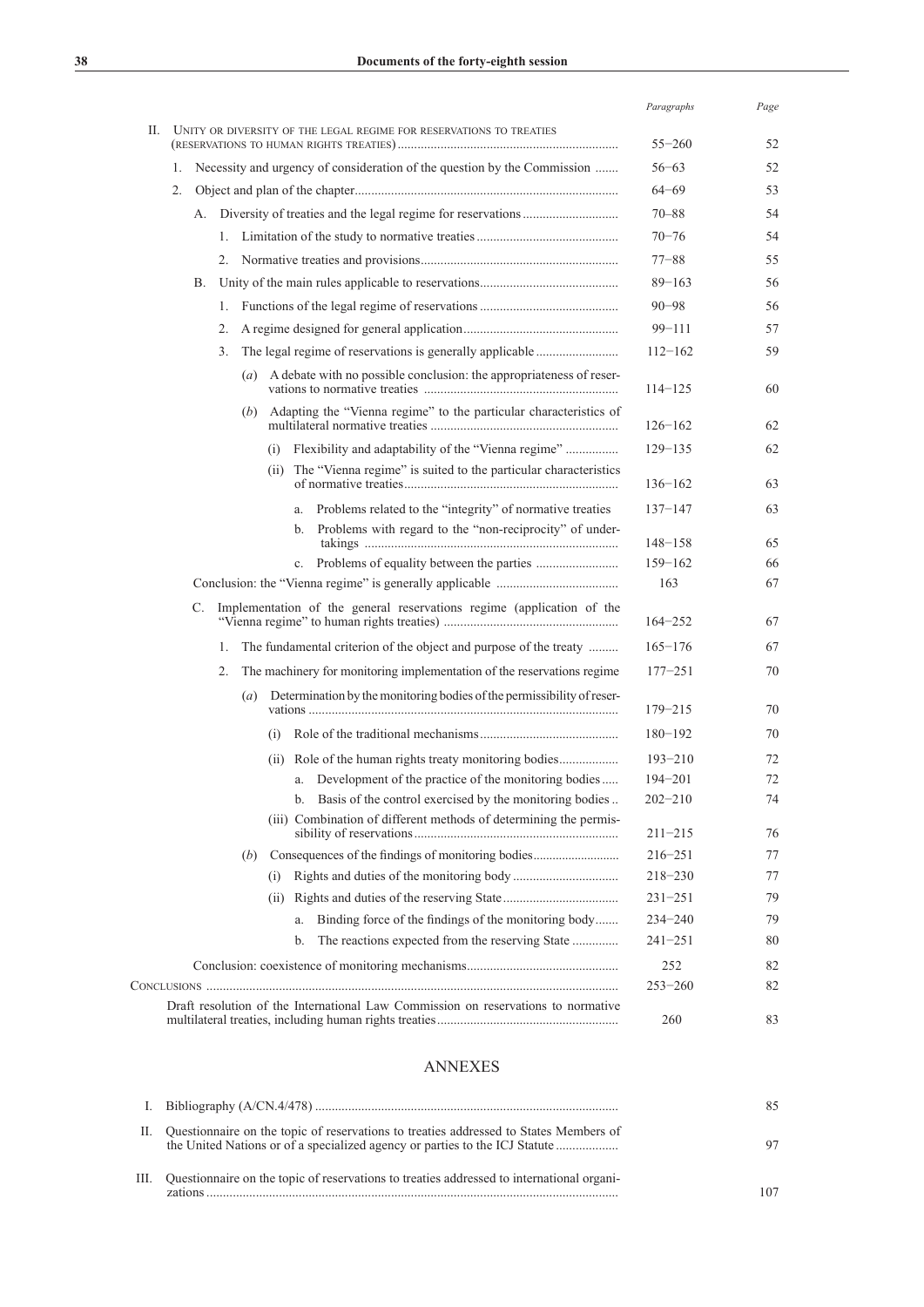| | Paragraphs | Page |
|---|---|---|
| II. UNITY OR DIVERSITY OF THE LEGAL REGIME FOR RESERVATIONS TO TREATIES (RESERVATIONS TO HUMAN RIGHTS TREATIES) | 55–260 | 52 |
| 1. Necessity and urgency of consideration of the question by the Commission | 56–63 | 52 |
| 2. Object and plan of the chapter | 64–69 | 53 |
| A. Diversity of treaties and the legal regime for reservations | 70–88 | 54 |
| 1. Limitation of the study to normative treaties | 70–76 | 54 |
| 2. Normative treaties and provisions | 77–88 | 55 |
| B. Unity of the main rules applicable to reservations | 89–163 | 56 |
| 1. Functions of the legal regime of reservations | 90–98 | 56 |
| 2. A regime designed for general application | 99–111 | 57 |
| 3. The legal regime of reservations is generally applicable | 112–162 | 59 |
| (*a*) A debate with no possible conclusion: the appropriateness of reservations to normative treaties | 114–125 | 60 |
| (*b*) Adapting the "Vienna regime" to the particular characteristics of multilateral normative treaties | 126–162 | 62 |
| (i) Flexibility and adaptability of the "Vienna regime" | 129–135 | 62 |
| (ii) The "Vienna regime" is suited to the particular characteristics of normative treaties | 136–162 | 63 |
| a. Problems related to the "integrity" of normative treaties | 137–147 | 63 |
| b. Problems with regard to the "non-reciprocity" of undertakings | 148–158 | 65 |
| c. Problems of equality between the parties | 159–162 | 66 |
| Conclusion: the "Vienna regime" is generally applicable | 163 | 67 |
| C. Implementation of the general reservations regime (application of the "Vienna regime" to human rights treaties) | 164–252 | 67 |
| 1. The fundamental criterion of the object and purpose of the treaty | 165–176 | 67 |
| 2. The machinery for monitoring implementation of the reservations regime | 177–251 | 70 |
| (*a*) Determination by the monitoring bodies of the permissibility of reservations | 179–215 | 70 |
| (i) Role of the traditional mechanisms | 180–192 | 70 |
| (ii) Role of the human rights treaty monitoring bodies | 193–210 | 72 |
| a. Development of the practice of the monitoring bodies | 194–201 | 72 |
| b. Basis of the control exercised by the monitoring bodies | 202–210 | 74 |
| (iii) Combination of different methods of determining the permissibility of reservations | 211–215 | 76 |
| (*b*) Consequences of the findings of monitoring bodies | 216–251 | 77 |
| (i) Rights and duties of the monitoring body | 218–230 | 77 |
| (ii) Rights and duties of the reserving State | 231–251 | 79 |
| a. Binding force of the findings of the monitoring body | 234–240 | 79 |
| b. The reactions expected from the reserving State | 241–251 | 80 |
| Conclusion: coexistence of monitoring mechanisms | 252 | 82 |
| CONCLUSIONS | 253–260 | 82 |
| Draft resolution of the International Law Commission on reservations to normative multilateral treaties, including human rights treaties | 260 | 83 |

## ANNEXES

| | | Page |
|---|---|---|
| I. | Bibliography (A/CN.4/478) | 85 |
| II. | Questionnaire on the topic of reservations to treaties addressed to States Members of the United Nations or of a specialized agency or parties to the ICJ Statute | 97 |
| III. | Questionnaire on the topic of reservations to treaties addressed to international organizations | 107 |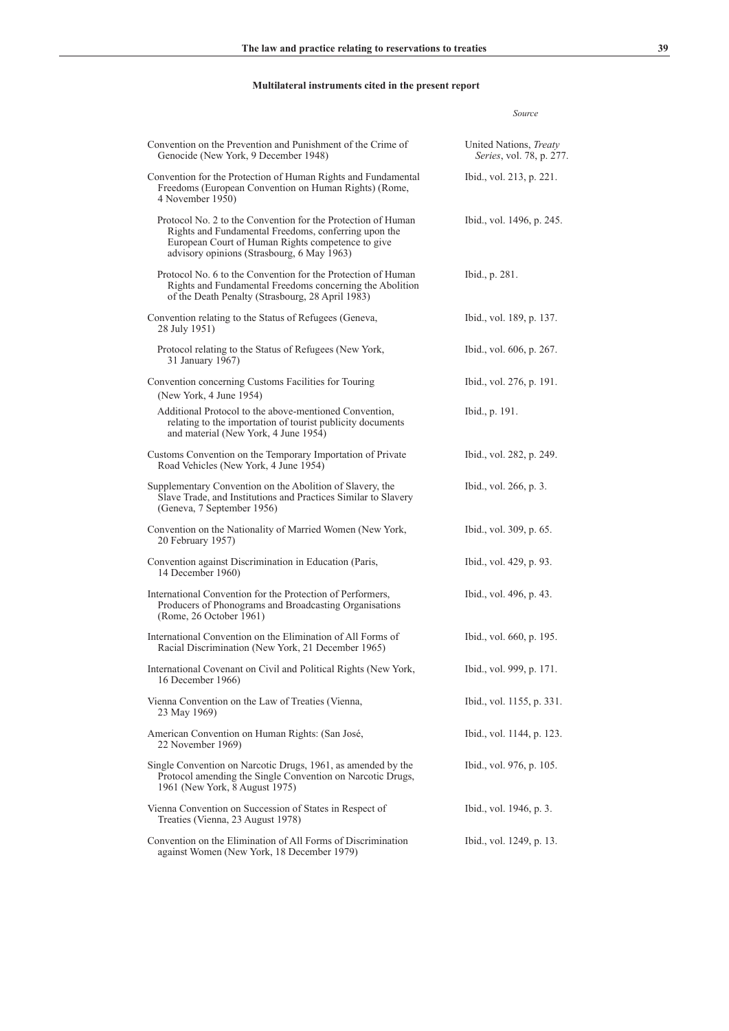### Multilateral instruments cited in the present report

| | *Source* |
|---|---|
| Convention on the Prevention and Punishment of the Crime of Genocide (New York, 9 December 1948) | United Nations, *Treaty Series*, vol. 78, p. 277. |
| Convention for the Protection of Human Rights and Fundamental Freedoms (European Convention on Human Rights) (Rome, 4 November 1950) | Ibid., vol. 213, p. 221. |
| Protocol No. 2 to the Convention for the Protection of Human Rights and Fundamental Freedoms, conferring upon the European Court of Human Rights competence to give advisory opinions (Strasbourg, 6 May 1963) | Ibid., vol. 1496, p. 245. |
| Protocol No. 6 to the Convention for the Protection of Human Rights and Fundamental Freedoms concerning the Abolition of the Death Penalty (Strasbourg, 28 April 1983) | Ibid., p. 281. |
| Convention relating to the Status of Refugees (Geneva, 28 July 1951) | Ibid., vol. 189, p. 137. |
| Protocol relating to the Status of Refugees (New York, 31 January 1967) | Ibid., vol. 606, p. 267. |
| Convention concerning Customs Facilities for Touring (New York, 4 June 1954) | Ibid., vol. 276, p. 191. |
| Additional Protocol to the above-mentioned Convention, relating to the importation of tourist publicity documents and material (New York, 4 June 1954) | Ibid., p. 191. |
| Customs Convention on the Temporary Importation of Private Road Vehicles (New York, 4 June 1954) | Ibid., vol. 282, p. 249. |
| Supplementary Convention on the Abolition of Slavery, the Slave Trade, and Institutions and Practices Similar to Slavery (Geneva, 7 September 1956) | Ibid., vol. 266, p. 3. |
| Convention on the Nationality of Married Women (New York, 20 February 1957) | Ibid., vol. 309, p. 65. |
| Convention against Discrimination in Education (Paris, 14 December 1960) | Ibid., vol. 429, p. 93. |
| International Convention for the Protection of Performers, Producers of Phonograms and Broadcasting Organisations (Rome, 26 October 1961) | Ibid., vol. 496, p. 43. |
| International Convention on the Elimination of All Forms of Racial Discrimination (New York, 21 December 1965) | Ibid., vol. 660, p. 195. |
| International Covenant on Civil and Political Rights (New York, 16 December 1966) | Ibid., vol. 999, p. 171. |
| Vienna Convention on the Law of Treaties (Vienna, 23 May 1969) | Ibid., vol. 1155, p. 331. |
| American Convention on Human Rights: (San José, 22 November 1969) | Ibid., vol. 1144, p. 123. |
| Single Convention on Narcotic Drugs, 1961, as amended by the Protocol amending the Single Convention on Narcotic Drugs, 1961 (New York, 8 August 1975) | Ibid., vol. 976, p. 105. |
| Vienna Convention on Succession of States in Respect of Treaties (Vienna, 23 August 1978) | Ibid., vol. 1946, p. 3. |
| Convention on the Elimination of All Forms of Discrimination against Women (New York, 18 December 1979) | Ibid., vol. 1249, p. 13. |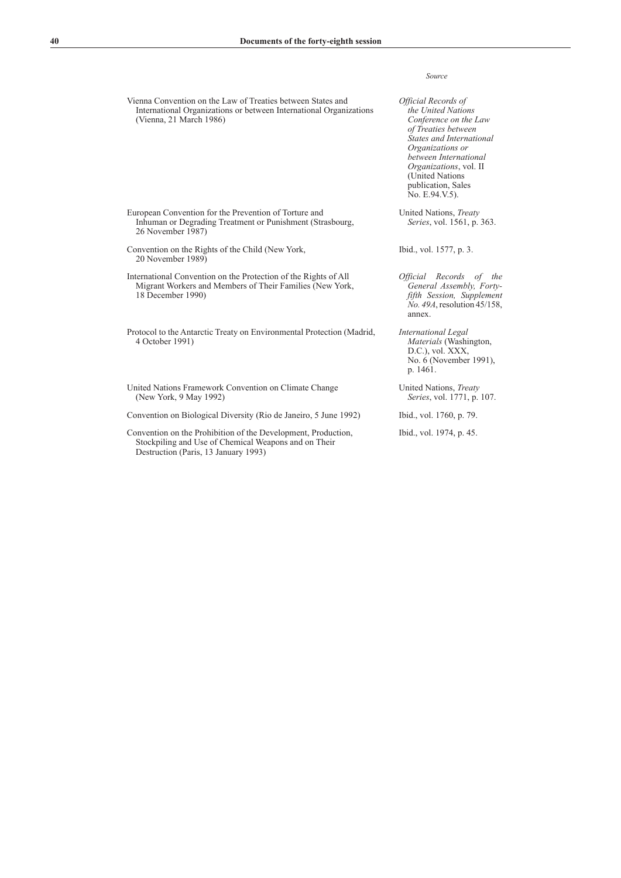| | *Source* |
|---|---|
| Vienna Convention on the Law of Treaties between States and International Organizations or between International Organizations (Vienna, 21 March 1986) | *Official Records of the United Nations Conference on the Law of Treaties between States and International Organizations or between International Organizations*, vol. II (United Nations publication, Sales No. E.94.V.5). |
| European Convention for the Prevention of Torture and Inhuman or Degrading Treatment or Punishment (Strasbourg, 26 November 1987) | United Nations, *Treaty Series*, vol. 1561, p. 363. |
| Convention on the Rights of the Child (New York, 20 November 1989) | Ibid., vol. 1577, p. 3. |
| International Convention on the Protection of the Rights of All Migrant Workers and Members of Their Families (New York, 18 December 1990) | *Official Records of the General Assembly, Forty-fifth Session, Supplement No. 49A*, resolution 45/158, annex. |
| Protocol to the Antarctic Treaty on Environmental Protection (Madrid, 4 October 1991) | *International Legal Materials* (Washington, D.C.), vol. XXX, No. 6 (November 1991), p. 1461. |
| United Nations Framework Convention on Climate Change (New York, 9 May 1992) | United Nations, *Treaty Series*, vol. 1771, p. 107. |
| Convention on Biological Diversity (Rio de Janeiro, 5 June 1992) | Ibid., vol. 1760, p. 79. |
| Convention on the Prohibition of the Development, Production, Stockpiling and Use of Chemical Weapons and on Their Destruction (Paris, 13 January 1993) | Ibid., vol. 1974, p. 45. |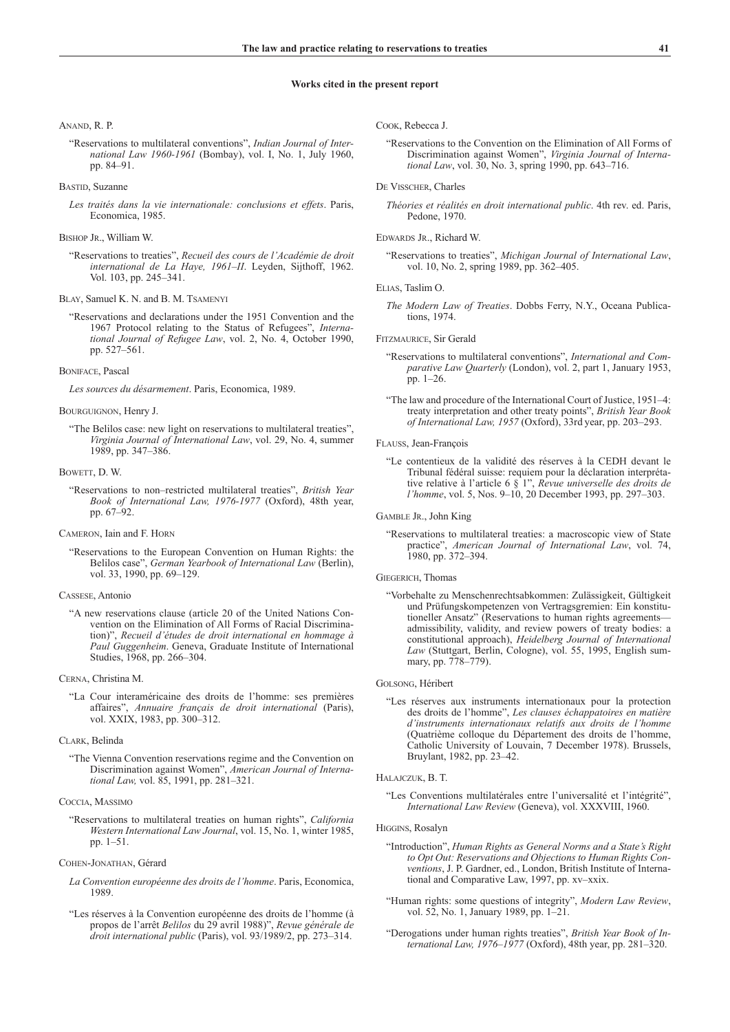#### Works cited in the present report

ANAND, R. P.

"Reservations to multilateral conventions", *Indian Journal of International Law 1960-1961* (Bombay), vol. I, No. 1, July 1960, pp. 84–91.

BASTID, Suzanne

*Les traités dans la vie internationale: conclusions et effets*. Paris, Economica, 1985.

BISHOP JR., William W.

"Reservations to treaties", *Recueil des cours de l'Académie de droit international de La Haye, 1961–II*. Leyden, Sijthoff, 1962. Vol. 103, pp. 245–341.

BLAY, Samuel K. N. and B. M. TSAMENYI

"Reservations and declarations under the 1951 Convention and the 1967 Protocol relating to the Status of Refugees", *International Journal of Refugee Law*, vol. 2, No. 4, October 1990, pp. 527–561.

BONIFACE, Pascal

*Les sources du désarmement*. Paris, Economica, 1989.

BOURGUIGNON, Henry J.

"The Belilos case: new light on reservations to multilateral treaties", *Virginia Journal of International Law*, vol. 29, No. 4, summer 1989, pp. 347–386.

BOWETT, D. W.

"Reservations to non–restricted multilateral treaties", *British Year Book of International Law, 1976-1977* (Oxford), 48th year, pp. 67–92.

CAMERON, Iain and F. HORN

"Reservations to the European Convention on Human Rights: the Belilos case", *German Yearbook of International Law* (Berlin), vol. 33, 1990, pp. 69–129.

CASSESE, Antonio

"A new reservations clause (article 20 of the United Nations Convention on the Elimination of All Forms of Racial Discrimination)", *Recueil d'études de droit international en hommage à Paul Guggenheim*. Geneva, Graduate Institute of International Studies, 1968, pp. 266–304.

CERNA, Christina M.

"La Cour interaméricaine des droits de l'homme: ses premières affaires", *Annuaire français de droit international* (Paris), vol. XXIX, 1983, pp. 300–312.

CLARK, Belinda

"The Vienna Convention reservations regime and the Convention on Discrimination against Women", *American Journal of International Law,* vol. 85, 1991, pp. 281–321.

COCCIA, MASSIMO

"Reservations to multilateral treaties on human rights", *California Western International Law Journal*, vol. 15, No. 1, winter 1985, pp. 1–51.

COHEN-JONATHAN, Gérard

*La Convention européenne des droits de l'homme*. Paris, Economica, 1989.

"Les réserves à la Convention européenne des droits de l'homme (à propos de l'arrêt *Belilos* du 29 avril 1988)", *Revue générale de droit international public* (Paris), vol. 93/1989/2, pp. 273–314.

COOK, Rebecca J.

"Reservations to the Convention on the Elimination of All Forms of Discrimination against Women", *Virginia Journal of International Law*, vol. 30, No. 3, spring 1990, pp. 643–716.

DE VISSCHER, Charles

*Théories et réalités en droit international public*. 4th rev. ed. Paris, Pedone, 1970.

EDWARDS JR., Richard W.

"Reservations to treaties", *Michigan Journal of International Law*, vol. 10, No. 2, spring 1989, pp. 362–405.

ELIAS, Taslim O.

*The Modern Law of Treaties*. Dobbs Ferry, N.Y., Oceana Publications, 1974.

FITZMAURICE, Sir Gerald

"Reservations to multilateral conventions", *International and Comparative Law Quarterly* (London), vol. 2, part 1, January 1953, pp. 1–26.

"The law and procedure of the International Court of Justice, 1951–4: treaty interpretation and other treaty points", *British Year Book of International Law, 1957* (Oxford), 33rd year, pp. 203–293.

FLAUSS, Jean-François

"Le contentieux de la validité des réserves à la CEDH devant le Tribunal fédéral suisse: requiem pour la déclaration interprétative relative à l'article 6 § 1", *Revue universelle des droits de l'homme*, vol. 5, Nos. 9–10, 20 December 1993, pp. 297–303.

GAMBLE JR., John King

"Reservations to multilateral treaties: a macroscopic view of State practice", *American Journal of International Law*, vol. 74, 1980, pp. 372–394.

GIEGERICH, Thomas

"Vorbehalte zu Menschenrechtsabkommen: Zulässigkeit, Gültigkeit und Prüfungskompetenzen von Vertragsgremien: Ein konstitutioneller Ansatz" (Reservations to human rights agreements—admissibility, validity, and review powers of treaty bodies: a constitutional approach), *Heidelberg Journal of International Law* (Stuttgart, Berlin, Cologne), vol. 55, 1995, English summary, pp. 778–779).

GOLSONG, Héribert

"Les réserves aux instruments internationaux pour la protection des droits de l'homme", *Les clauses échappatoires en matière d'instruments internationaux relatifs aux droits de l'homme* (Quatrième colloque du Département des droits de l'homme, Catholic University of Louvain, 7 December 1978). Brussels, Bruylant, 1982, pp. 23–42.

HALAJCZUK, B. T.

"Les Conventions multilatérales entre l'universalité et l'intégrité", *International Law Review* (Geneva), vol. XXXVIII, 1960.

HIGGINS, Rosalyn

"Introduction", *Human Rights as General Norms and a State's Right to Opt Out: Reservations and Objections to Human Rights Conventions*, J. P. Gardner, ed., London, British Institute of International and Comparative Law, 1997, pp. xv–xxix.

"Human rights: some questions of integrity", *Modern Law Review*, vol. 52, No. 1, January 1989, pp. 1–21.

"Derogations under human rights treaties", *British Year Book of International Law, 1976–1977* (Oxford), 48th year, pp. 281–320.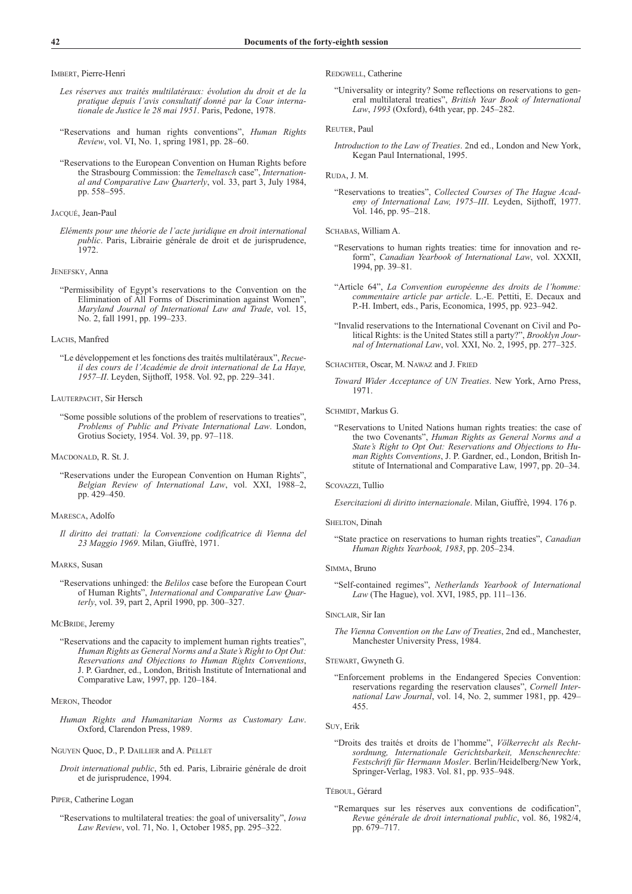IMBERT, Pierre-Henri

*Les réserves aux traités multilatéraux: évolution du droit et de la pratique depuis l'avis consultatif donné par la Cour internationale de Justice le 28 mai 1951*. Paris, Pedone, 1978.

"Reservations and human rights conventions", *Human Rights Review*, vol. VI, No. 1, spring 1981, pp. 28–60.

"Reservations to the European Convention on Human Rights before the Strasbourg Commission: the *Temeltasch* case", *International and Comparative Law Quarterly*, vol. 33, part 3, July 1984, pp. 558–595.

JACQUÉ, Jean-Paul

*Eléments pour une théorie de l'acte juridique en droit international public*. Paris, Librairie générale de droit et de jurisprudence, 1972.

JENEFSKY, Anna

"Permissibility of Egypt's reservations to the Convention on the Elimination of All Forms of Discrimination against Women", *Maryland Journal of International Law and Trade*, vol. 15, No. 2, fall 1991, pp. 199–233.

LACHS, Manfred

"Le développement et les fonctions des traités multilatéraux", *Recueil des cours de l'Académie de droit international de La Haye, 1957–II*. Leyden, Sijthoff, 1958. Vol. 92, pp. 229–341.

LAUTERPACHT, Sir Hersch

"Some possible solutions of the problem of reservations to treaties", *Problems of Public and Private International Law*. London, Grotius Society, 1954. Vol. 39, pp. 97–118.

MACDONALD, R. St. J.

"Reservations under the European Convention on Human Rights", *Belgian Review of International Law*, vol. XXI, 1988–2, pp. 429–450.

MARESCA, Adolfo

*Il diritto dei trattati: la Convenzione codificatrice di Vienna del 23 Maggio 1969*. Milan, Giuffrè, 1971.

MARKS, Susan

"Reservations unhinged: the *Belilos* case before the European Court of Human Rights", *International and Comparative Law Quarterly*, vol. 39, part 2, April 1990, pp. 300–327.

MCBRIDE, Jeremy

"Reservations and the capacity to implement human rights treaties", *Human Rights as General Norms and a State's Right to Opt Out: Reservations and Objections to Human Rights Conventions*, J. P. Gardner, ed., London, British Institute of International and Comparative Law, 1997, pp. 120–184.

MERON, Theodor

*Human Rights and Humanitarian Norms as Customary Law*. Oxford, Clarendon Press, 1989.

NGUYEN Quoc, D., P. DAILLIER and A. PELLET

*Droit international public*, 5th ed. Paris, Librairie générale de droit et de jurisprudence, 1994.

PIPER, Catherine Logan

"Reservations to multilateral treaties: the goal of universality", *Iowa Law Review*, vol. 71, No. 1, October 1985, pp. 295–322.

REDGWELL, Catherine

"Universality or integrity? Some reflections on reservations to general multilateral treaties", *British Year Book of International Law*, *1993* (Oxford), 64th year, pp. 245–282.

REUTER, Paul

*Introduction to the Law of Treaties*. 2nd ed., London and New York, Kegan Paul International, 1995.

RUDA, J. M.

"Reservations to treaties", *Collected Courses of The Hague Academy of International Law, 1975–III*. Leyden, Sijthoff, 1977. Vol. 146, pp. 95–218.

SCHABAS, William A.

"Reservations to human rights treaties: time for innovation and reform", *Canadian Yearbook of International Law*, vol. XXXII, 1994, pp. 39–81.

"Article 64", *La Convention européenne des droits de l'homme: commentaire article par article*. L.-E. Pettiti, E. Decaux and P.-H. Imbert, eds., Paris, Economica, 1995, pp. 923–942.

"Invalid reservations to the International Covenant on Civil and Political Rights: is the United States still a party?", *Brooklyn Journal of International Law*, vol. XXI, No. 2, 1995, pp. 277–325.

SCHACHTER, Oscar, M. NAWAZ and J. FRIED

*Toward Wider Acceptance of UN Treaties*. New York, Arno Press, 1971.

SCHMIDT, Markus G.

"Reservations to United Nations human rights treaties: the case of the two Covenants", *Human Rights as General Norms and a State's Right to Opt Out: Reservations and Objections to Human Rights Conventions*, J. P. Gardner, ed., London, British Institute of International and Comparative Law, 1997, pp. 20–34.

SCOVAZZI, Tullio

*Esercitazioni di diritto internazionale*. Milan, Giuffrè, 1994. 176 p.

SHELTON, Dinah

"State practice on reservations to human rights treaties", *Canadian Human Rights Yearbook, 1983*, pp. 205–234.

SIMMA, Bruno

"Self-contained regimes", *Netherlands Yearbook of International Law* (The Hague), vol. XVI, 1985, pp. 111–136.

SINCLAIR, Sir Ian

*The Vienna Convention on the Law of Treaties*, 2nd ed., Manchester, Manchester University Press, 1984.

STEWART, Gwyneth G.

"Enforcement problems in the Endangered Species Convention: reservations regarding the reservation clauses", *Cornell International Law Journal*, vol. 14, No. 2, summer 1981, pp. 429–455.

SUY, Erik

"Droits des traités et droits de l'homme", *Völkerrecht als Rechtsordnung, Internationale Gerichtsbarkeit, Menschenrechte: Festschrift für Hermann Mosler*. Berlin/Heidelberg/New York, Springer-Verlag, 1983. Vol. 81, pp. 935–948.

TÉBOUL, Gérard

"Remarques sur les réserves aux conventions de codification", *Revue générale de droit international public*, vol. 86, 1982/4, pp. 679–717.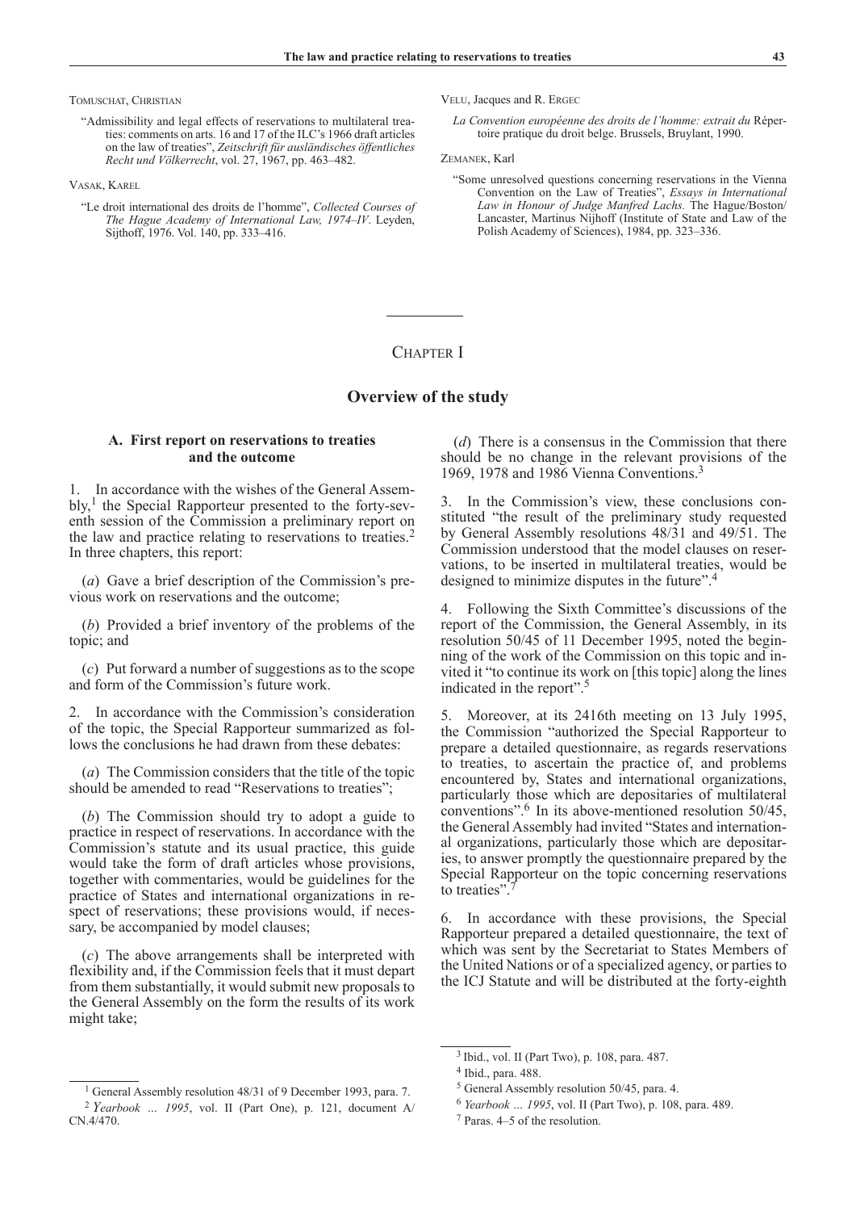TOMUSCHAT, CHRISTIAN

"Admissibility and legal effects of reservations to multilateral treaties: comments on arts. 16 and 17 of the ILC's 1966 draft articles on the law of treaties", *Zeitschrift für ausländisches öffentliches Recht und Völkerrecht*, vol. 27, 1967, pp. 463–482.

VASAK, KAREL

"Le droit international des droits de l'homme", *Collected Courses of The Hague Academy of International Law, 1974–IV*. Leyden, Sijthoff, 1976. Vol. 140, pp. 333–416.

VELU, Jacques and R. ERGEC

*La Convention européenne des droits de l'homme: extrait du* Répertoire pratique du droit belge. Brussels, Bruylant, 1990.

ZEMANEK, Karl

"Some unresolved questions concerning reservations in the Vienna Convention on the Law of Treaties", *Essays in International Law in Honour of Judge Manfred Lachs*. The Hague/Boston/Lancaster, Martinus Nijhoff (Institute of State and Law of the Polish Academy of Sciences), 1984, pp. 323–336.

# CHAPTER I

# Overview of the study

## A. First report on reservations to treaties and the outcome

1. In accordance with the wishes of the General Assembly,[1] the Special Rapporteur presented to the forty-seventh session of the Commission a preliminary report on the law and practice relating to reservations to treaties.[2] In three chapters, this report:

(*a*) Gave a brief description of the Commission's previous work on reservations and the outcome;

(*b*) Provided a brief inventory of the problems of the topic; and

(*c*) Put forward a number of suggestions as to the scope and form of the Commission's future work.

2. In accordance with the Commission's consideration of the topic, the Special Rapporteur summarized as follows the conclusions he had drawn from these debates:

(*a*) The Commission considers that the title of the topic should be amended to read "Reservations to treaties";

(*b*) The Commission should try to adopt a guide to practice in respect of reservations. In accordance with the Commission's statute and its usual practice, this guide would take the form of draft articles whose provisions, together with commentaries, would be guidelines for the practice of States and international organizations in respect of reservations; these provisions would, if necessary, be accompanied by model clauses;

(*c*) The above arrangements shall be interpreted with flexibility and, if the Commission feels that it must depart from them substantially, it would submit new proposals to the General Assembly on the form the results of its work might take;

(*d*) There is a consensus in the Commission that there should be no change in the relevant provisions of the 1969, 1978 and 1986 Vienna Conventions.[3]

3. In the Commission's view, these conclusions constituted "the result of the preliminary study requested by General Assembly resolutions 48/31 and 49/51. The Commission understood that the model clauses on reservations, to be inserted in multilateral treaties, would be designed to minimize disputes in the future".[4]

4. Following the Sixth Committee's discussions of the report of the Commission, the General Assembly, in its resolution 50/45 of 11 December 1995, noted the beginning of the work of the Commission on this topic and invited it "to continue its work on [this topic] along the lines indicated in the report".[5]

5. Moreover, at its 2416th meeting on 13 July 1995, the Commission "authorized the Special Rapporteur to prepare a detailed questionnaire, as regards reservations to treaties, to ascertain the practice of, and problems encountered by, States and international organizations, particularly those which are depositaries of multilateral conventions".[6] In its above-mentioned resolution 50/45, the General Assembly had invited "States and international organizations, particularly those which are depositaries, to answer promptly the questionnaire prepared by the Special Rapporteur on the topic concerning reservations to treaties".[7]

6. In accordance with these provisions, the Special Rapporteur prepared a detailed questionnaire, the text of which was sent by the Secretariat to States Members of the United Nations or of a specialized agency, or parties to the ICJ Statute and will be distributed at the forty-eighth

[1] General Assembly resolution 48/31 of 9 December 1993, para. 7.

[2] *Yearbook ... 1995*, vol. II (Part One), p. 121, document A/CN.4/470.

[3] Ibid., vol. II (Part Two), p. 108, para. 487.

[4] Ibid., para. 488.

[5] General Assembly resolution 50/45, para. 4.

[6] *Yearbook ... 1995*, vol. II (Part Two), p. 108, para. 489.

[7] Paras. 4–5 of the resolution.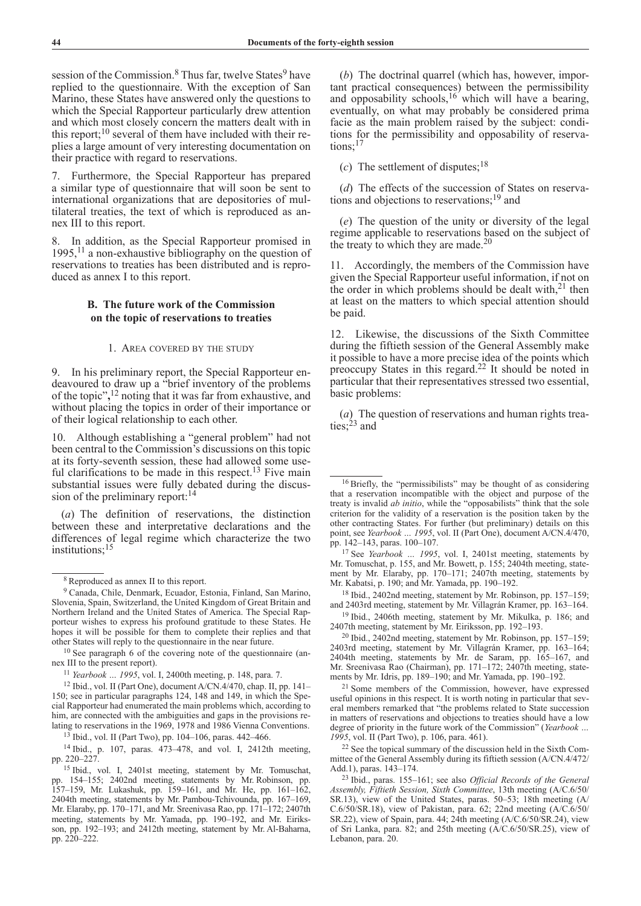session of the Commission.[8] Thus far, twelve States[9] have replied to the questionnaire. With the exception of San Marino, these States have answered only the questions to which the Special Rapporteur particularly drew attention and which most closely concern the matters dealt with in this report;[10] several of them have included with their replies a large amount of very interesting documentation on their practice with regard to reservations.

7. Furthermore, the Special Rapporteur has prepared a similar type of questionnaire that will soon be sent to international organizations that are depositories of multilateral treaties, the text of which is reproduced as annex III to this report.

8. In addition, as the Special Rapporteur promised in 1995,[11] a non-exhaustive bibliography on the question of reservations to treaties has been distributed and is reproduced as annex I to this report.

## B. The future work of the Commission on the topic of reservations to treaties

### 1. Area covered by the study

9. In his preliminary report, the Special Rapporteur endeavoured to draw up a "brief inventory of the problems of the topic",[12] noting that it was far from exhaustive, and without placing the topics in order of their importance or of their logical relationship to each other.

10. Although establishing a "general problem" had not been central to the Commission's discussions on this topic at its forty-seventh session, these had allowed some useful clarifications to be made in this respect.[13] Five main substantial issues were fully debated during the discussion of the preliminary report:[14]

(*a*) The definition of reservations, the distinction between these and interpretative declarations and the differences of legal regime which characterize the two institutions;[15]

(*b*) The doctrinal quarrel (which has, however, important practical consequences) between the permissibility and opposability schools,[16] which will have a bearing, eventually, on what may probably be considered prima facie as the main problem raised by the subject: conditions for the permissibility and opposability of reservations;[17]

(*c*) The settlement of disputes;[18]

(*d*) The effects of the succession of States on reservations and objections to reservations;[19] and

(*e*) The question of the unity or diversity of the legal regime applicable to reservations based on the subject of the treaty to which they are made.[20]

11. Accordingly, the members of the Commission have given the Special Rapporteur useful information, if not on the order in which problems should be dealt with,[21] then at least on the matters to which special attention should be paid.

12. Likewise, the discussions of the Sixth Committee during the fiftieth session of the General Assembly make it possible to have a more precise idea of the points which preoccupy States in this regard.[22] It should be noted in particular that their representatives stressed two essential, basic problems:

(*a*) The question of reservations and human rights treaties;[23] and

---

[8] Reproduced as annex II to this report.

[9] Canada, Chile, Denmark, Ecuador, Estonia, Finland, San Marino, Slovenia, Spain, Switzerland, the United Kingdom of Great Britain and Northern Ireland and the United States of America. The Special Rapporteur wishes to express his profound gratitude to these States. He hopes it will be possible for them to complete their replies and that other States will reply to the questionnaire in the near future.

[10] See paragraph 6 of the covering note of the questionnaire (annex III to the present report).

[11] *Yearbook ... 1995*, vol. I, 2400th meeting, p. 148, para. 7.

[12] Ibid., vol. II (Part One), document A/CN.4/470, chap. II, pp. 141–150; see in particular paragraphs 124, 148 and 149, in which the Special Rapporteur had enumerated the main problems which, according to him, are connected with the ambiguities and gaps in the provisions relating to reservations in the 1969, 1978 and 1986 Vienna Conventions.

[13] Ibid., vol. II (Part Two), pp. 104–106, paras. 442–466.

[14] Ibid., p. 107, paras. 473–478, and vol. I, 2412th meeting, pp. 220–227.

[15] Ibid., vol. I, 2401st meeting, statement by Mr. Tomuschat, pp. 154–155; 2402nd meeting, statements by Mr. Robinson, pp. 157–159, Mr. Lukashuk, pp. 159–161, and Mr. He, pp. 161–162, 2404th meeting, statements by Mr. Pambou-Tchivounda, pp. 167–169, Mr. Elaraby, pp. 170–171, and Mr. Sreenivasa Rao, pp. 171–172; 2407th meeting, statements by Mr. Yamada, pp. 190–192, and Mr. Eiriksson, pp. 192–193; and 2412th meeting, statement by Mr. Al-Baharna, pp. 220–222.

[16] Briefly, the "permissibilists" may be thought of as considering that a reservation incompatible with the object and purpose of the treaty is invalid *ab initio*, while the "opposabilists" think that the sole criterion for the validity of a reservation is the position taken by the other contracting States. For further (but preliminary) details on this point, see *Yearbook ... 1995*, vol. II (Part One), document A/CN.4/470, pp. 142–143, paras. 100–107.

[17] See *Yearbook ... 1995*, vol. I, 2401st meeting, statements by Mr. Tomuschat, p. 155, and Mr. Bowett, p. 155; 2404th meeting, statement by Mr. Elaraby, pp. 170–171; 2407th meeting, statements by Mr. Kabatsi, p. 190; and Mr. Yamada, pp. 190–192.

[18] Ibid., 2402nd meeting, statement by Mr. Robinson, pp. 157–159; and 2403rd meeting, statement by Mr. Villagrán Kramer, pp. 163–164.

[19] Ibid., 2406th meeting, statement by Mr. Mikulka, p. 186; and 2407th meeting, statement by Mr. Eiriksson, pp. 192–193.

[20] Ibid., 2402nd meeting, statement by Mr. Robinson, pp. 157–159; 2403rd meeting, statement by Mr. Villagrán Kramer, pp. 163–164; 2404th meeting, statements by Mr. de Saram, pp. 165–167, and Mr. Sreenivasa Rao (Chairman), pp. 171–172; 2407th meeting, statements by Mr. Idris, pp. 189–190; and Mr. Yamada, pp. 190–192.

[21] Some members of the Commission, however, have expressed useful opinions in this respect. It is worth noting in particular that several members remarked that "the problems related to State succession in matters of reservations and objections to treaties should have a low degree of priority in the future work of the Commission" (*Yearbook ... 1995*, vol. II (Part Two), p. 106, para. 461).

[22] See the topical summary of the discussion held in the Sixth Committee of the General Assembly during its fiftieth session (A/CN.4/472/Add.1), paras. 143–174.

[23] Ibid., paras. 155–161; see also *Official Records of the General Assembly, Fiftieth Session, Sixth Committee*, 13th meeting (A/C.6/50/SR.13), view of the United States, paras. 50–53; 18th meeting (A/C.6/50/SR.18), view of Pakistan, para. 62; 22nd meeting (A/C.6/50/SR.22), view of Spain, para. 44; 24th meeting (A/C.6/50/SR.24), view of Sri Lanka, para. 82; and 25th meeting (A/C.6/50/SR.25), view of Lebanon, para. 20.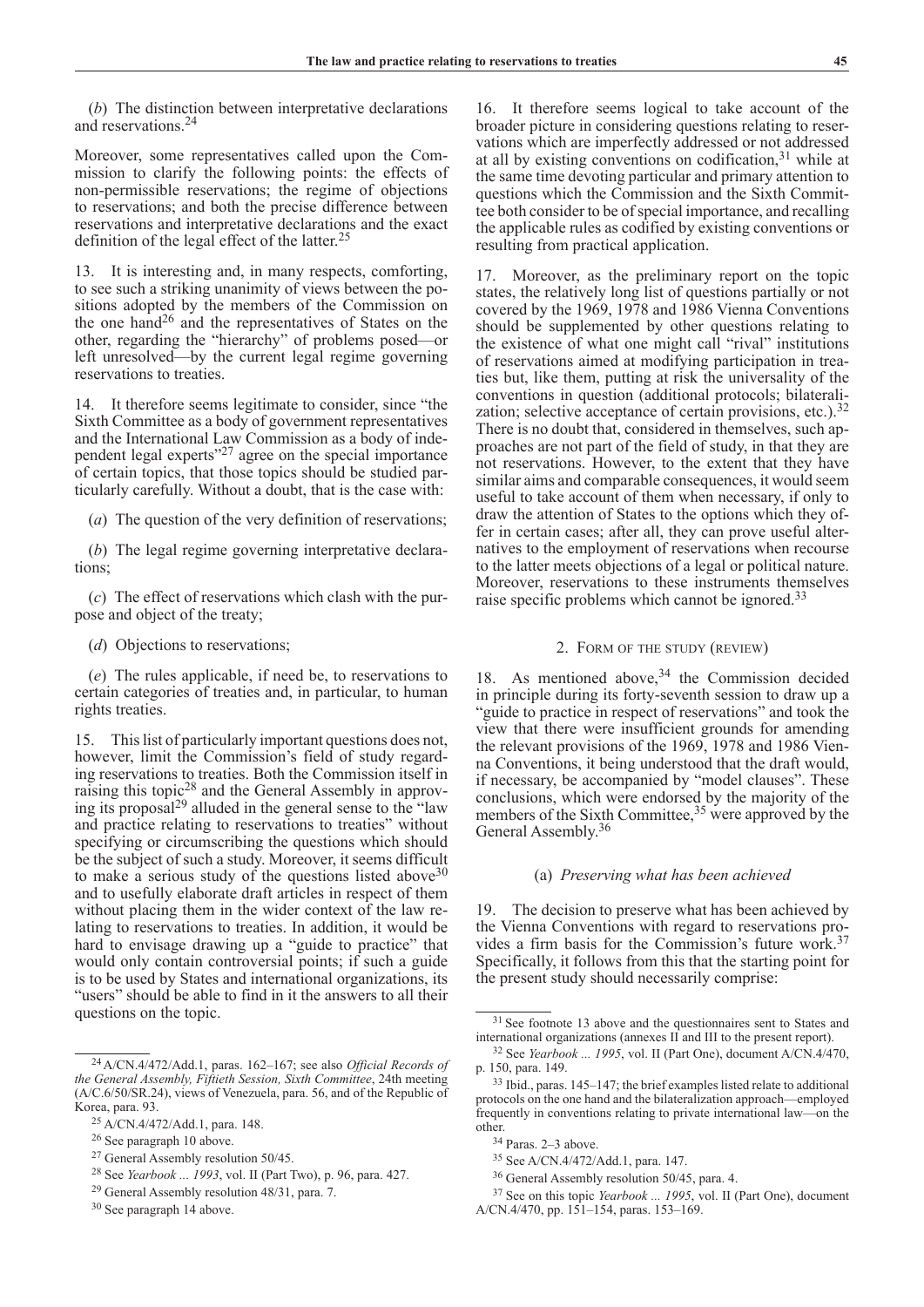(*b*) The distinction between interpretative declarations and reservations.[24]

Moreover, some representatives called upon the Commission to clarify the following points: the effects of non-permissible reservations; the regime of objections to reservations; and both the precise difference between reservations and interpretative declarations and the exact definition of the legal effect of the latter.[25]

13. It is interesting and, in many respects, comforting, to see such a striking unanimity of views between the positions adopted by the members of the Commission on the one hand[26] and the representatives of States on the other, regarding the "hierarchy" of problems posed—or left unresolved—by the current legal regime governing reservations to treaties.

14. It therefore seems legitimate to consider, since "the Sixth Committee as a body of government representatives and the International Law Commission as a body of independent legal experts"[27] agree on the special importance of certain topics, that those topics should be studied particularly carefully. Without a doubt, that is the case with:

(*a*) The question of the very definition of reservations;

(*b*) The legal regime governing interpretative declarations;

(*c*) The effect of reservations which clash with the purpose and object of the treaty;

(*d*) Objections to reservations;

(*e*) The rules applicable, if need be, to reservations to certain categories of treaties and, in particular, to human rights treaties.

15. This list of particularly important questions does not, however, limit the Commission's field of study regarding reservations to treaties. Both the Commission itself in raising this topic[28] and the General Assembly in approving its proposal[29] alluded in the general sense to the "law and practice relating to reservations to treaties" without specifying or circumscribing the questions which should be the subject of such a study. Moreover, it seems difficult to make a serious study of the questions listed above[30] and to usefully elaborate draft articles in respect of them without placing them in the wider context of the law relating to reservations to treaties. In addition, it would be hard to envisage drawing up a "guide to practice" that would only contain controversial points; if such a guide is to be used by States and international organizations, its "users" should be able to find in it the answers to all their questions on the topic.

16. It therefore seems logical to take account of the broader picture in considering questions relating to reservations which are imperfectly addressed or not addressed at all by existing conventions on codification,[31] while at the same time devoting particular and primary attention to questions which the Commission and the Sixth Committee both consider to be of special importance, and recalling the applicable rules as codified by existing conventions or resulting from practical application.

17. Moreover, as the preliminary report on the topic states, the relatively long list of questions partially or not covered by the 1969, 1978 and 1986 Vienna Conventions should be supplemented by other questions relating to the existence of what one might call "rival" institutions of reservations aimed at modifying participation in treaties but, like them, putting at risk the universality of the conventions in question (additional protocols; bilateralization; selective acceptance of certain provisions, etc.).[32] There is no doubt that, considered in themselves, such approaches are not part of the field of study, in that they are not reservations. However, to the extent that they have similar aims and comparable consequences, it would seem useful to take account of them when necessary, if only to draw the attention of States to the options which they offer in certain cases; after all, they can prove useful alternatives to the employment of reservations when recourse to the latter meets objections of a legal or political nature. Moreover, reservations to these instruments themselves raise specific problems which cannot be ignored.[33]

## 2. Form of the study (review)

18. As mentioned above,[34] the Commission decided in principle during its forty-seventh session to draw up a "guide to practice in respect of reservations" and took the view that there were insufficient grounds for amending the relevant provisions of the 1969, 1978 and 1986 Vienna Conventions, it being understood that the draft would, if necessary, be accompanied by "model clauses". These conclusions, which were endorsed by the majority of the members of the Sixth Committee,[35] were approved by the General Assembly.[36]

### (a) *Preserving what has been achieved*

19. The decision to preserve what has been achieved by the Vienna Conventions with regard to reservations provides a firm basis for the Commission's future work.[37] Specifically, it follows from this that the starting point for the present study should necessarily comprise:

---

[24] A/CN.4/472/Add.1, paras. 162–167; see also *Official Records of the General Assembly, Fiftieth Session, Sixth Committee*, 24th meeting (A/C.6/50/SR.24), views of Venezuela, para. 56, and of the Republic of Korea, para. 93.

[25] A/CN.4/472/Add.1, para. 148.

[26] See paragraph 10 above.

[27] General Assembly resolution 50/45.

[28] See *Yearbook ... 1993*, vol. II (Part Two), p. 96, para. 427.

[29] General Assembly resolution 48/31, para. 7.

[30] See paragraph 14 above.

[31] See footnote 13 above and the questionnaires sent to States and international organizations (annexes II and III to the present report).

[32] See *Yearbook ... 1995*, vol. II (Part One), document A/CN.4/470, p. 150, para. 149.

[33] Ibid., paras. 145–147; the brief examples listed relate to additional protocols on the one hand and the bilateralization approach—employed frequently in conventions relating to private international law—on the other.

[34] Paras. 2–3 above.

[35] See A/CN.4/472/Add.1, para. 147.

[36] General Assembly resolution 50/45, para. 4.

[37] See on this topic *Yearbook ... 1995*, vol. II (Part One), document A/CN.4/470, pp. 151–154, paras. 153–169.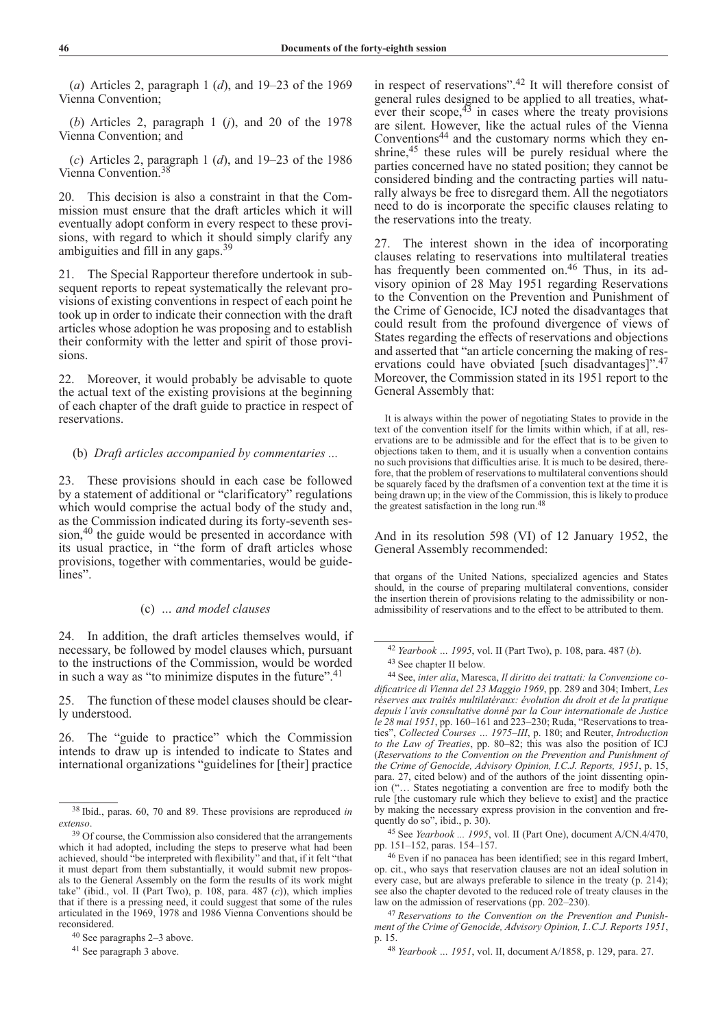(*a*) Articles 2, paragraph 1 (*d*), and 19–23 of the 1969 Vienna Convention;

(*b*) Articles 2, paragraph 1 (*j*), and 20 of the 1978 Vienna Convention; and

(*c*) Articles 2, paragraph 1 (*d*), and 19–23 of the 1986 Vienna Convention.[38]

20. This decision is also a constraint in that the Commission must ensure that the draft articles which it will eventually adopt conform in every respect to these provisions, with regard to which it should simply clarify any ambiguities and fill in any gaps.[39]

21. The Special Rapporteur therefore undertook in subsequent reports to repeat systematically the relevant provisions of existing conventions in respect of each point he took up in order to indicate their connection with the draft articles whose adoption he was proposing and to establish their conformity with the letter and spirit of those provisions.

22. Moreover, it would probably be advisable to quote the actual text of the existing provisions at the beginning of each chapter of the draft guide to practice in respect of reservations.

(b) *Draft articles accompanied by commentaries ...*

23. These provisions should in each case be followed by a statement of additional or "clarificatory" regulations which would comprise the actual body of the study and, as the Commission indicated during its forty-seventh session,[40] the guide would be presented in accordance with its usual practice, in "the form of draft articles whose provisions, together with commentaries, would be guidelines".

(c) *... and model clauses*

24. In addition, the draft articles themselves would, if necessary, be followed by model clauses which, pursuant to the instructions of the Commission, would be worded in such a way as "to minimize disputes in the future".[41]

25. The function of these model clauses should be clearly understood.

26. The "guide to practice" which the Commission intends to draw up is intended to indicate to States and international organizations "guidelines for [their] practice in respect of reservations".[42] It will therefore consist of general rules designed to be applied to all treaties, whatever their scope,[43] in cases where the treaty provisions are silent. However, like the actual rules of the Vienna Conventions[44] and the customary norms which they enshrine,[45] these rules will be purely residual where the parties concerned have no stated position; they cannot be considered binding and the contracting parties will naturally always be free to disregard them. All the negotiators need to do is incorporate the specific clauses relating to the reservations into the treaty.

27. The interest shown in the idea of incorporating clauses relating to reservations into multilateral treaties has frequently been commented on.[46] Thus, in its advisory opinion of 28 May 1951 regarding Reservations to the Convention on the Prevention and Punishment of the Crime of Genocide, ICJ noted the disadvantages that could result from the profound divergence of views of States regarding the effects of reservations and objections and asserted that "an article concerning the making of reservations could have obviated [such disadvantages]".[47] Moreover, the Commission stated in its 1951 report to the General Assembly that:

> It is always within the power of negotiating States to provide in the text of the convention itself for the limits within which, if at all, reservations are to be admissible and for the effect that is to be given to objections taken to them, and it is usually when a convention contains no such provisions that difficulties arise. It is much to be desired, therefore, that the problem of reservations to multilateral conventions should be squarely faced by the draftsmen of a convention text at the time it is being drawn up; in the view of the Commission, this is likely to produce the greatest satisfaction in the long run.[48]

And in its resolution 598 (VI) of 12 January 1952, the General Assembly recommended:

> that organs of the United Nations, specialized agencies and States should, in the course of preparing multilateral conventions, consider the insertion therein of provisions relating to the admissibility or non-admissibility of reservations and to the effect to be attributed to them.

---

[38] Ibid., paras. 60, 70 and 89. These provisions are reproduced *in extenso*.

[39] Of course, the Commission also considered that the arrangements which it had adopted, including the steps to preserve what had been achieved, should "be interpreted with flexibility" and that, if it felt "that it must depart from them substantially, it would submit new proposals to the General Assembly on the form the results of its work might take" (ibid., vol. II (Part Two), p. 108, para. 487 (*c*)), which implies that if there is a pressing need, it could suggest that some of the rules articulated in the 1969, 1978 and 1986 Vienna Conventions should be reconsidered.

[40] See paragraphs 2–3 above.

[41] See paragraph 3 above.

[42] *Yearbook ... 1995*, vol. II (Part Two), p. 108, para. 487 (*b*).

[43] See chapter II below.

[44] See, *inter alia*, Maresca, *Il diritto dei trattati: la Convenzione codificatrice di Vienna del 23 Maggio 1969*, pp. 289 and 304; Imbert, *Les réserves aux traités multilatéraux: évolution du droit et de la pratique depuis l'avis consultatif donné par la Cour internationale de Justice le 28 mai 1951*, pp. 160–161 and 223–230; Ruda, "Reservations to treaties", *Collected Courses ... 1975–III*, p. 180; and Reuter, *Introduction to the Law of Treaties*, pp. 80–82; this was also the position of ICJ (*Reservations to the Convention on the Prevention and Punishment of the Crime of Genocide, Advisory Opinion, I.C.J. Reports, 1951*, p. 15, para. 27, cited below) and of the authors of the joint dissenting opinion ("… States negotiating a convention are free to modify both the rule [the customary rule which they believe to exist] and the practice by making the necessary express provision in the convention and frequently do so", ibid., p. 30).

[45] See *Yearbook ... 1995*, vol. II (Part One), document A/CN.4/470, pp. 151–152, paras. 154–157.

[46] Even if no panacea has been identified; see in this regard Imbert, op. cit., who says that reservation clauses are not an ideal solution in every case, but are always preferable to silence in the treaty (p. 214); see also the chapter devoted to the reduced role of treaty clauses in the law on the admission of reservations (pp. 202–230).

[47] *Reservations to the Convention on the Prevention and Punishment of the Crime of Genocide, Advisory Opinion, I..C.J. Reports 1951*, p. 15.

[48] *Yearbook ... 1951*, vol. II, document A/1858, p. 129, para. 27.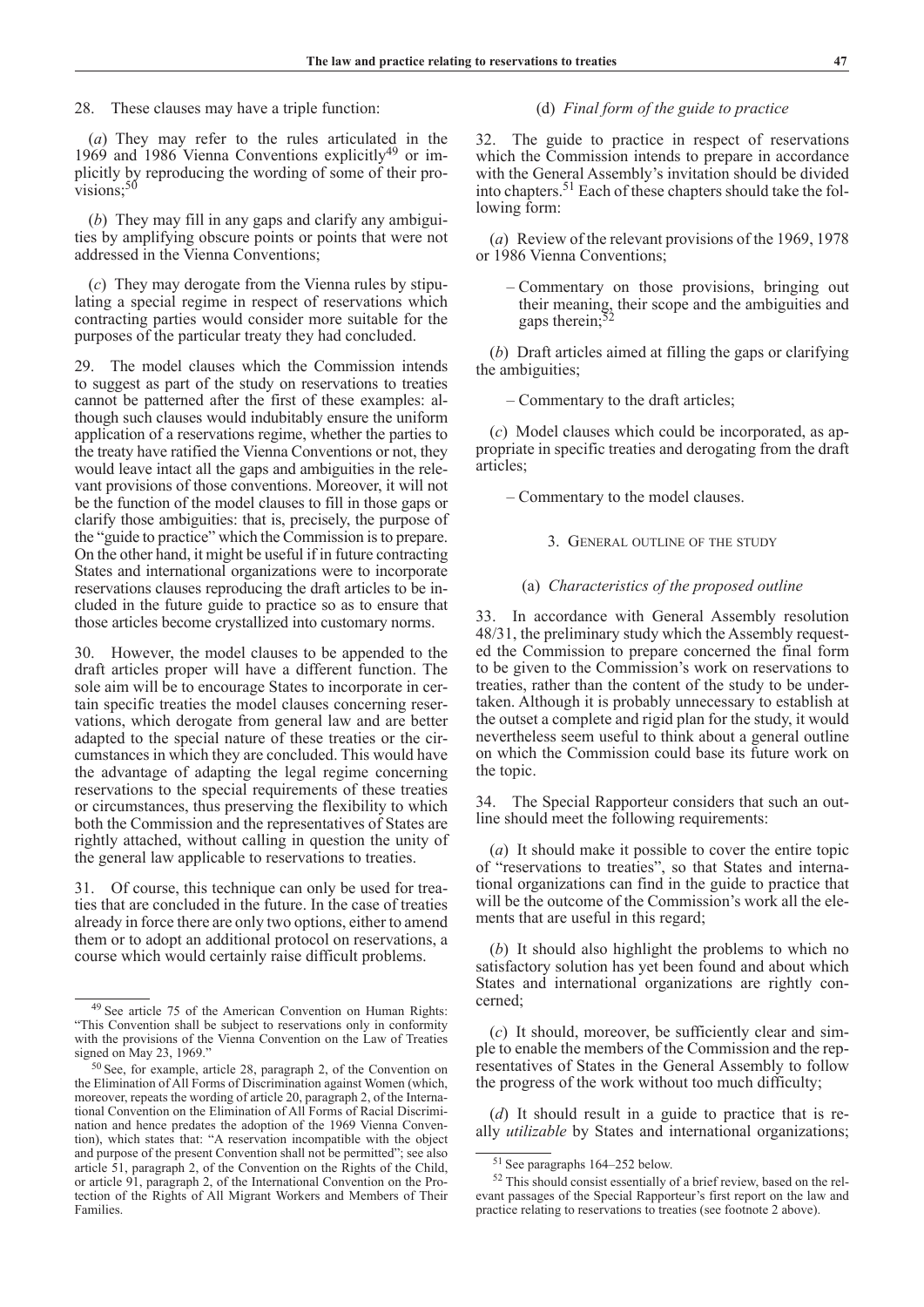28. These clauses may have a triple function:

(*a*) They may refer to the rules articulated in the 1969 and 1986 Vienna Conventions explicitly[49] or implicitly by reproducing the wording of some of their provisions;[50]

(*b*) They may fill in any gaps and clarify any ambiguities by amplifying obscure points or points that were not addressed in the Vienna Conventions;

(*c*) They may derogate from the Vienna rules by stipulating a special regime in respect of reservations which contracting parties would consider more suitable for the purposes of the particular treaty they had concluded.

29. The model clauses which the Commission intends to suggest as part of the study on reservations to treaties cannot be patterned after the first of these examples: although such clauses would indubitably ensure the uniform application of a reservations regime, whether the parties to the treaty have ratified the Vienna Conventions or not, they would leave intact all the gaps and ambiguities in the relevant provisions of those conventions. Moreover, it will not be the function of the model clauses to fill in those gaps or clarify those ambiguities: that is, precisely, the purpose of the "guide to practice" which the Commission is to prepare. On the other hand, it might be useful if in future contracting States and international organizations were to incorporate reservations clauses reproducing the draft articles to be included in the future guide to practice so as to ensure that those articles become crystallized into customary norms.

30. However, the model clauses to be appended to the draft articles proper will have a different function. The sole aim will be to encourage States to incorporate in certain specific treaties the model clauses concerning reservations, which derogate from general law and are better adapted to the special nature of these treaties or the circumstances in which they are concluded. This would have the advantage of adapting the legal regime concerning reservations to the special requirements of these treaties or circumstances, thus preserving the flexibility to which both the Commission and the representatives of States are rightly attached, without calling in question the unity of the general law applicable to reservations to treaties.

31. Of course, this technique can only be used for treaties that are concluded in the future. In the case of treaties already in force there are only two options, either to amend them or to adopt an additional protocol on reservations, a course which would certainly raise difficult problems.

#### (d) *Final form of the guide to practice*

32. The guide to practice in respect of reservations which the Commission intends to prepare in accordance with the General Assembly's invitation should be divided into chapters.[51] Each of these chapters should take the following form:

(*a*) Review of the relevant provisions of the 1969, 1978 or 1986 Vienna Conventions;

– Commentary on those provisions, bringing out their meaning, their scope and the ambiguities and gaps therein;[52]

(*b*) Draft articles aimed at filling the gaps or clarifying the ambiguities;

– Commentary to the draft articles;

(*c*) Model clauses which could be incorporated, as appropriate in specific treaties and derogating from the draft articles;

– Commentary to the model clauses.

### 3. General outline of the study

#### (a) *Characteristics of the proposed outline*

33. In accordance with General Assembly resolution 48/31, the preliminary study which the Assembly requested the Commission to prepare concerned the final form to be given to the Commission's work on reservations to treaties, rather than the content of the study to be undertaken. Although it is probably unnecessary to establish at the outset a complete and rigid plan for the study, it would nevertheless seem useful to think about a general outline on which the Commission could base its future work on the topic.

34. The Special Rapporteur considers that such an outline should meet the following requirements:

(*a*) It should make it possible to cover the entire topic of "reservations to treaties", so that States and international organizations can find in the guide to practice that will be the outcome of the Commission's work all the elements that are useful in this regard;

(*b*) It should also highlight the problems to which no satisfactory solution has yet been found and about which States and international organizations are rightly concerned;

(*c*) It should, moreover, be sufficiently clear and simple to enable the members of the Commission and the representatives of States in the General Assembly to follow the progress of the work without too much difficulty;

(*d*) It should result in a guide to practice that is really *utilizable* by States and international organizations;

---

[49] See article 75 of the American Convention on Human Rights: "This Convention shall be subject to reservations only in conformity with the provisions of the Vienna Convention on the Law of Treaties signed on May 23, 1969."

[50] See, for example, article 28, paragraph 2, of the Convention on the Elimination of All Forms of Discrimination against Women (which, moreover, repeats the wording of article 20, paragraph 2, of the International Convention on the Elimination of All Forms of Racial Discrimination and hence predates the adoption of the 1969 Vienna Convention), which states that: "A reservation incompatible with the object and purpose of the present Convention shall not be permitted"; see also article 51, paragraph 2, of the Convention on the Rights of the Child, or article 91, paragraph 2, of the International Convention on the Protection of the Rights of All Migrant Workers and Members of Their Families.

[51] See paragraphs 164–252 below.

[52] This should consist essentially of a brief review, based on the relevant passages of the Special Rapporteur's first report on the law and practice relating to reservations to treaties (see footnote 2 above).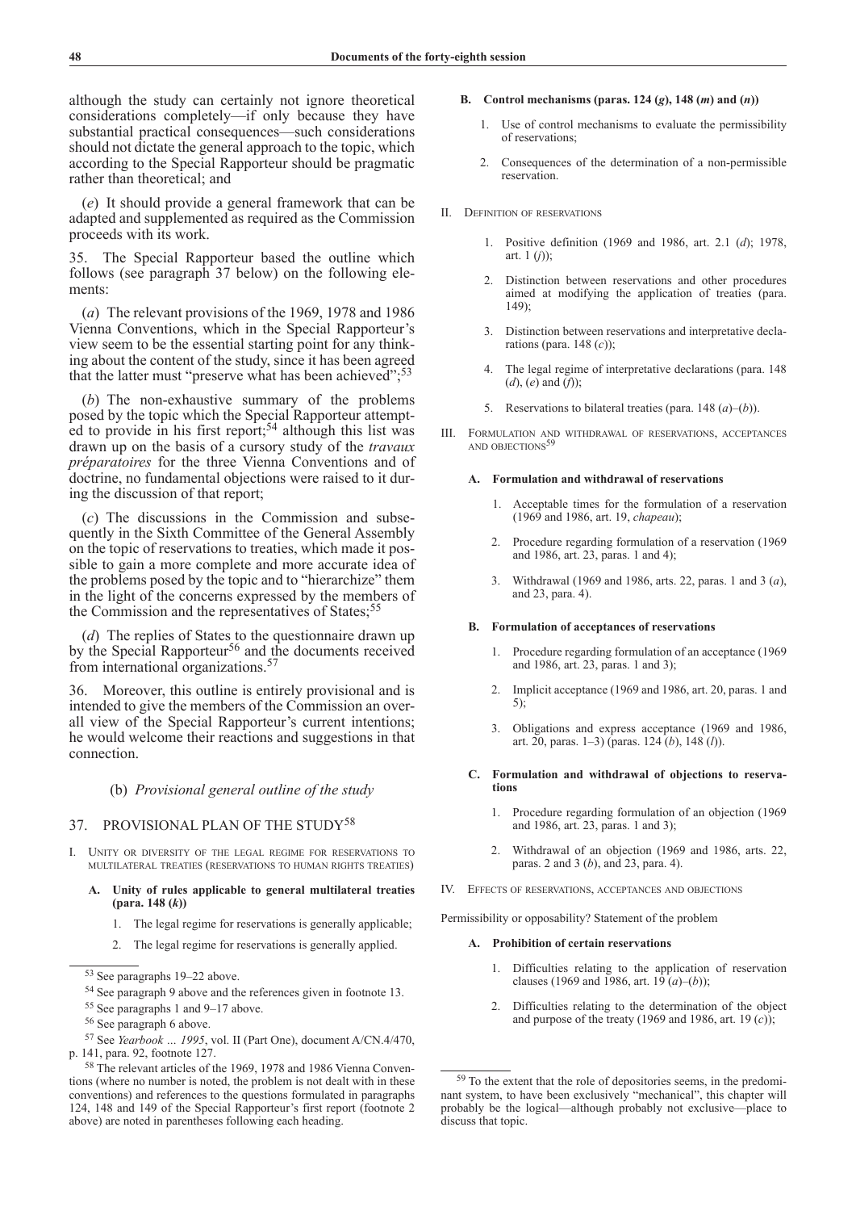although the study can certainly not ignore theoretical considerations completely—if only because they have substantial practical consequences—such considerations should not dictate the general approach to the topic, which according to the Special Rapporteur should be pragmatic rather than theoretical; and

(*e*) It should provide a general framework that can be adapted and supplemented as required as the Commission proceeds with its work.

35. The Special Rapporteur based the outline which follows (see paragraph 37 below) on the following elements:

(*a*) The relevant provisions of the 1969, 1978 and 1986 Vienna Conventions, which in the Special Rapporteur's view seem to be the essential starting point for any thinking about the content of the study, since it has been agreed that the latter must "preserve what has been achieved";[53]

(*b*) The non-exhaustive summary of the problems posed by the topic which the Special Rapporteur attempted to provide in his first report;[54] although this list was drawn up on the basis of a cursory study of the *travaux préparatoires* for the three Vienna Conventions and of doctrine, no fundamental objections were raised to it during the discussion of that report;

(*c*) The discussions in the Commission and subsequently in the Sixth Committee of the General Assembly on the topic of reservations to treaties, which made it possible to gain a more complete and more accurate idea of the problems posed by the topic and to "hierarchize" them in the light of the concerns expressed by the members of the Commission and the representatives of States;[55]

(*d*) The replies of States to the questionnaire drawn up by the Special Rapporteur[56] and the documents received from international organizations.[57]

36. Moreover, this outline is entirely provisional and is intended to give the members of the Commission an overall view of the Special Rapporteur's current intentions; he would welcome their reactions and suggestions in that connection.

### (b) *Provisional general outline of the study*

### 37. PROVISIONAL PLAN OF THE STUDY[58]

I. UNITY OR DIVERSITY OF THE LEGAL REGIME FOR RESERVATIONS TO MULTILATERAL TREATIES (RESERVATIONS TO HUMAN RIGHTS TREATIES)

**A. Unity of rules applicable to general multilateral treaties (para. 148 (*k*))**

1. The legal regime for reservations is generally applicable;
2. The legal regime for reservations is generally applied.

**B. Control mechanisms (paras. 124 (*g*), 148 (*m*) and (*n*))**

1. Use of control mechanisms to evaluate the permissibility of reservations;
2. Consequences of the determination of a non-permissible reservation.

II. DEFINITION OF RESERVATIONS

1. Positive definition (1969 and 1986, art. 2.1 (*d*); 1978, art. 1 (*j*));
2. Distinction between reservations and other procedures aimed at modifying the application of treaties (para. 149);
3. Distinction between reservations and interpretative declarations (para. 148 (*c*));
4. The legal regime of interpretative declarations (para. 148 (*d*), (*e*) and (*f*));
5. Reservations to bilateral treaties (para. 148 (*a*)–(*b*)).

III. FORMULATION AND WITHDRAWAL OF RESERVATIONS, ACCEPTANCES AND OBJECTIONS[59]

**A. Formulation and withdrawal of reservations**

1. Acceptable times for the formulation of a reservation (1969 and 1986, art. 19, *chapeau*);
2. Procedure regarding formulation of a reservation (1969 and 1986, art. 23, paras. 1 and 4);
3. Withdrawal (1969 and 1986, arts. 22, paras. 1 and 3 (*a*), and 23, para. 4).

**B. Formulation of acceptances of reservations**

1. Procedure regarding formulation of an acceptance (1969 and 1986, art. 23, paras. 1 and 3);
2. Implicit acceptance (1969 and 1986, art. 20, paras. 1 and 5);
3. Obligations and express acceptance (1969 and 1986, art. 20, paras. 1–3) (paras. 124 (*b*), 148 (*l*)).

**C. Formulation and withdrawal of objections to reservations**

1. Procedure regarding formulation of an objection (1969 and 1986, art. 23, paras. 1 and 3);
2. Withdrawal of an objection (1969 and 1986, arts. 22, paras. 2 and 3 (*b*), and 23, para. 4).

IV. EFFECTS OF RESERVATIONS, ACCEPTANCES AND OBJECTIONS

Permissibility or opposability? Statement of the problem

**A. Prohibition of certain reservations**

1. Difficulties relating to the application of reservation clauses (1969 and 1986, art. 19 (*a*)–(*b*));
2. Difficulties relating to the determination of the object and purpose of the treaty (1969 and 1986, art. 19 (*c*));

---

[53] See paragraphs 19–22 above.

[54] See paragraph 9 above and the references given in footnote 13.

[55] See paragraphs 1 and 9–17 above.

[56] See paragraph 6 above.

[57] See *Yearbook ... 1995*, vol. II (Part One), document A/CN.4/470, p. 141, para. 92, footnote 127.

[58] The relevant articles of the 1969, 1978 and 1986 Vienna Conventions (where no number is noted, the problem is not dealt with in these conventions) and references to the questions formulated in paragraphs 124, 148 and 149 of the Special Rapporteur's first report (footnote 2 above) are noted in parentheses following each heading.

[59] To the extent that the role of depositories seems, in the predominant system, to have been exclusively "mechanical", this chapter will probably be the logical—although probably not exclusive—place to discuss that topic.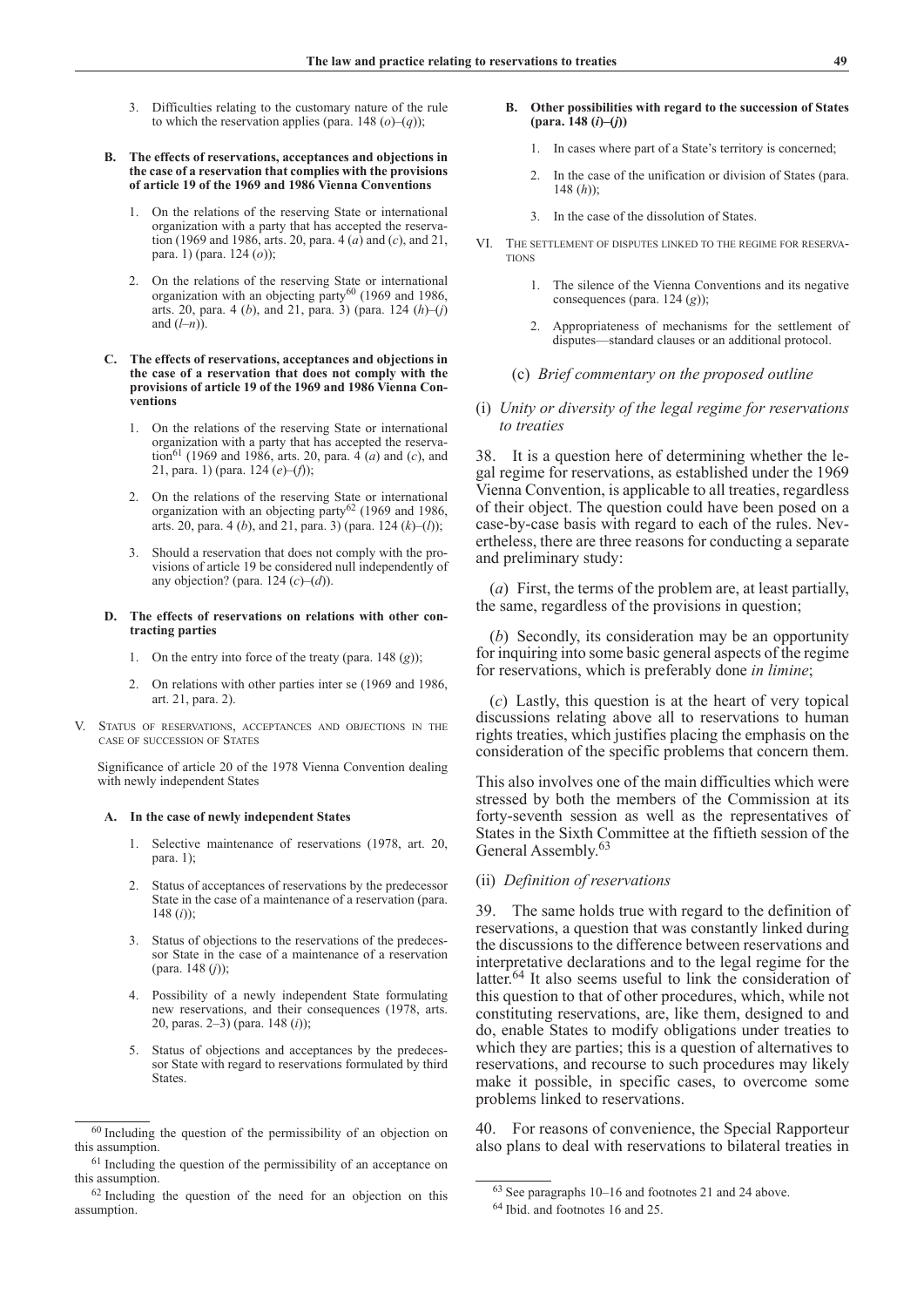3. Difficulties relating to the customary nature of the rule to which the reservation applies (para. 148 (*o*)–(*q*));

**B. The effects of reservations, acceptances and objections in the case of a reservation that complies with the provisions of article 19 of the 1969 and 1986 Vienna Conventions**

1. On the relations of the reserving State or international organization with a party that has accepted the reservation (1969 and 1986, arts. 20, para. 4 (*a*) and (*c*), and 21, para. 1) (para. 124 (*o*));

2. On the relations of the reserving State or international organization with an objecting party[60] (1969 and 1986, arts. 20, para. 4 (*b*), and 21, para. 3) (para. 124 (*h*)–(*j*) and (*l*–*n*)).

**C. The effects of reservations, acceptances and objections in the case of a reservation that does not comply with the provisions of article 19 of the 1969 and 1986 Vienna Conventions**

1. On the relations of the reserving State or international organization with a party that has accepted the reservation[61] (1969 and 1986, arts. 20, para. 4 (*a*) and (*c*), and 21, para. 1) (para. 124 (*e*)–(*f*));

2. On the relations of the reserving State or international organization with an objecting party[62] (1969 and 1986, arts. 20, para. 4 (*b*), and 21, para. 3) (para. 124 (*k*)–(*l*));

3. Should a reservation that does not comply with the provisions of article 19 be considered null independently of any objection? (para. 124 (*c*)–(*d*)).

**D. The effects of reservations on relations with other contracting parties**

1. On the entry into force of the treaty (para. 148 (*g*));

2. On relations with other parties inter se (1969 and 1986, art. 21, para. 2).

V. Status of reservations, acceptances and objections in the case of succession of States

Significance of article 20 of the 1978 Vienna Convention dealing with newly independent States

**A. In the case of newly independent States**

1. Selective maintenance of reservations (1978, art. 20, para. 1);

2. Status of acceptances of reservations by the predecessor State in the case of a maintenance of a reservation (para. 148 (*i*));

3. Status of objections to the reservations of the predecessor State in the case of a maintenance of a reservation (para. 148 (*j*));

4. Possibility of a newly independent State formulating new reservations, and their consequences (1978, arts. 20, paras. 2–3) (para. 148 (*i*));

5. Status of objections and acceptances by the predecessor State with regard to reservations formulated by third States.

**B. Other possibilities with regard to the succession of States (para. 148 (*i*)–(*j*))**

1. In cases where part of a State's territory is concerned;

2. In the case of the unification or division of States (para. 148 (*h*));

3. In the case of the dissolution of States.

VI. The settlement of disputes linked to the regime for reservations

1. The silence of the Vienna Conventions and its negative consequences (para. 124 (*g*));

2. Appropriateness of mechanisms for the settlement of disputes—standard clauses or an additional protocol.

(c) *Brief commentary on the proposed outline*

(i) *Unity or diversity of the legal regime for reservations to treaties*

38. It is a question here of determining whether the legal regime for reservations, as established under the 1969 Vienna Convention, is applicable to all treaties, regardless of their object. The question could have been posed on a case-by-case basis with regard to each of the rules. Nevertheless, there are three reasons for conducting a separate and preliminary study:

(*a*) First, the terms of the problem are, at least partially, the same, regardless of the provisions in question;

(*b*) Secondly, its consideration may be an opportunity for inquiring into some basic general aspects of the regime for reservations, which is preferably done *in limine*;

(*c*) Lastly, this question is at the heart of very topical discussions relating above all to reservations to human rights treaties, which justifies placing the emphasis on the consideration of the specific problems that concern them.

This also involves one of the main difficulties which were stressed by both the members of the Commission at its forty-seventh session as well as the representatives of States in the Sixth Committee at the fiftieth session of the General Assembly.[63]

(ii) *Definition of reservations*

39. The same holds true with regard to the definition of reservations, a question that was constantly linked during the discussions to the difference between reservations and interpretative declarations and to the legal regime for the latter.[64] It also seems useful to link the consideration of this question to that of other procedures, which, while not constituting reservations, are, like them, designed to and do, enable States to modify obligations under treaties to which they are parties; this is a question of alternatives to reservations, and recourse to such procedures may likely make it possible, in specific cases, to overcome some problems linked to reservations.

40. For reasons of convenience, the Special Rapporteur also plans to deal with reservations to bilateral treaties in

---

[60] Including the question of the permissibility of an objection on this assumption.

[61] Including the question of the permissibility of an acceptance on this assumption.

[62] Including the question of the need for an objection on this assumption.

[63] See paragraphs 10–16 and footnotes 21 and 24 above.

[64] Ibid. and footnotes 16 and 25.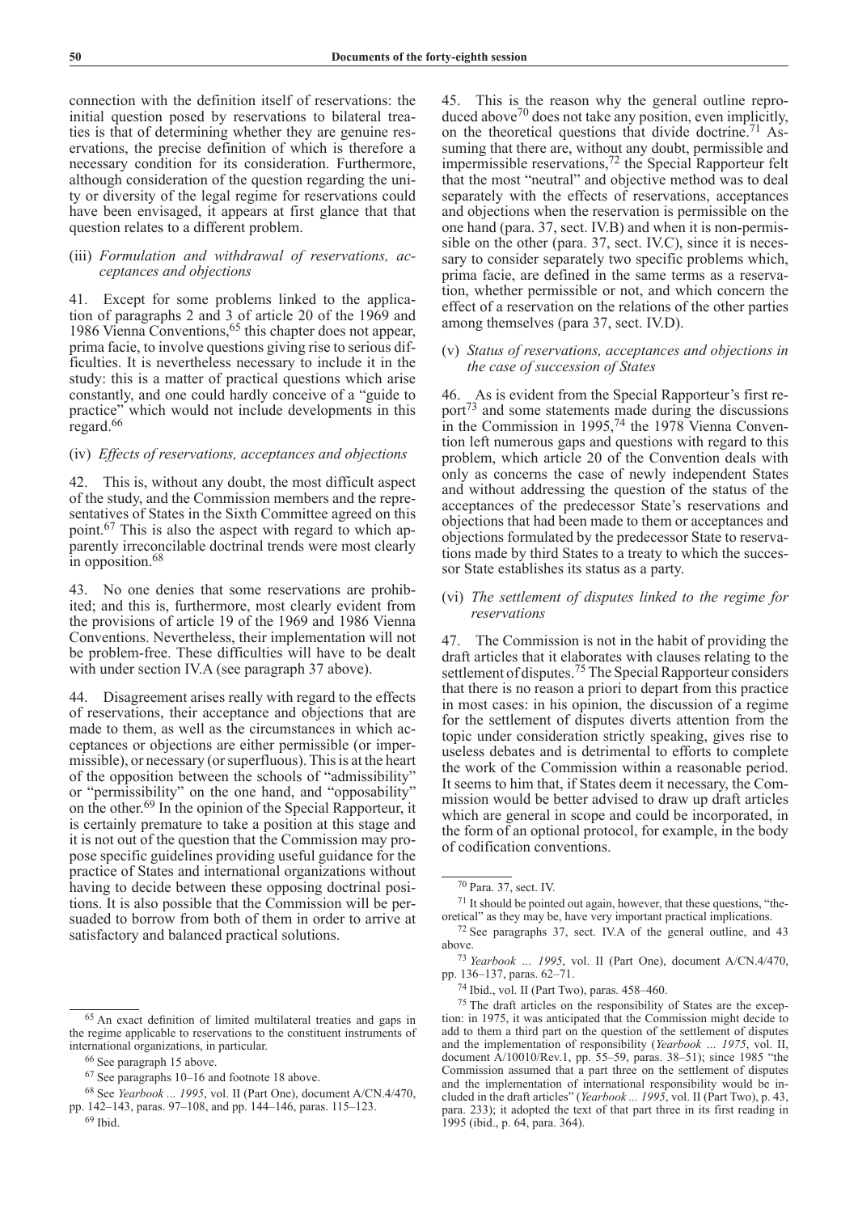connection with the definition itself of reservations: the initial question posed by reservations to bilateral treaties is that of determining whether they are genuine reservations, the precise definition of which is therefore a necessary condition for its consideration. Furthermore, although consideration of the question regarding the unity or diversity of the legal regime for reservations could have been envisaged, it appears at first glance that that question relates to a different problem.

(iii) *Formulation and withdrawal of reservations, acceptances and objections*

41. Except for some problems linked to the application of paragraphs 2 and 3 of article 20 of the 1969 and 1986 Vienna Conventions,[65] this chapter does not appear, prima facie, to involve questions giving rise to serious difficulties. It is nevertheless necessary to include it in the study: this is a matter of practical questions which arise constantly, and one could hardly conceive of a "guide to practice" which would not include developments in this regard.[66]

(iv) *Effects of reservations, acceptances and objections*

42. This is, without any doubt, the most difficult aspect of the study, and the Commission members and the representatives of States in the Sixth Committee agreed on this point.[67] This is also the aspect with regard to which apparently irreconcilable doctrinal trends were most clearly in opposition.[68]

43. No one denies that some reservations are prohibited; and this is, furthermore, most clearly evident from the provisions of article 19 of the 1969 and 1986 Vienna Conventions. Nevertheless, their implementation will not be problem-free. These difficulties will have to be dealt with under section IV.A (see paragraph 37 above).

44. Disagreement arises really with regard to the effects of reservations, their acceptance and objections that are made to them, as well as the circumstances in which acceptances or objections are either permissible (or impermissible), or necessary (or superfluous). This is at the heart of the opposition between the schools of "admissibility" or "permissibility" on the one hand, and "opposability" on the other.[69] In the opinion of the Special Rapporteur, it is certainly premature to take a position at this stage and it is not out of the question that the Commission may propose specific guidelines providing useful guidance for the practice of States and international organizations without having to decide between these opposing doctrinal positions. It is also possible that the Commission will be persuaded to borrow from both of them in order to arrive at satisfactory and balanced practical solutions.

45. This is the reason why the general outline reproduced above[70] does not take any position, even implicitly, on the theoretical questions that divide doctrine.[71] Assuming that there are, without any doubt, permissible and impermissible reservations,[72] the Special Rapporteur felt that the most "neutral" and objective method was to deal separately with the effects of reservations, acceptances and objections when the reservation is permissible on the one hand (para. 37, sect. IV.B) and when it is non-permissible on the other (para. 37, sect. IV.C), since it is necessary to consider separately two specific problems which, prima facie, are defined in the same terms as a reservation, whether permissible or not, and which concern the effect of a reservation on the relations of the other parties among themselves (para 37, sect. IV.D).

(v) *Status of reservations, acceptances and objections in the case of succession of States*

46. As is evident from the Special Rapporteur's first report[73] and some statements made during the discussions in the Commission in 1995,[74] the 1978 Vienna Convention left numerous gaps and questions with regard to this problem, which article 20 of the Convention deals with only as concerns the case of newly independent States and without addressing the question of the status of the acceptances of the predecessor State's reservations and objections that had been made to them or acceptances and objections formulated by the predecessor State to reservations made by third States to a treaty to which the successor State establishes its status as a party.

(vi) *The settlement of disputes linked to the regime for reservations*

47. The Commission is not in the habit of providing the draft articles that it elaborates with clauses relating to the settlement of disputes.[75] The Special Rapporteur considers that there is no reason a priori to depart from this practice in most cases: in his opinion, the discussion of a regime for the settlement of disputes diverts attention from the topic under consideration strictly speaking, gives rise to useless debates and is detrimental to efforts to complete the work of the Commission within a reasonable period. It seems to him that, if States deem it necessary, the Commission would be better advised to draw up draft articles which are general in scope and could be incorporated, in the form of an optional protocol, for example, in the body of codification conventions.

---

[65] An exact definition of limited multilateral treaties and gaps in the regime applicable to reservations to the constituent instruments of international organizations, in particular.

[66] See paragraph 15 above.

[67] See paragraphs 10–16 and footnote 18 above.

[68] See *Yearbook ... 1995*, vol. II (Part One), document A/CN.4/470, pp. 142–143, paras. 97–108, and pp. 144–146, paras. 115–123.

[69] Ibid.

[70] Para. 37, sect. IV.

[71] It should be pointed out again, however, that these questions, "theoretical" as they may be, have very important practical implications.

[72] See paragraphs 37, sect. IV.A of the general outline, and 43 above.

[73] *Yearbook ... 1995*, vol. II (Part One), document A/CN.4/470, pp. 136–137, paras. 62–71.

[74] Ibid., vol. II (Part Two), paras. 458–460.

[75] The draft articles on the responsibility of States are the exception: in 1975, it was anticipated that the Commission might decide to add to them a third part on the question of the settlement of disputes and the implementation of responsibility (*Yearbook ... 1975*, vol. II, document A/10010/Rev.1, pp. 55–59, paras. 38–51); since 1985 "the Commission assumed that a part three on the settlement of disputes and the implementation of international responsibility would be included in the draft articles" (*Yearbook ... 1995*, vol. II (Part Two), p. 43, para. 233); it adopted the text of that part three in its first reading in 1995 (ibid., p. 64, para. 364).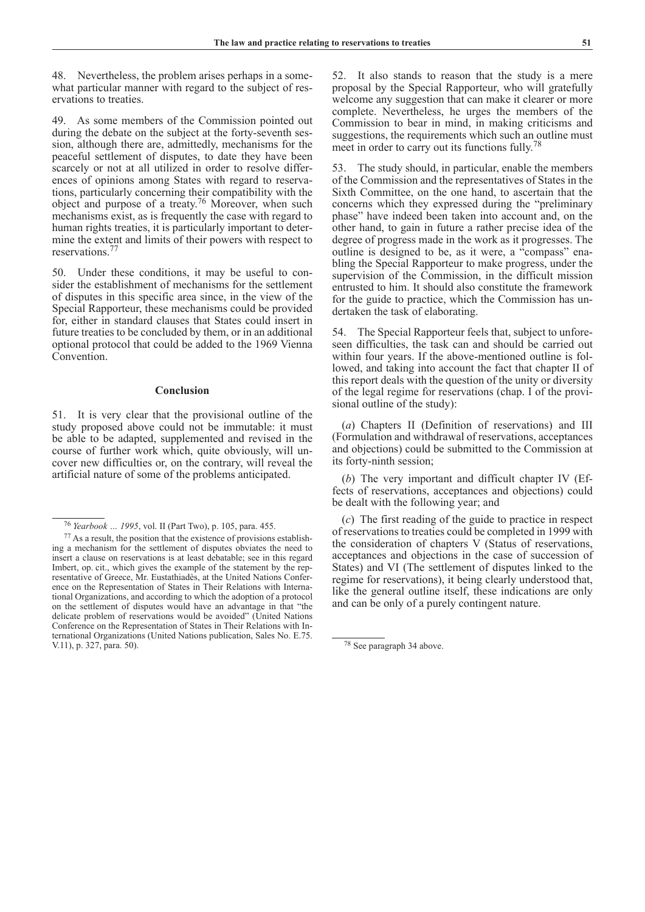48. Nevertheless, the problem arises perhaps in a somewhat particular manner with regard to the subject of reservations to treaties.

49. As some members of the Commission pointed out during the debate on the subject at the forty-seventh session, although there are, admittedly, mechanisms for the peaceful settlement of disputes, to date they have been scarcely or not at all utilized in order to resolve differences of opinions among States with regard to reservations, particularly concerning their compatibility with the object and purpose of a treaty.[76] Moreover, when such mechanisms exist, as is frequently the case with regard to human rights treaties, it is particularly important to determine the extent and limits of their powers with respect to reservations.[77]

50. Under these conditions, it may be useful to consider the establishment of mechanisms for the settlement of disputes in this specific area since, in the view of the Special Rapporteur, these mechanisms could be provided for, either in standard clauses that States could insert in future treaties to be concluded by them, or in an additional optional protocol that could be added to the 1969 Vienna Convention.

## Conclusion

51. It is very clear that the provisional outline of the study proposed above could not be immutable: it must be able to be adapted, supplemented and revised in the course of further work which, quite obviously, will uncover new difficulties or, on the contrary, will reveal the artificial nature of some of the problems anticipated.

52. It also stands to reason that the study is a mere proposal by the Special Rapporteur, who will gratefully welcome any suggestion that can make it clearer or more complete. Nevertheless, he urges the members of the Commission to bear in mind, in making criticisms and suggestions, the requirements which such an outline must meet in order to carry out its functions fully.[78]

53. The study should, in particular, enable the members of the Commission and the representatives of States in the Sixth Committee, on the one hand, to ascertain that the concerns which they expressed during the "preliminary phase" have indeed been taken into account and, on the other hand, to gain in future a rather precise idea of the degree of progress made in the work as it progresses. The outline is designed to be, as it were, a "compass" enabling the Special Rapporteur to make progress, under the supervision of the Commission, in the difficult mission entrusted to him. It should also constitute the framework for the guide to practice, which the Commission has undertaken the task of elaborating.

54. The Special Rapporteur feels that, subject to unforeseen difficulties, the task can and should be carried out within four years. If the above-mentioned outline is followed, and taking into account the fact that chapter II of this report deals with the question of the unity or diversity of the legal regime for reservations (chap. I of the provisional outline of the study):

(*a*) Chapters II (Definition of reservations) and III (Formulation and withdrawal of reservations, acceptances and objections) could be submitted to the Commission at its forty-ninth session;

(*b*) The very important and difficult chapter IV (Effects of reservations, acceptances and objections) could be dealt with the following year; and

(*c*) The first reading of the guide to practice in respect of reservations to treaties could be completed in 1999 with the consideration of chapters V (Status of reservations, acceptances and objections in the case of succession of States) and VI (The settlement of disputes linked to the regime for reservations), it being clearly understood that, like the general outline itself, these indications are only and can be only of a purely contingent nature.

---

[76] *Yearbook ... 1995*, vol. II (Part Two), p. 105, para. 455.

[77] As a result, the position that the existence of provisions establishing a mechanism for the settlement of disputes obviates the need to insert a clause on reservations is at least debatable; see in this regard Imbert, op. cit., which gives the example of the statement by the representative of Greece, Mr. Eustathiadès, at the United Nations Conference on the Representation of States in Their Relations with International Organizations, and according to which the adoption of a protocol on the settlement of disputes would have an advantage in that "the delicate problem of reservations would be avoided" (United Nations Conference on the Representation of States in Their Relations with International Organizations (United Nations publication, Sales No. E.75. V.11), p. 327, para. 50).

[78] See paragraph 34 above.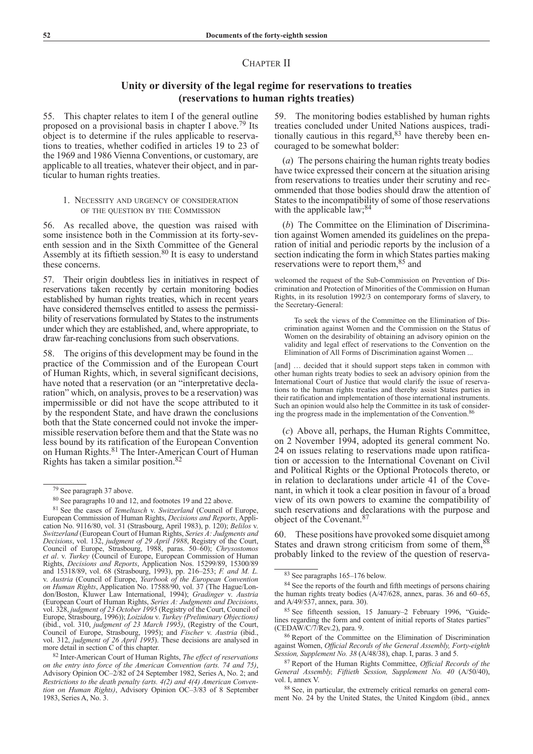## Chapter II

## Unity or diversity of the legal regime for reservations to treaties (reservations to human rights treaties)

55. This chapter relates to item I of the general outline proposed on a provisional basis in chapter I above.[79] Its object is to determine if the rules applicable to reservations to treaties, whether codified in articles 19 to 23 of the 1969 and 1986 Vienna Conventions, or customary, are applicable to all treaties, whatever their object, and in particular to human rights treaties.

### 1. Necessity and urgency of consideration of the question by the Commission

56. As recalled above, the question was raised with some insistence both in the Commission at its forty-seventh session and in the Sixth Committee of the General Assembly at its fiftieth session.[80] It is easy to understand these concerns.

57. Their origin doubtless lies in initiatives in respect of reservations taken recently by certain monitoring bodies established by human rights treaties, which in recent years have considered themselves entitled to assess the permissibility of reservations formulated by States to the instruments under which they are established, and, where appropriate, to draw far-reaching conclusions from such observations.

58. The origins of this development may be found in the practice of the Commission and of the European Court of Human Rights, which, in several significant decisions, have noted that a reservation (or an "interpretative declaration" which, on analysis, proves to be a reservation) was impermissible or did not have the scope attributed to it by the respondent State, and have drawn the conclusions both that the State concerned could not invoke the impermissible reservation before them and that the State was no less bound by its ratification of the European Convention on Human Rights.[81] The Inter-American Court of Human Rights has taken a similar position.[82]

59. The monitoring bodies established by human rights treaties concluded under United Nations auspices, traditionally cautious in this regard,[83] have thereby been encouraged to be somewhat bolder:

(*a*) The persons chairing the human rights treaty bodies have twice expressed their concern at the situation arising from reservations to treaties under their scrutiny and recommended that those bodies should draw the attention of States to the incompatibility of some of those reservations with the applicable law;[84]

(*b*) The Committee on the Elimination of Discrimination against Women amended its guidelines on the preparation of initial and periodic reports by the inclusion of a section indicating the form in which States parties making reservations were to report them,[85] and

> welcomed the request of the Sub-Commission on Prevention of Discrimination and Protection of Minorities of the Commission on Human Rights, in its resolution 1992/3 on contemporary forms of slavery, to the Secretary-General:
>
> To seek the views of the Committee on the Elimination of Discrimination against Women and the Commission on the Status of Women on the desirability of obtaining an advisory opinion on the validity and legal effect of reservations to the Convention on the Elimination of All Forms of Discrimination against Women ...
>
> [and] … decided that it should support steps taken in common with other human rights treaty bodies to seek an advisory opinion from the International Court of Justice that would clarify the issue of reservations to the human rights treaties and thereby assist States parties in their ratification and implementation of those international instruments. Such an opinion would also help the Committee in its task of considering the progress made in the implementation of the Convention.[86]

(*c*) Above all, perhaps, the Human Rights Committee, on 2 November 1994, adopted its general comment No. 24 on issues relating to reservations made upon ratification or accession to the International Covenant on Civil and Political Rights or the Optional Protocols thereto, or in relation to declarations under article 41 of the Covenant, in which it took a clear position in favour of a broad view of its own powers to examine the compatibility of such reservations and declarations with the purpose and object of the Covenant.[87]

60. These positions have provoked some disquiet among States and drawn strong criticism from some of them,[88] probably linked to the review of the question of reserva-

---

[79] See paragraph 37 above.

[80] See paragraphs 10 and 12, and footnotes 19 and 22 above.

[81] See the cases of *Temeltasch* v. *Switzerland* (Council of Europe, European Commission of Human Rights, *Decisions and Reports*, Application No. 9116/80, vol. 31 (Strasbourg, April 1983), p. 120); *Belilos* v. *Switzerland* (European Court of Human Rights, *Series A: Judgments and Decisions*, vol. 132, *judgment of 29 April 1988*, Registry of the Court, Council of Europe, Strasbourg, 1988, paras. 50–60); *Chrysostomos et al*. v. *Turkey* (Council of Europe, European Commission of Human Rights, *Decisions and Reports*, Application Nos. 15299/89, 15300/89 and 15318/89, vol. 68 (Strasbourg, 1993), pp. 216–253; *F. and M. L.* v. *Austria* (Council of Europe, *Yearbook of the European Convention on Human Rights*, Application No. 17588/90, vol. 37 (The Hague/London/Boston, Kluwer Law International, 1994); *Gradinger* v. *Austria* (European Court of Human Rights, *Series A: Judgments and Decisions*, vol. 328, *judgment of 23 October 1995* (Registry of the Court, Council of Europe, Strasbourg, 1996)); *Loizidou* v. *Turkey (Preliminary Objections)* (ibid., vol. 310, *judgment of 23 March 1995)*, (Registry of the Court, Council of Europe, Strasbourg, 1995); and *Fischer* v. *Austria* (ibid., vol. 312, *judgment of 26 April 1995*). These decisions are analysed in more detail in section C of this chapter.

[82] Inter-American Court of Human Rights, *The effect of reservations on the entry into force of the American Convention (arts. 74 and 75)*, Advisory Opinion OC–2/82 of 24 September 1982, Series A, No. 2; and *Restrictions to the death penalty (arts. 4(2) and 4(4) American Convention on Human Rights)*, Advisory Opinion OC–3/83 of 8 September 1983, Series A, No. 3.

[83] See paragraphs 165–176 below.

[84] See the reports of the fourth and fifth meetings of persons chairing the human rights treaty bodies (A/47/628, annex, paras. 36 and 60–65, and A/49/537, annex, para. 30).

[85] See fifteenth session, 15 January–2 February 1996, "Guidelines regarding the form and content of initial reports of States parties" (CEDAW/C/7/Rev.2), para. 9.

[86] Report of the Committee on the Elimination of Discrimination against Women, *Official Records of the General Assembly, Forty-eighth Session, Supplement No. 38* (A/48/38), chap. I, paras. 3 and 5.

[87] Report of the Human Rights Committee, *Official Records of the General Assembly, Fiftieth Session, Supplement No. 40* (A/50/40), vol. I, annex V.

[88] See, in particular, the extremely critical remarks on general comment No. 24 by the United States, the United Kingdom (ibid., annex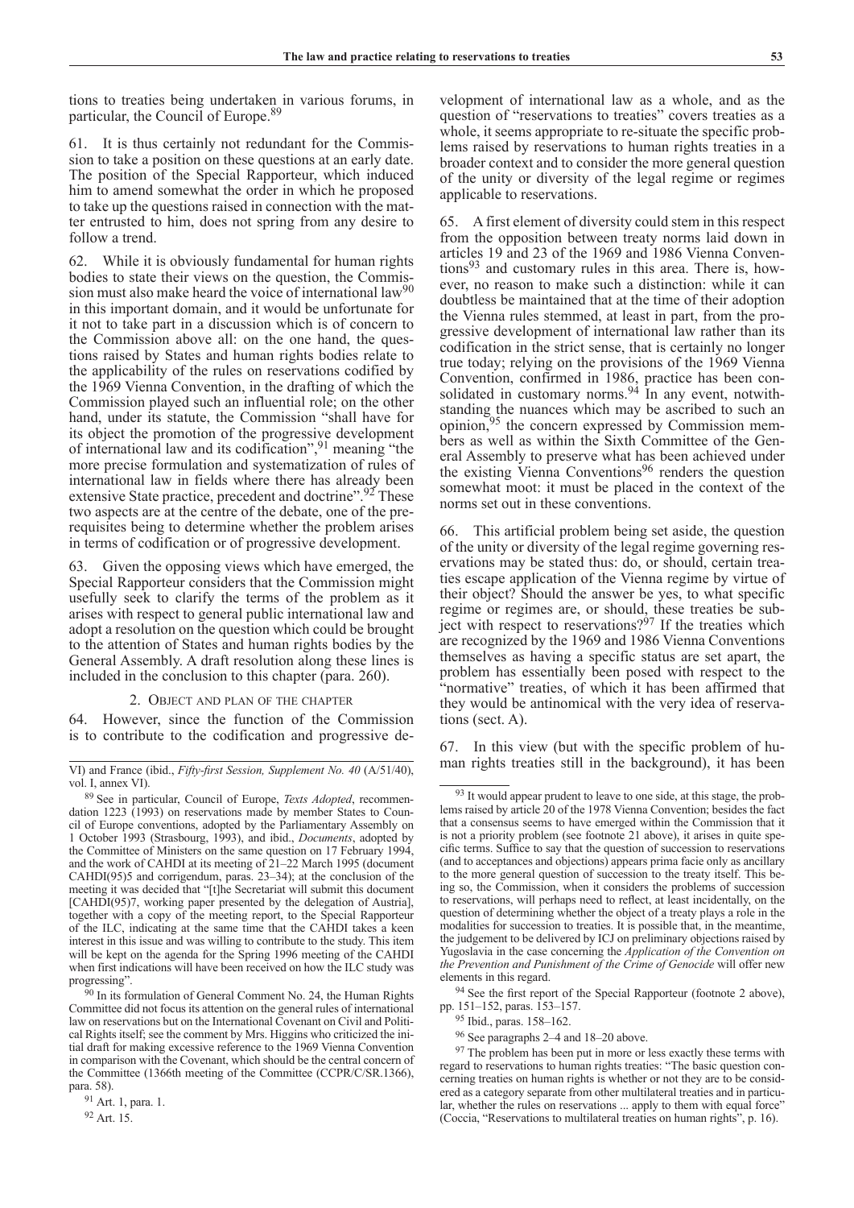tions to treaties being undertaken in various forums, in particular, the Council of Europe.[89]

61. It is thus certainly not redundant for the Commission to take a position on these questions at an early date. The position of the Special Rapporteur, which induced him to amend somewhat the order in which he proposed to take up the questions raised in connection with the matter entrusted to him, does not spring from any desire to follow a trend.

62. While it is obviously fundamental for human rights bodies to state their views on the question, the Commission must also make heard the voice of international law[90] in this important domain, and it would be unfortunate for it not to take part in a discussion which is of concern to the Commission above all: on the one hand, the questions raised by States and human rights bodies relate to the applicability of the rules on reservations codified by the 1969 Vienna Convention, in the drafting of which the Commission played such an influential role; on the other hand, under its statute, the Commission "shall have for its object the promotion of the progressive development of international law and its codification",[91] meaning "the more precise formulation and systematization of rules of international law in fields where there has already been extensive State practice, precedent and doctrine".[92] These two aspects are at the centre of the debate, one of the prerequisites being to determine whether the problem arises in terms of codification or of progressive development.

63. Given the opposing views which have emerged, the Special Rapporteur considers that the Commission might usefully seek to clarify the terms of the problem as it arises with respect to general public international law and adopt a resolution on the question which could be brought to the attention of States and human rights bodies by the General Assembly. A draft resolution along these lines is included in the conclusion to this chapter (para. 260).

### 2. Object and plan of the chapter

64. However, since the function of the Commission is to contribute to the codification and progressive development of international law as a whole, and as the question of "reservations to treaties" covers treaties as a whole, it seems appropriate to re-situate the specific problems raised by reservations to human rights treaties in a broader context and to consider the more general question of the unity or diversity of the legal regime or regimes applicable to reservations.

65. A first element of diversity could stem in this respect from the opposition between treaty norms laid down in articles 19 and 23 of the 1969 and 1986 Vienna Conventions[93] and customary rules in this area. There is, however, no reason to make such a distinction: while it can doubtless be maintained that at the time of their adoption the Vienna rules stemmed, at least in part, from the progressive development of international law rather than its codification in the strict sense, that is certainly no longer true today; relying on the provisions of the 1969 Vienna Convention, confirmed in 1986, practice has been consolidated in customary norms.[94] In any event, notwithstanding the nuances which may be ascribed to such an opinion,[95] the concern expressed by Commission members as well as within the Sixth Committee of the General Assembly to preserve what has been achieved under the existing Vienna Conventions[96] renders the question somewhat moot: it must be placed in the context of the norms set out in these conventions.

66. This artificial problem being set aside, the question of the unity or diversity of the legal regime governing reservations may be stated thus: do, or should, certain treaties escape application of the Vienna regime by virtue of their object? Should the answer be yes, to what specific regime or regimes are, or should, these treaties be subject with respect to reservations?[97] If the treaties which are recognized by the 1969 and 1986 Vienna Conventions themselves as having a specific status are set apart, the problem has essentially been posed with respect to the "normative" treaties, of which it has been affirmed that they would be antinomical with the very idea of reservations (sect. A).

67. In this view (but with the specific problem of human rights treaties still in the background), it has been

---

VI) and France (ibid., *Fifty-first Session, Supplement No. 40* (A/51/40), vol. I, annex VI).

[89] See in particular, Council of Europe, *Texts Adopted*, recommendation 1223 (1993) on reservations made by member States to Council of Europe conventions, adopted by the Parliamentary Assembly on 1 October 1993 (Strasbourg, 1993), and ibid., *Documents*, adopted by the Committee of Ministers on the same question on 17 February 1994, and the work of CAHDI at its meeting of 21–22 March 1995 (document CAHDI(95)5 and corrigendum, paras. 23–34); at the conclusion of the meeting it was decided that "[t]he Secretariat will submit this document [CAHDI(95)7, working paper presented by the delegation of Austria], together with a copy of the meeting report, to the Special Rapporteur of the ILC, indicating at the same time that the CAHDI takes a keen interest in this issue and was willing to contribute to the study. This item will be kept on the agenda for the Spring 1996 meeting of the CAHDI when first indications will have been received on how the ILC study was progressing".

[90] In its formulation of General Comment No. 24, the Human Rights Committee did not focus its attention on the general rules of international law on reservations but on the International Covenant on Civil and Political Rights itself; see the comment by Mrs. Higgins who criticized the initial draft for making excessive reference to the 1969 Vienna Convention in comparison with the Covenant, which should be the central concern of the Committee (1366th meeting of the Committee (CCPR/C/SR.1366), para. 58).

[91] Art. 1, para. 1.

[92] Art. 15.

[93] It would appear prudent to leave to one side, at this stage, the problems raised by article 20 of the 1978 Vienna Convention; besides the fact that a consensus seems to have emerged within the Commission that it is not a priority problem (see footnote 21 above), it arises in quite specific terms. Suffice to say that the question of succession to reservations (and to acceptances and objections) appears prima facie only as ancillary to the more general question of succession to the treaty itself. This being so, the Commission, when it considers the problems of succession to reservations, will perhaps need to reflect, at least incidentally, on the question of determining whether the object of a treaty plays a role in the modalities for succession to treaties. It is possible that, in the meantime, the judgement to be delivered by ICJ on preliminary objections raised by Yugoslavia in the case concerning the *Application of the Convention on the Prevention and Punishment of the Crime of Genocide* will offer new elements in this regard.

[94] See the first report of the Special Rapporteur (footnote 2 above), pp. 151–152, paras. 153–157.

[95] Ibid., paras. 158–162.

[96] See paragraphs 2–4 and 18–20 above.

[97] The problem has been put in more or less exactly these terms with regard to reservations to human rights treaties: "The basic question concerning treaties on human rights is whether or not they are to be considered as a category separate from other multilateral treaties and in particular, whether the rules on reservations ... apply to them with equal force" (Coccia, "Reservations to multilateral treaties on human rights", p. 16).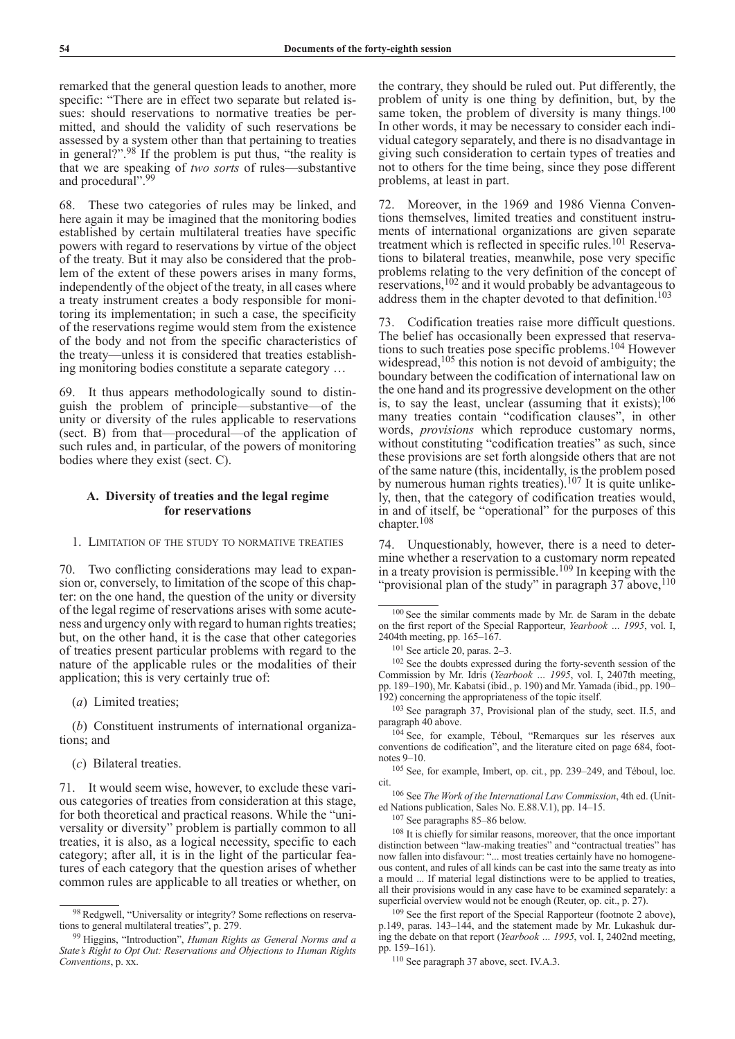remarked that the general question leads to another, more specific: "There are in effect two separate but related issues: should reservations to normative treaties be permitted, and should the validity of such reservations be assessed by a system other than that pertaining to treaties in general?".[98] If the problem is put thus, "the reality is that we are speaking of *two sorts* of rules—substantive and procedural".[99]

68. These two categories of rules may be linked, and here again it may be imagined that the monitoring bodies established by certain multilateral treaties have specific powers with regard to reservations by virtue of the object of the treaty. But it may also be considered that the problem of the extent of these powers arises in many forms, independently of the object of the treaty, in all cases where a treaty instrument creates a body responsible for monitoring its implementation; in such a case, the specificity of the reservations regime would stem from the existence of the body and not from the specific characteristics of the treaty—unless it is considered that treaties establishing monitoring bodies constitute a separate category …

69. It thus appears methodologically sound to distinguish the problem of principle—substantive—of the unity or diversity of the rules applicable to reservations (sect. B) from that—procedural—of the application of such rules and, in particular, of the powers of monitoring bodies where they exist (sect. C).

### A. Diversity of treaties and the legal regime for reservations

#### 1. Limitation of the study to normative treaties

70. Two conflicting considerations may lead to expansion or, conversely, to limitation of the scope of this chapter: on the one hand, the question of the unity or diversity of the legal regime of reservations arises with some acuteness and urgency only with regard to human rights treaties; but, on the other hand, it is the case that other categories of treaties present particular problems with regard to the nature of the applicable rules or the modalities of their application; this is very certainly true of:

(*a*) Limited treaties;

(*b*) Constituent instruments of international organizations; and

(*c*) Bilateral treaties.

71. It would seem wise, however, to exclude these various categories of treaties from consideration at this stage, for both theoretical and practical reasons. While the "universality or diversity" problem is partially common to all treaties, it is also, as a logical necessity, specific to each category; after all, it is in the light of the particular features of each category that the question arises of whether common rules are applicable to all treaties or whether, on the contrary, they should be ruled out. Put differently, the problem of unity is one thing by definition, but, by the same token, the problem of diversity is many things.[100] In other words, it may be necessary to consider each individual category separately, and there is no disadvantage in giving such consideration to certain types of treaties and not to others for the time being, since they pose different problems, at least in part.

72. Moreover, in the 1969 and 1986 Vienna Conventions themselves, limited treaties and constituent instruments of international organizations are given separate treatment which is reflected in specific rules.[101] Reservations to bilateral treaties, meanwhile, pose very specific problems relating to the very definition of the concept of reservations,[102] and it would probably be advantageous to address them in the chapter devoted to that definition.[103]

73. Codification treaties raise more difficult questions. The belief has occasionally been expressed that reservations to such treaties pose specific problems.[104] However widespread,[105] this notion is not devoid of ambiguity; the boundary between the codification of international law on the one hand and its progressive development on the other is, to say the least, unclear (assuming that it exists);[106] many treaties contain "codification clauses", in other words, *provisions* which reproduce customary norms, without constituting "codification treaties" as such, since these provisions are set forth alongside others that are not of the same nature (this, incidentally, is the problem posed by numerous human rights treaties).[107] It is quite unlikely, then, that the category of codification treaties would, in and of itself, be "operational" for the purposes of this chapter.[108]

74. Unquestionably, however, there is a need to determine whether a reservation to a customary norm repeated in a treaty provision is permissible.[109] In keeping with the "provisional plan of the study" in paragraph 37 above,[110]

---

[98] Redgwell, "Universality or integrity? Some reflections on reservations to general multilateral treaties", p. 279.

[99] Higgins, "Introduction", *Human Rights as General Norms and a State's Right to Opt Out: Reservations and Objections to Human Rights Conventions*, p. xx.

[100] See the similar comments made by Mr. de Saram in the debate on the first report of the Special Rapporteur, *Yearbook … 1995*, vol. I, 2404th meeting, pp. 165–167.

[101] See article 20, paras. 2–3.

[102] See the doubts expressed during the forty-seventh session of the Commission by Mr. Idris (*Yearbook … 1995*, vol. I, 2407th meeting, pp. 189–190), Mr. Kabatsi (ibid., p. 190) and Mr. Yamada (ibid., pp. 190–192) concerning the appropriateness of the topic itself.

[103] See paragraph 37, Provisional plan of the study, sect. II.5, and paragraph 40 above.

[104] See, for example, Téboul, "Remarques sur les réserves aux conventions de codification", and the literature cited on page 684, footnotes 9–10.

[105] See, for example, Imbert, op. cit., pp. 239–249, and Téboul, loc. cit.

[106] See *The Work of the International Law Commission*, 4th ed. (United Nations publication, Sales No. E.88.V.1), pp. 14–15.

[107] See paragraphs 85–86 below.

[108] It is chiefly for similar reasons, moreover, that the once important distinction between "law-making treaties" and "contractual treaties" has now fallen into disfavour: "... most treaties certainly have no homogeneous content, and rules of all kinds can be cast into the same treaty as into a mould ... If material legal distinctions were to be applied to treaties, all their provisions would in any case have to be examined separately: a superficial overview would not be enough (Reuter, op. cit., p. 27).

[109] See the first report of the Special Rapporteur (footnote 2 above), p.149, paras. 143–144, and the statement made by Mr. Lukashuk during the debate on that report (*Yearbook … 1995*, vol. I, 2402nd meeting, pp. 159–161).

[110] See paragraph 37 above, sect. IV.A.3.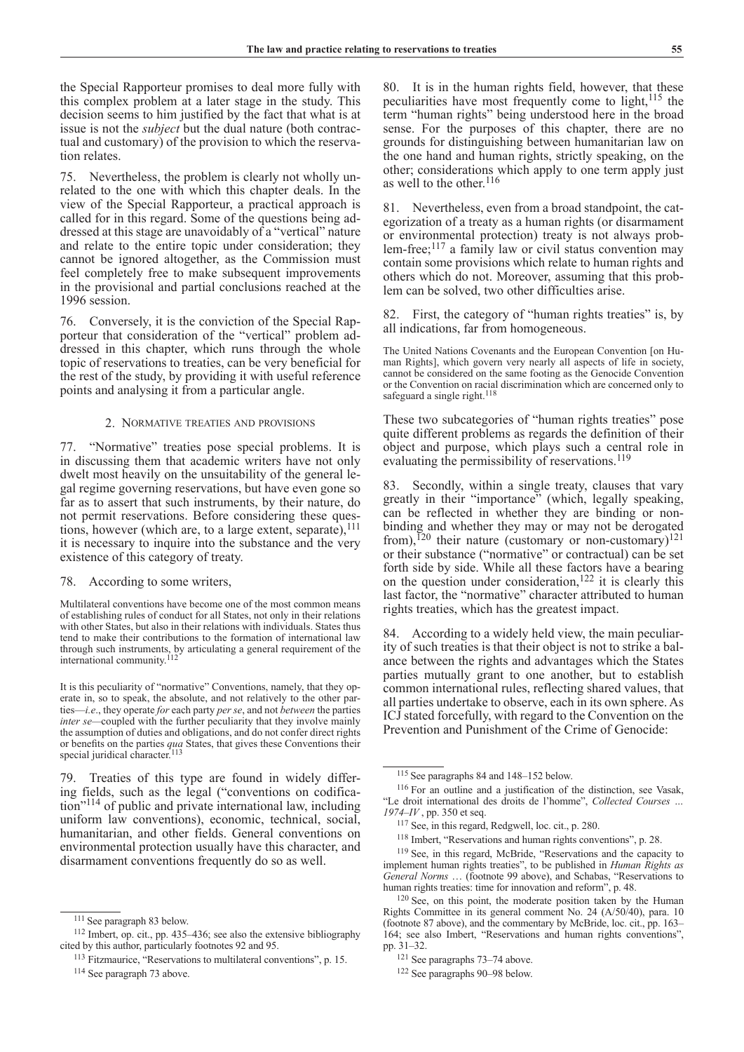the Special Rapporteur promises to deal more fully with this complex problem at a later stage in the study. This decision seems to him justified by the fact that what is at issue is not the *subject* but the dual nature (both contractual and customary) of the provision to which the reservation relates.

75. Nevertheless, the problem is clearly not wholly unrelated to the one with which this chapter deals. In the view of the Special Rapporteur, a practical approach is called for in this regard. Some of the questions being addressed at this stage are unavoidably of a "vertical" nature and relate to the entire topic under consideration; they cannot be ignored altogether, as the Commission must feel completely free to make subsequent improvements in the provisional and partial conclusions reached at the 1996 session.

76. Conversely, it is the conviction of the Special Rapporteur that consideration of the "vertical" problem addressed in this chapter, which runs through the whole topic of reservations to treaties, can be very beneficial for the rest of the study, by providing it with useful reference points and analysing it from a particular angle.

### 2. Normative treaties and provisions

77. "Normative" treaties pose special problems. It is in discussing them that academic writers have not only dwelt most heavily on the unsuitability of the general legal regime governing reservations, but have even gone so far as to assert that such instruments, by their nature, do not permit reservations. Before considering these questions, however (which are, to a large extent, separate),[111] it is necessary to inquire into the substance and the very existence of this category of treaty.

78. According to some writers,

> Multilateral conventions have become one of the most common means of establishing rules of conduct for all States, not only in their relations with other States, but also in their relations with individuals. States thus tend to make their contributions to the formation of international law through such instruments, by articulating a general requirement of the international community.[112]

> It is this peculiarity of "normative" Conventions, namely, that they operate in, so to speak, the absolute, and not relatively to the other parties—*i.e.*, they operate *for* each party *per se*, and not *between* the parties *inter se*—coupled with the further peculiarity that they involve mainly the assumption of duties and obligations, and do not confer direct rights or benefits on the parties *qua* States, that gives these Conventions their special juridical character.[113]

79. Treaties of this type are found in widely differing fields, such as the legal ("conventions on codification"[114] of public and private international law, including uniform law conventions), economic, technical, social, humanitarian, and other fields. General conventions on environmental protection usually have this character, and disarmament conventions frequently do so as well.

80. It is in the human rights field, however, that these peculiarities have most frequently come to light,[115] the term "human rights" being understood here in the broad sense. For the purposes of this chapter, there are no grounds for distinguishing between humanitarian law on the one hand and human rights, strictly speaking, on the other; considerations which apply to one term apply just as well to the other.[116]

81. Nevertheless, even from a broad standpoint, the categorization of a treaty as a human rights (or disarmament or environmental protection) treaty is not always problem-free;[117] a family law or civil status convention may contain some provisions which relate to human rights and others which do not. Moreover, assuming that this problem can be solved, two other difficulties arise.

82. First, the category of "human rights treaties" is, by all indications, far from homogeneous.

> The United Nations Covenants and the European Convention [on Human Rights], which govern very nearly all aspects of life in society, cannot be considered on the same footing as the Genocide Convention or the Convention on racial discrimination which are concerned only to safeguard a single right.[118]

These two subcategories of "human rights treaties" pose quite different problems as regards the definition of their object and purpose, which plays such a central role in evaluating the permissibility of reservations.[119]

83. Secondly, within a single treaty, clauses that vary greatly in their "importance" (which, legally speaking, can be reflected in whether they are binding or non-binding and whether they may or may not be derogated from),[120] their nature (customary or non-customary)[121] or their substance ("normative" or contractual) can be set forth side by side. While all these factors have a bearing on the question under consideration,[122] it is clearly this last factor, the "normative" character attributed to human rights treaties, which has the greatest impact.

84. According to a widely held view, the main peculiarity of such treaties is that their object is not to strike a balance between the rights and advantages which the States parties mutually grant to one another, but to establish common international rules, reflecting shared values, that all parties undertake to observe, each in its own sphere. As ICJ stated forcefully, with regard to the Convention on the Prevention and Punishment of the Crime of Genocide:

---

[111] See paragraph 83 below.

[112] Imbert, op. cit., pp. 435–436; see also the extensive bibliography cited by this author, particularly footnotes 92 and 95.

[113] Fitzmaurice, "Reservations to multilateral conventions", p. 15.

[114] See paragraph 73 above.

[115] See paragraphs 84 and 148–152 below.

[116] For an outline and a justification of the distinction, see Vasak, "Le droit international des droits de l'homme", *Collected Courses … 1974–IV* , pp. 350 et seq.

[117] See, in this regard, Redgwell, loc. cit., p. 280.

[118] Imbert, "Reservations and human rights conventions", p. 28.

[119] See, in this regard, McBride, "Reservations and the capacity to implement human rights treaties", to be published in *Human Rights as General Norms* … (footnote 99 above), and Schabas, "Reservations to human rights treaties: time for innovation and reform", p. 48.

[120] See, on this point, the moderate position taken by the Human Rights Committee in its general comment No. 24 (A/50/40), para. 10 (footnote 87 above), and the commentary by McBride, loc. cit., pp. 163–164; see also Imbert, "Reservations and human rights conventions", pp. 31–32.

[121] See paragraphs 73–74 above.

[122] See paragraphs 90–98 below.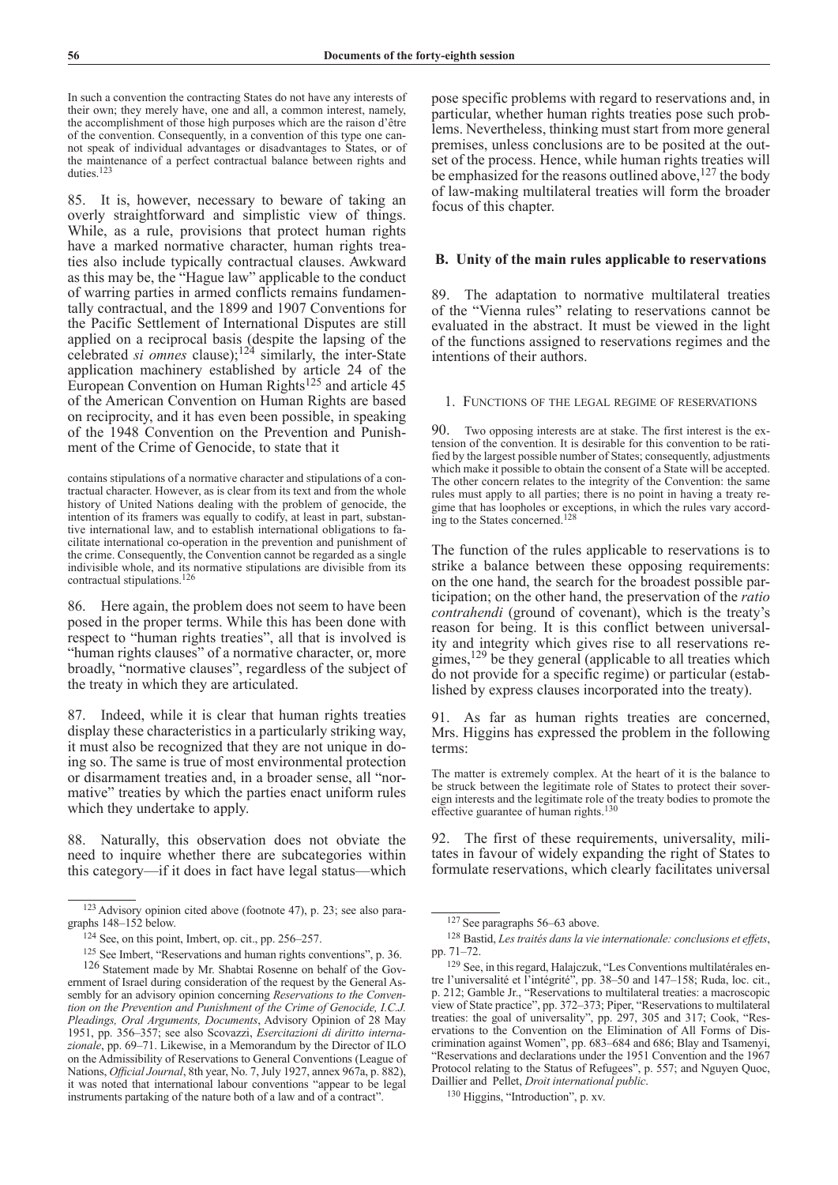In such a convention the contracting States do not have any interests of their own; they merely have, one and all, a common interest, namely, the accomplishment of those high purposes which are the raison d'être of the convention. Consequently, in a convention of this type one cannot speak of individual advantages or disadvantages to States, or of the maintenance of a perfect contractual balance between rights and duties.[123]

85. It is, however, necessary to beware of taking an overly straightforward and simplistic view of things. While, as a rule, provisions that protect human rights have a marked normative character, human rights treaties also include typically contractual clauses. Awkward as this may be, the "Hague law" applicable to the conduct of warring parties in armed conflicts remains fundamentally contractual, and the 1899 and 1907 Conventions for the Pacific Settlement of International Disputes are still applied on a reciprocal basis (despite the lapsing of the celebrated *si omnes* clause);[124] similarly, the inter-State application machinery established by article 24 of the European Convention on Human Rights[125] and article 45 of the American Convention on Human Rights are based on reciprocity, and it has even been possible, in speaking of the 1948 Convention on the Prevention and Punishment of the Crime of Genocide, to state that it

contains stipulations of a normative character and stipulations of a contractual character. However, as is clear from its text and from the whole history of United Nations dealing with the problem of genocide, the intention of its framers was equally to codify, at least in part, substantive international law, and to establish international obligations to facilitate international co-operation in the prevention and punishment of the crime. Consequently, the Convention cannot be regarded as a single indivisible whole, and its normative stipulations are divisible from its contractual stipulations.[126]

86. Here again, the problem does not seem to have been posed in the proper terms. While this has been done with respect to "human rights treaties", all that is involved is "human rights clauses" of a normative character, or, more broadly, "normative clauses", regardless of the subject of the treaty in which they are articulated.

87. Indeed, while it is clear that human rights treaties display these characteristics in a particularly striking way, it must also be recognized that they are not unique in doing so. The same is true of most environmental protection or disarmament treaties and, in a broader sense, all "normative" treaties by which the parties enact uniform rules which they undertake to apply.

88. Naturally, this observation does not obviate the need to inquire whether there are subcategories within this category—if it does in fact have legal status—which pose specific problems with regard to reservations and, in particular, whether human rights treaties pose such problems. Nevertheless, thinking must start from more general premises, unless conclusions are to be posited at the outset of the process. Hence, while human rights treaties will be emphasized for the reasons outlined above,[127] the body of law-making multilateral treaties will form the broader focus of this chapter.

## B. Unity of the main rules applicable to reservations

89. The adaptation to normative multilateral treaties of the "Vienna rules" relating to reservations cannot be evaluated in the abstract. It must be viewed in the light of the functions assigned to reservations regimes and the intentions of their authors.

### 1. Functions of the legal regime of reservations

90. Two opposing interests are at stake. The first interest is the extension of the convention. It is desirable for this convention to be ratified by the largest possible number of States; consequently, adjustments which make it possible to obtain the consent of a State will be accepted. The other concern relates to the integrity of the Convention: the same rules must apply to all parties; there is no point in having a treaty regime that has loopholes or exceptions, in which the rules vary according to the States concerned.[128]

The function of the rules applicable to reservations is to strike a balance between these opposing requirements: on the one hand, the search for the broadest possible participation; on the other hand, the preservation of the *ratio contrahendi* (ground of covenant), which is the treaty's reason for being. It is this conflict between universality and integrity which gives rise to all reservations regimes,[129] be they general (applicable to all treaties which do not provide for a specific regime) or particular (established by express clauses incorporated into the treaty).

91. As far as human rights treaties are concerned, Mrs. Higgins has expressed the problem in the following terms:

The matter is extremely complex. At the heart of it is the balance to be struck between the legitimate role of States to protect their sovereign interests and the legitimate role of the treaty bodies to promote the effective guarantee of human rights.[130]

92. The first of these requirements, universality, militates in favour of widely expanding the right of States to formulate reservations, which clearly facilitates universal

---

[123] Advisory opinion cited above (footnote 47), p. 23; see also paragraphs 148–152 below.

[124] See, on this point, Imbert, op. cit., pp. 256–257.

[125] See Imbert, "Reservations and human rights conventions", p. 36.

[126] Statement made by Mr. Shabtai Rosenne on behalf of the Government of Israel during consideration of the request by the General Assembly for an advisory opinion concerning *Reservations to the Convention on the Prevention and Punishment of the Crime of Genocide, I.C.J. Pleadings, Oral Arguments, Documents*, Advisory Opinion of 28 May 1951, pp. 356–357; see also Scovazzi, *Esercitazioni di diritto internazionale*, pp. 69–71. Likewise, in a Memorandum by the Director of ILO on the Admissibility of Reservations to General Conventions (League of Nations, *Official Journal*, 8th year, No. 7, July 1927, annex 967a, p. 882), it was noted that international labour conventions "appear to be legal instruments partaking of the nature both of a law and of a contract".

[127] See paragraphs 56–63 above.

[128] Bastid, *Les traités dans la vie internationale: conclusions et effets*, pp. 71–72.

[129] See, in this regard, Halajczuk, "Les Conventions multilatérales entre l'universalité et l'intégrité", pp. 38–50 and 147–158; Ruda, loc. cit., p. 212; Gamble Jr., "Reservations to multilateral treaties: a macroscopic view of State practice", pp. 372–373; Piper, "Reservations to multilateral treaties: the goal of universality", pp. 297, 305 and 317; Cook, "Reservations to the Convention on the Elimination of All Forms of Discrimination against Women", pp. 683–684 and 686; Blay and Tsamenyi, "Reservations and declarations under the 1951 Convention and the 1967 Protocol relating to the Status of Refugees", p. 557; and Nguyen Quoc, Daillier and Pellet, *Droit international public*.

[130] Higgins, "Introduction", p. xv.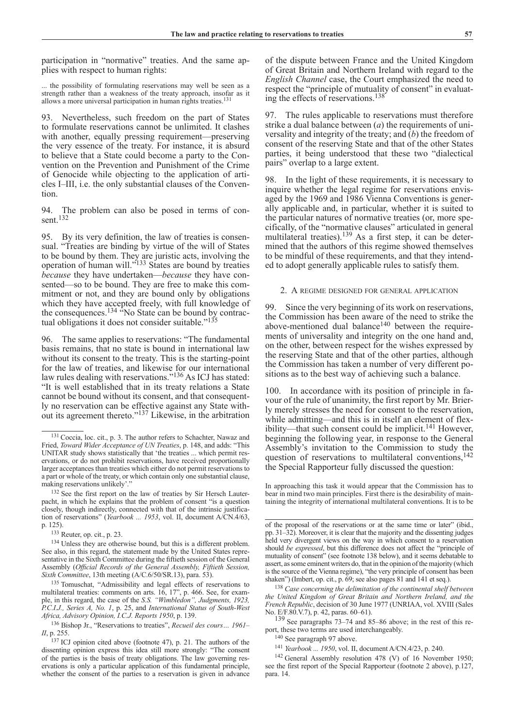participation in "normative" treaties. And the same applies with respect to human rights:

> ... the possibility of formulating reservations may well be seen as a strength rather than a weakness of the treaty approach, insofar as it allows a more universal participation in human rights treaties.[131]

93. Nevertheless, such freedom on the part of States to formulate reservations cannot be unlimited. It clashes with another, equally pressing requirement—preserving the very essence of the treaty. For instance, it is absurd to believe that a State could become a party to the Convention on the Prevention and Punishment of the Crime of Genocide while objecting to the application of articles I–III, i.e. the only substantial clauses of the Convention.

94. The problem can also be posed in terms of consent.[132]

95. By its very definition, the law of treaties is consensual. "Treaties are binding by virtue of the will of States to be bound by them. They are juristic acts, involving the operation of human will."[133] States are bound by treaties *because* they have undertaken—*because* they have consented—so to be bound. They are free to make this commitment or not, and they are bound only by obligations which they have accepted freely, with full knowledge of the consequences.[134] "No State can be bound by contractual obligations it does not consider suitable."[135]

96. The same applies to reservations: "The fundamental basis remains, that no state is bound in international law without its consent to the treaty. This is the starting-point for the law of treaties, and likewise for our international law rules dealing with reservations."[136] As ICJ has stated: "It is well established that in its treaty relations a State cannot be bound without its consent, and that consequently no reservation can be effective against any State without its agreement thereto."[137] Likewise, in the arbitration of the dispute between France and the United Kingdom of Great Britain and Northern Ireland with regard to the *English Channel* case, the Court emphasized the need to respect the "principle of mutuality of consent" in evaluating the effects of reservations.[138]

97. The rules applicable to reservations must therefore strike a dual balance between (*a*) the requirements of universality and integrity of the treaty; and (*b*) the freedom of consent of the reserving State and that of the other States parties, it being understood that these two "dialectical pairs" overlap to a large extent.

98. In the light of these requirements, it is necessary to inquire whether the legal regime for reservations envisaged by the 1969 and 1986 Vienna Conventions is generally applicable and, in particular, whether it is suited to the particular natures of normative treaties (or, more specifically, of the "normative clauses" articulated in general multilateral treaties).[139] As a first step, it can be determined that the authors of this regime showed themselves to be mindful of these requirements, and that they intended to adopt generally applicable rules to satisfy them.

### 2. A regime designed for general application

99. Since the very beginning of its work on reservations, the Commission has been aware of the need to strike the above-mentioned dual balance[140] between the requirements of universality and integrity on the one hand and, on the other, between respect for the wishes expressed by the reserving State and that of the other parties, although the Commission has taken a number of very different positions as to the best way of achieving such a balance.

100. In accordance with its position of principle in favour of the rule of unanimity, the first report by Mr. Brierly merely stresses the need for consent to the reservation, while admitting—and this is in itself an element of flexibility—that such consent could be implicit.[141] However, beginning the following year, in response to the General Assembly's invitation to the Commission to study the question of reservations to multilateral conventions,[142] the Special Rapporteur fully discussed the question:

> In approaching this task it would appear that the Commission has to bear in mind two main principles. First there is the desirability of maintaining the integrity of international multilateral conventions. It is to be

---

[131] Coccia, loc. cit., p. 3. The author refers to Schachter, Nawaz and Fried, *Toward Wider Acceptance of UN Treaties*, p. 148, and adds: "This UNITAR study shows statistically that 'the treaties ... which permit reservations, or do not prohibit reservations, have received proportionally larger acceptances than treaties which either do not permit reservations to a part or whole of the treaty, or which contain only one substantial clause, making reservations unlikely'."

[132] See the first report on the law of treaties by Sir Hersch Lauterpacht, in which he explains that the problem of consent "is a question closely, though indirectly, connected with that of the intrinsic justification of reservations" (*Yearbook ... 1953*, vol. II, document A/CN.4/63, p. 125).

[133] Reuter, op. cit., p. 23.

[134] Unless they are otherwise bound, but this is a different problem. See also, in this regard, the statement made by the United States representative in the Sixth Committee during the fiftieth session of the General Assembly (*Official Records of the General Assembly, Fiftieth Session, Sixth Committee*, 13th meeting (A/C.6/50/SR.13), para. 53).

[135] Tomuschat, "Admissibility and legal effects of reservations to multilateral treaties: comments on arts. 16, 17", p. 466. See, for example, in this regard, the case of the *S.S. "Wimbledon", Judgments, 1923, P.C.I.J., Series A, No. 1*, p. 25, and *International Status of South-West Africa, Advisory Opinion, I.C.J. Reports 1950*, p. 139.

[136] Bishop Jr., "Reservations to treaties", *Recueil des cours… 1961–II*, p. 255.

[137] ICJ opinion cited above (footnote 47), p. 21. The authors of the dissenting opinion express this idea still more strongly: "The consent of the parties is the basis of treaty obligations. The law governing reservations is only a particular application of this fundamental principle, whether the consent of the parties to a reservation is given in advance of the proposal of the reservations or at the same time or later" (ibid., pp. 31–32). Moreover, it is clear that the majority and the dissenting judges held very divergent views on the way in which consent to a reservation should *be expressed*, but this difference does not affect the "principle of mutuality of consent" (see footnote 138 below), and it seems debatable to assert, as some eminent writers do, that in the opinion of the majority (which is the source of the Vienna regime), "the very principle of consent has been shaken") (Imbert, op. cit., p. 69; see also pages 81 and 141 et seq.).

[138] *Case concerning the delimitation of the continental shelf between the United Kingdom of Great Britain and Northern Ireland, and the French Republic*, decision of 30 June 1977 (UNRIAA, vol. XVIII (Sales No. E/F.80.V.7), p. 42, paras. 60–61).

[139] See paragraphs 73–74 and 85–86 above; in the rest of this report, these two terms are used interchangeably.

[140] See paragraph 97 above.

[141] *Yearbook ... 1950*, vol. II, document A/CN.4/23, p. 240.

[142] General Assembly resolution 478 (V) of 16 November 1950; see the first report of the Special Rapporteur (footnote 2 above), p.127, para. 14.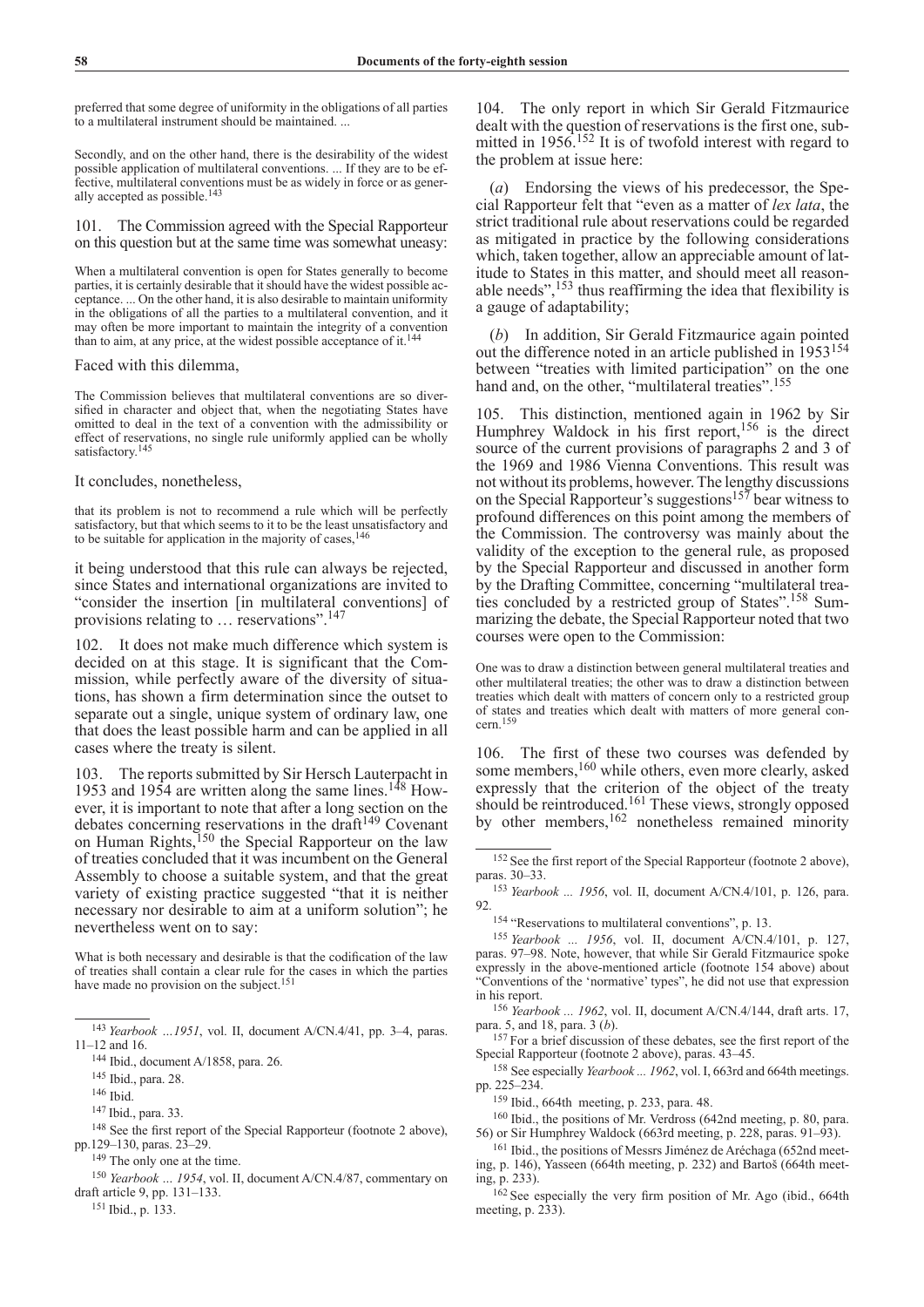preferred that some degree of uniformity in the obligations of all parties to a multilateral instrument should be maintained. ...

Secondly, and on the other hand, there is the desirability of the widest possible application of multilateral conventions. ... If they are to be effective, multilateral conventions must be as widely in force or as generally accepted as possible.[143]

101. The Commission agreed with the Special Rapporteur on this question but at the same time was somewhat uneasy:

When a multilateral convention is open for States generally to become parties, it is certainly desirable that it should have the widest possible acceptance. ... On the other hand, it is also desirable to maintain uniformity in the obligations of all the parties to a multilateral convention, and it may often be more important to maintain the integrity of a convention than to aim, at any price, at the widest possible acceptance of it.[144]

Faced with this dilemma,

The Commission believes that multilateral conventions are so diversified in character and object that, when the negotiating States have omitted to deal in the text of a convention with the admissibility or effect of reservations, no single rule uniformly applied can be wholly satisfactory.[145]

It concludes, nonetheless,

that its problem is not to recommend a rule which will be perfectly satisfactory, but that which seems to it to be the least unsatisfactory and to be suitable for application in the majority of cases,[146]

it being understood that this rule can always be rejected, since States and international organizations are invited to "consider the insertion [in multilateral conventions] of provisions relating to … reservations".[147]

102. It does not make much difference which system is decided on at this stage. It is significant that the Commission, while perfectly aware of the diversity of situations, has shown a firm determination since the outset to separate out a single, unique system of ordinary law, one that does the least possible harm and can be applied in all cases where the treaty is silent.

103. The reports submitted by Sir Hersch Lauterpacht in 1953 and 1954 are written along the same lines.[148] However, it is important to note that after a long section on the debates concerning reservations in the draft[149] Covenant on Human Rights,[150] the Special Rapporteur on the law of treaties concluded that it was incumbent on the General Assembly to choose a suitable system, and that the great variety of existing practice suggested "that it is neither necessary nor desirable to aim at a uniform solution"; he nevertheless went on to say:

What is both necessary and desirable is that the codification of the law of treaties shall contain a clear rule for the cases in which the parties have made no provision on the subject.[151]

104. The only report in which Sir Gerald Fitzmaurice dealt with the question of reservations is the first one, submitted in 1956.[152] It is of twofold interest with regard to the problem at issue here:

(*a*) Endorsing the views of his predecessor, the Special Rapporteur felt that "even as a matter of *lex lata*, the strict traditional rule about reservations could be regarded as mitigated in practice by the following considerations which, taken together, allow an appreciable amount of latitude to States in this matter, and should meet all reasonable needs",[153] thus reaffirming the idea that flexibility is a gauge of adaptability;

(*b*) In addition, Sir Gerald Fitzmaurice again pointed out the difference noted in an article published in 1953[154] between "treaties with limited participation" on the one hand and, on the other, "multilateral treaties".[155]

105. This distinction, mentioned again in 1962 by Sir Humphrey Waldock in his first report,[156] is the direct source of the current provisions of paragraphs 2 and 3 of the 1969 and 1986 Vienna Conventions. This result was not without its problems, however. The lengthy discussions on the Special Rapporteur's suggestions[157] bear witness to profound differences on this point among the members of the Commission. The controversy was mainly about the validity of the exception to the general rule, as proposed by the Special Rapporteur and discussed in another form by the Drafting Committee, concerning "multilateral treaties concluded by a restricted group of States".[158] Summarizing the debate, the Special Rapporteur noted that two courses were open to the Commission:

One was to draw a distinction between general multilateral treaties and other multilateral treaties; the other was to draw a distinction between treaties which dealt with matters of concern only to a restricted group of states and treaties which dealt with matters of more general concern.[159]

106. The first of these two courses was defended by some members,[160] while others, even more clearly, asked expressly that the criterion of the object of the treaty should be reintroduced.[161] These views, strongly opposed by other members,[162] nonetheless remained minority

---

[143] *Yearbook …1951*, vol. II, document A/CN.4/41, pp. 3–4, paras. 11–12 and 16.

[144] Ibid., document A/1858, para. 26.

[145] Ibid., para. 28.

[146] Ibid.

[147] Ibid., para. 33.

[148] See the first report of the Special Rapporteur (footnote 2 above), pp.129–130, paras. 23–29.

[149] The only one at the time.

[150] *Yearbook … 1954*, vol. II, document A/CN.4/87, commentary on draft article 9, pp. 131–133.

[151] Ibid., p. 133.

[152] See the first report of the Special Rapporteur (footnote 2 above), paras. 30–33.

[153] *Yearbook ... 1956*, vol. II, document A/CN.4/101, p. 126, para. 92.

[154] "Reservations to multilateral conventions", p. 13.

[155] *Yearbook ... 1956*, vol. II, document A/CN.4/101, p. 127, paras. 97–98. Note, however, that while Sir Gerald Fitzmaurice spoke expressly in the above-mentioned article (footnote 154 above) about "Conventions of the 'normative' types", he did not use that expression in his report.

[156] *Yearbook ... 1962*, vol. II, document A/CN.4/144, draft arts. 17, para. 5, and 18, para. 3 (*b*).

[157] For a brief discussion of these debates, see the first report of the Special Rapporteur (footnote 2 above), paras. 43–45.

[158] See especially *Yearbook ... 1962*, vol. I, 663rd and 664th meetings. pp. 225–234.

[159] Ibid., 664th meeting, p. 233, para. 48.

[160] Ibid., the positions of Mr. Verdross (642nd meeting, p. 80, para. 56) or Sir Humphrey Waldock (663rd meeting, p. 228, paras. 91–93).

[161] Ibid., the positions of Messrs Jiménez de Aréchaga (652nd meeting, p. 146), Yasseen (664th meeting, p. 232) and Bartoš (664th meeting, p. 233).

[162] See especially the very firm position of Mr. Ago (ibid., 664th meeting, p. 233).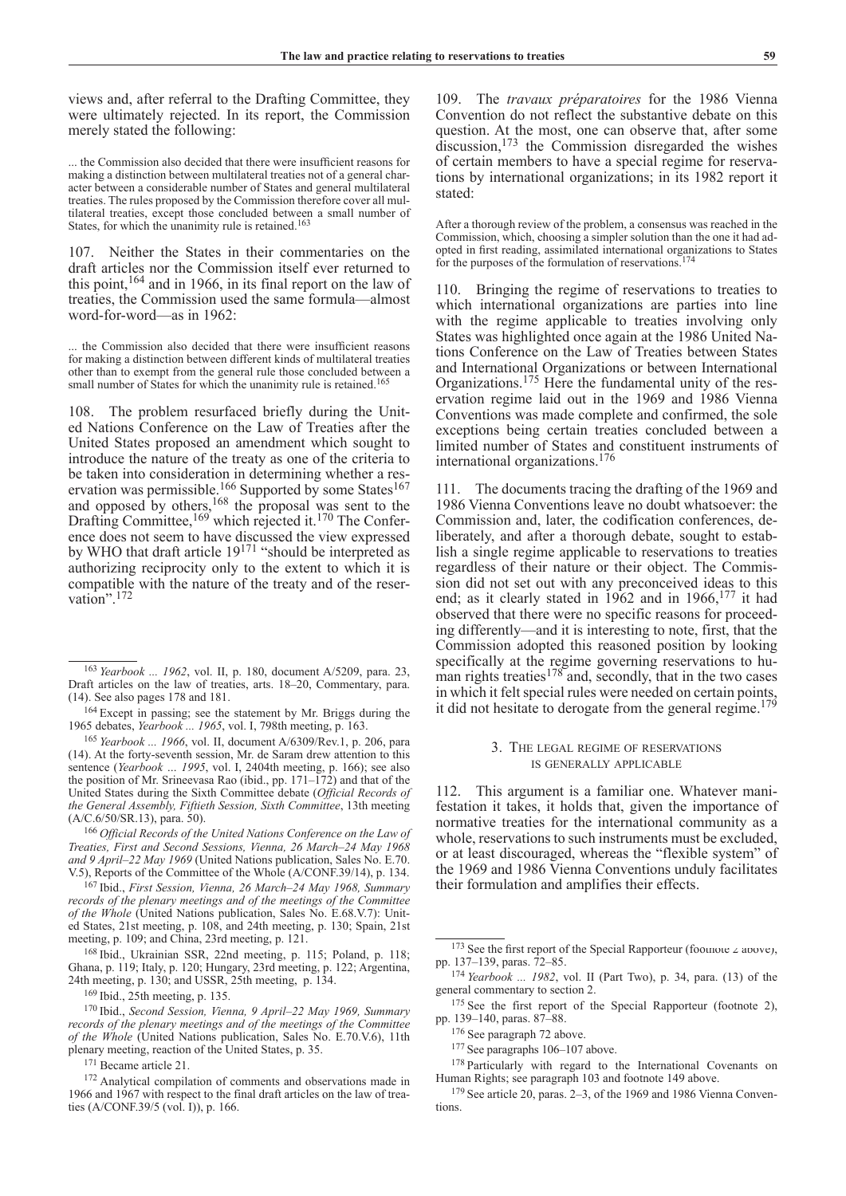views and, after referral to the Drafting Committee, they were ultimately rejected. In its report, the Commission merely stated the following:

> ... the Commission also decided that there were insufficient reasons for making a distinction between multilateral treaties not of a general character between a considerable number of States and general multilateral treaties. The rules proposed by the Commission therefore cover all multilateral treaties, except those concluded between a small number of States, for which the unanimity rule is retained.[163]

107. Neither the States in their commentaries on the draft articles nor the Commission itself ever returned to this point,[164] and in 1966, in its final report on the law of treaties, the Commission used the same formula—almost word-for-word—as in 1962:

> ... the Commission also decided that there were insufficient reasons for making a distinction between different kinds of multilateral treaties other than to exempt from the general rule those concluded between a small number of States for which the unanimity rule is retained.[165]

108. The problem resurfaced briefly during the United Nations Conference on the Law of Treaties after the United States proposed an amendment which sought to introduce the nature of the treaty as one of the criteria to be taken into consideration in determining whether a reservation was permissible.[166] Supported by some States[167] and opposed by others,[168] the proposal was sent to the Drafting Committee,[169] which rejected it.[170] The Conference does not seem to have discussed the view expressed by WHO that draft article 19[171] "should be interpreted as authorizing reciprocity only to the extent to which it is compatible with the nature of the treaty and of the reservation".[172]

109. The *travaux préparatoires* for the 1986 Vienna Convention do not reflect the substantive debate on this question. At the most, one can observe that, after some discussion,[173] the Commission disregarded the wishes of certain members to have a special regime for reservations by international organizations; in its 1982 report it stated:

> After a thorough review of the problem, a consensus was reached in the Commission, which, choosing a simpler solution than the one it had adopted in first reading, assimilated international organizations to States for the purposes of the formulation of reservations.[174]

110. Bringing the regime of reservations to treaties to which international organizations are parties into line with the regime applicable to treaties involving only States was highlighted once again at the 1986 United Nations Conference on the Law of Treaties between States and International Organizations or between International Organizations.[175] Here the fundamental unity of the reservation regime laid out in the 1969 and 1986 Vienna Conventions was made complete and confirmed, the sole exceptions being certain treaties concluded between a limited number of States and constituent instruments of international organizations.[176]

111. The documents tracing the drafting of the 1969 and 1986 Vienna Conventions leave no doubt whatsoever: the Commission and, later, the codification conferences, deliberately, and after a thorough debate, sought to establish a single regime applicable to reservations to treaties regardless of their nature or their object. The Commission did not set out with any preconceived ideas to this end; as it clearly stated in 1962 and in 1966,[177] it had observed that there were no specific reasons for proceeding differently—and it is interesting to note, first, that the Commission adopted this reasoned position by looking specifically at the regime governing reservations to human rights treaties[178] and, secondly, that in the two cases in which it felt special rules were needed on certain points, it did not hesitate to derogate from the general regime.[179]

### 3. The legal regime of reservations is generally applicable

112. This argument is a familiar one. Whatever manifestation it takes, it holds that, given the importance of normative treaties for the international community as a whole, reservations to such instruments must be excluded, or at least discouraged, whereas the "flexible system" of the 1969 and 1986 Vienna Conventions unduly facilitates their formulation and amplifies their effects.

---

[163] *Yearbook ... 1962*, vol. II, p. 180, document A/5209, para. 23, Draft articles on the law of treaties, arts. 18–20, Commentary, para. (14). See also pages 178 and 181.

[164] Except in passing; see the statement by Mr. Briggs during the 1965 debates, *Yearbook ... 1965*, vol. I, 798th meeting, p. 163.

[165] *Yearbook ... 1966*, vol. II, document A/6309/Rev.1, p. 206, para (14). At the forty-seventh session, Mr. de Saram drew attention to this sentence (*Yearbook ... 1995*, vol. I, 2404th meeting, p. 166); see also the position of Mr. Srineevasa Rao (ibid., pp. 171–172) and that of the United States during the Sixth Committee debate (*Official Records of the General Assembly, Fiftieth Session, Sixth Committee*, 13th meeting (A/C.6/50/SR.13), para. 50).

[166] *Official Records of the United Nations Conference on the Law of Treaties, First and Second Sessions, Vienna, 26 March–24 May 1968 and 9 April–22 May 1969* (United Nations publication, Sales No. E.70. V.5), Reports of the Committee of the Whole (A/CONF.39/14), p. 134.

[167] Ibid., *First Session, Vienna, 26 March–24 May 1968, Summary records of the plenary meetings and of the meetings of the Committee of the Whole* (United Nations publication, Sales No. E.68.V.7): United States, 21st meeting, p. 108, and 24th meeting, p. 130; Spain, 21st meeting, p. 109; and China, 23rd meeting, p. 121.

[168] Ibid., Ukrainian SSR, 22nd meeting, p. 115; Poland, p. 118; Ghana, p. 119; Italy, p. 120; Hungary, 23rd meeting, p. 122; Argentina, 24th meeting, p. 130; and USSR, 25th meeting, p. 134.

[169] Ibid., 25th meeting, p. 135.

[170] Ibid., *Second Session, Vienna, 9 April–22 May 1969, Summary records of the plenary meetings and of the meetings of the Committee of the Whole* (United Nations publication, Sales No. E.70.V.6), 11th plenary meeting, reaction of the United States, p. 35.

[171] Became article 21.

[172] Analytical compilation of comments and observations made in 1966 and 1967 with respect to the final draft articles on the law of treaties (A/CONF.39/5 (vol. I)), p. 166.

[173] See the first report of the Special Rapporteur (footnote 2 above), pp. 137–139, paras. 72–85.

[174] *Yearbook ... 1982*, vol. II (Part Two), p. 34, para. (13) of the general commentary to section 2.

[175] See the first report of the Special Rapporteur (footnote 2), pp. 139–140, paras. 87–88.

[176] See paragraph 72 above.

[177] See paragraphs 106–107 above.

[178] Particularly with regard to the International Covenants on Human Rights; see paragraph 103 and footnote 149 above.

[179] See article 20, paras. 2–3, of the 1969 and 1986 Vienna Conventions.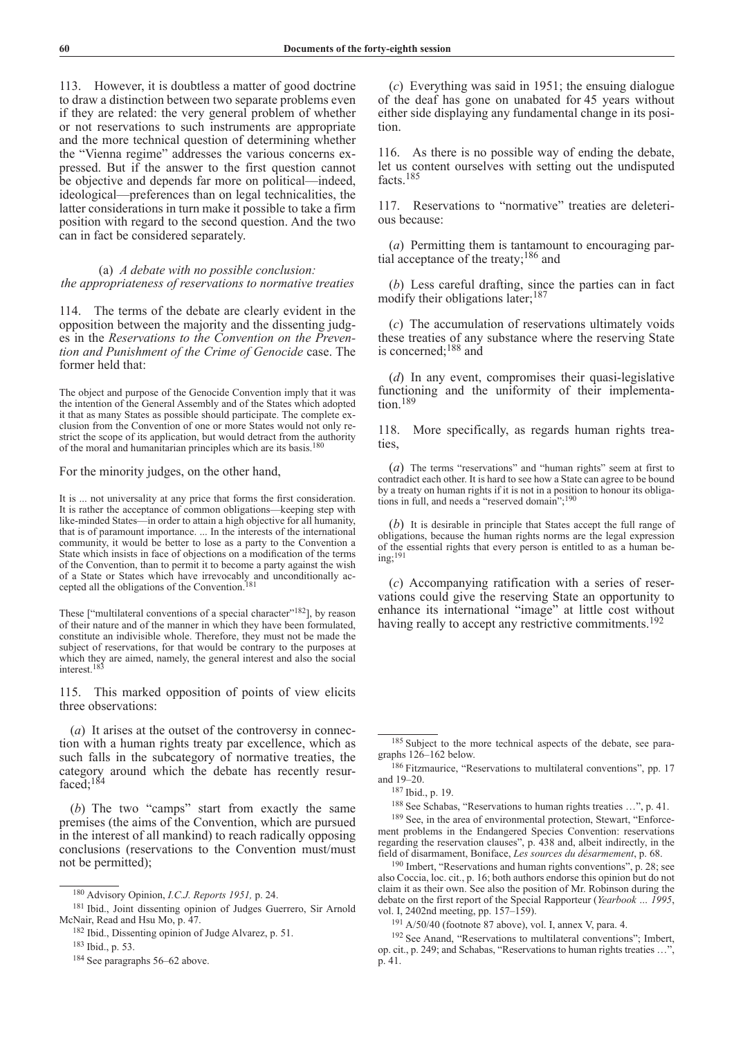113. However, it is doubtless a matter of good doctrine to draw a distinction between two separate problems even if they are related: the very general problem of whether or not reservations to such instruments are appropriate and the more technical question of determining whether the "Vienna regime" addresses the various concerns expressed. But if the answer to the first question cannot be objective and depends far more on political—indeed, ideological—preferences than on legal technicalities, the latter considerations in turn make it possible to take a firm position with regard to the second question. And the two can in fact be considered separately.

### (a) *A debate with no possible conclusion: the appropriateness of reservations to normative treaties*

114. The terms of the debate are clearly evident in the opposition between the majority and the dissenting judges in the *Reservations to the Convention on the Prevention and Punishment of the Crime of Genocide* case. The former held that:

> The object and purpose of the Genocide Convention imply that it was the intention of the General Assembly and of the States which adopted it that as many States as possible should participate. The complete exclusion from the Convention of one or more States would not only restrict the scope of its application, but would detract from the authority of the moral and humanitarian principles which are its basis.[180]

For the minority judges, on the other hand,

> It is ... not universality at any price that forms the first consideration. It is rather the acceptance of common obligations—keeping step with like-minded States—in order to attain a high objective for all humanity, that is of paramount importance. ... In the interests of the international community, it would be better to lose as a party to the Convention a State which insists in face of objections on a modification of the terms of the Convention, than to permit it to become a party against the wish of a State or States which have irrevocably and unconditionally accepted all the obligations of the Convention.[181]

> These ["multilateral conventions of a special character"[182]], by reason of their nature and of the manner in which they have been formulated, constitute an indivisible whole. Therefore, they must not be made the subject of reservations, for that would be contrary to the purposes at which they are aimed, namely, the general interest and also the social interest.[183]

115. This marked opposition of points of view elicits three observations:

(*a*) It arises at the outset of the controversy in connection with a human rights treaty par excellence, which as such falls in the subcategory of normative treaties, the category around which the debate has recently resurfaced;[184]

(*b*) The two "camps" start from exactly the same premises (the aims of the Convention, which are pursued in the interest of all mankind) to reach radically opposing conclusions (reservations to the Convention must/must not be permitted);

(*c*) Everything was said in 1951; the ensuing dialogue of the deaf has gone on unabated for 45 years without either side displaying any fundamental change in its position.

116. As there is no possible way of ending the debate, let us content ourselves with setting out the undisputed facts.[185]

117. Reservations to "normative" treaties are deleterious because:

(*a*) Permitting them is tantamount to encouraging partial acceptance of the treaty;[186] and

(*b*) Less careful drafting, since the parties can in fact modify their obligations later;[187]

(*c*) The accumulation of reservations ultimately voids these treaties of any substance where the reserving State is concerned;[188] and

(*d*) In any event, compromises their quasi-legislative functioning and the uniformity of their implementation.[189]

118. More specifically, as regards human rights treaties,

> (*a*) The terms "reservations" and "human rights" seem at first to contradict each other. It is hard to see how a State can agree to be bound by a treaty on human rights if it is not in a position to honour its obligations in full, and needs a "reserved domain";[190]

> (*b*) It is desirable in principle that States accept the full range of obligations, because the human rights norms are the legal expression of the essential rights that every person is entitled to as a human being;[191]

(*c*) Accompanying ratification with a series of reservations could give the reserving State an opportunity to enhance its international "image" at little cost without having really to accept any restrictive commitments.[192]

---

[180] Advisory Opinion, *I.C.J. Reports 1951,* p. 24.

[181] Ibid., Joint dissenting opinion of Judges Guerrero, Sir Arnold McNair, Read and Hsu Mo, p. 47.

[182] Ibid., Dissenting opinion of Judge Alvarez, p. 51.

[183] Ibid., p. 53.

[184] See paragraphs 56–62 above.

[185] Subject to the more technical aspects of the debate, see paragraphs 126–162 below.

[186] Fitzmaurice, "Reservations to multilateral conventions", pp. 17 and 19–20.

[187] Ibid., p. 19.

[188] See Schabas, "Reservations to human rights treaties …", p. 41.

[189] See, in the area of environmental protection, Stewart, "Enforcement problems in the Endangered Species Convention: reservations regarding the reservation clauses", p. 438 and, albeit indirectly, in the field of disarmament, Boniface, *Les sources du désarmement*, p. 68.

[190] Imbert, "Reservations and human rights conventions", p. 28; see also Coccia, loc. cit., p. 16; both authors endorse this opinion but do not claim it as their own. See also the position of Mr. Robinson during the debate on the first report of the Special Rapporteur (*Yearbook ... 1995*, vol. I, 2402nd meeting, pp. 157–159).

[191] A/50/40 (footnote 87 above), vol. I, annex V, para. 4.

[192] See Anand, "Reservations to multilateral conventions"; Imbert, op. cit., p. 249; and Schabas, "Reservations to human rights treaties …", p. 41.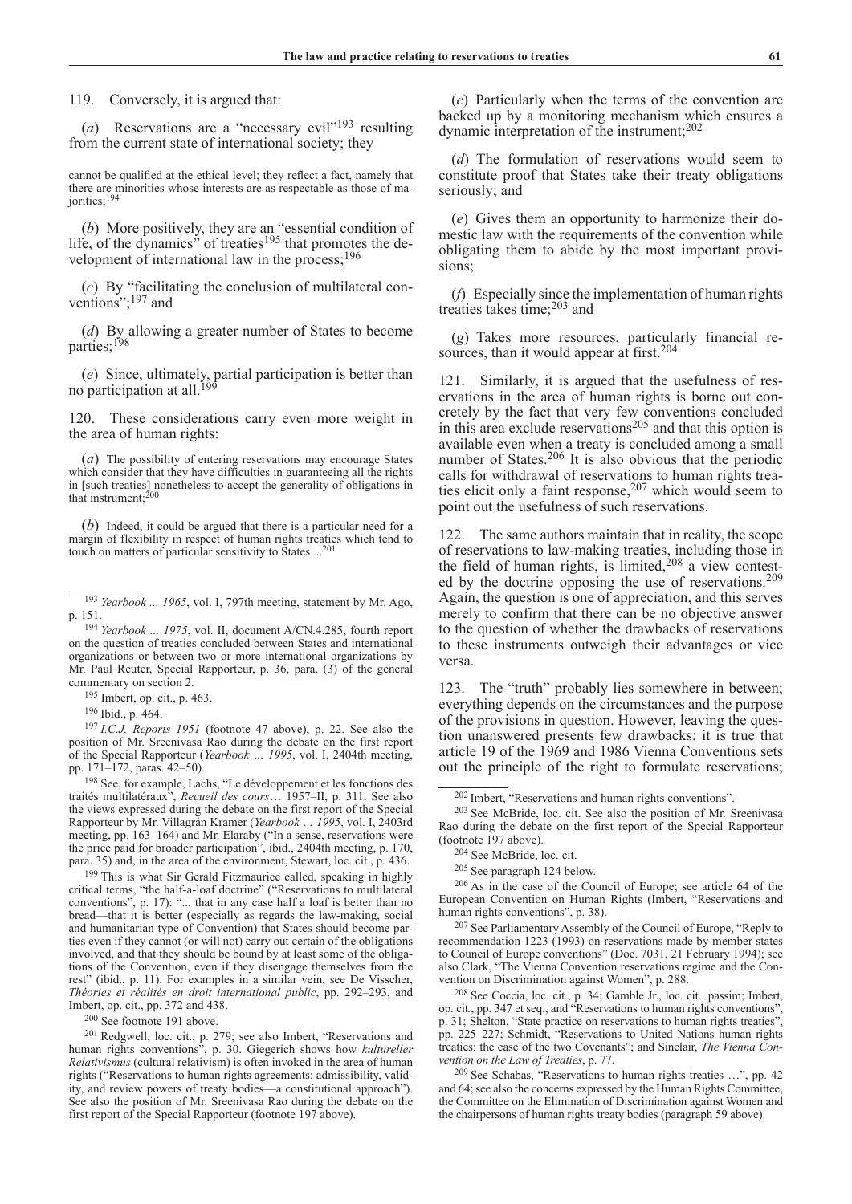119. Conversely, it is argued that:

(*a*) Reservations are a "necessary evil"[193] resulting from the current state of international society; they

cannot be qualified at the ethical level; they reflect a fact, namely that there are minorities whose interests are as respectable as those of majorities;[194]

(*b*) More positively, they are an "essential condition of life, of the dynamics" of treaties[195] that promotes the development of international law in the process;[196]

(*c*) By "facilitating the conclusion of multilateral conventions";[197] and

(*d*) By allowing a greater number of States to become parties;[198]

(*e*) Since, ultimately, partial participation is better than no participation at all.[199]

120. These considerations carry even more weight in the area of human rights:

(*a*) The possibility of entering reservations may encourage States which consider that they have difficulties in guaranteeing all the rights in [such treaties] nonetheless to accept the generality of obligations in that instrument;[200]

(*b*) Indeed, it could be argued that there is a particular need for a margin of flexibility in respect of human rights treaties which tend to touch on matters of particular sensitivity to States ...[201]

(*c*) Particularly when the terms of the convention are backed up by a monitoring mechanism which ensures a dynamic interpretation of the instrument;[202]

(*d*) The formulation of reservations would seem to constitute proof that States take their treaty obligations seriously; and

(*e*) Gives them an opportunity to harmonize their domestic law with the requirements of the convention while obligating them to abide by the most important provisions;

(*f*) Especially since the implementation of human rights treaties takes time;[203] and

(*g*) Takes more resources, particularly financial resources, than it would appear at first.[204]

121. Similarly, it is argued that the usefulness of reservations in the area of human rights is borne out concretely by the fact that very few conventions concluded in this area exclude reservations[205] and that this option is available even when a treaty is concluded among a small number of States.[206] It is also obvious that the periodic calls for withdrawal of reservations to human rights treaties elicit only a faint response,[207] which would seem to point out the usefulness of such reservations.

122. The same authors maintain that in reality, the scope of reservations to law-making treaties, including those in the field of human rights, is limited,[208] a view contested by the doctrine opposing the use of reservations.[209] Again, the question is one of appreciation, and this serves merely to confirm that there can be no objective answer to the question of whether the drawbacks of reservations to these instruments outweigh their advantages or vice versa.

123. The "truth" probably lies somewhere in between; everything depends on the circumstances and the purpose of the provisions in question. However, leaving the question unanswered presents few drawbacks: it is true that article 19 of the 1969 and 1986 Vienna Conventions sets out the principle of the right to formulate reservations;

---

[193] *Yearbook ... 1965*, vol. I, 797th meeting, statement by Mr. Ago, p. 151.

[194] *Yearbook ... 1975*, vol. II, document A/CN.4.285, fourth report on the question of treaties concluded between States and international organizations or between two or more international organizations by Mr. Paul Reuter, Special Rapporteur, p. 36, para. (3) of the general commentary on section 2.

[195] Imbert, op. cit., p. 463.

[196] Ibid., p. 464.

[197] *I.C.J. Reports 1951* (footnote 47 above), p. 22. See also the position of Mr. Sreenivasa Rao during the debate on the first report of the Special Rapporteur (*Yearbook … 1995*, vol. I, 2404th meeting, pp. 171–172, paras. 42–50).

[198] See, for example, Lachs, "Le développement et les fonctions des traités multilatéraux", *Recueil des cours*… 1957–II, p. 311. See also the views expressed during the debate on the first report of the Special Rapporteur by Mr. Villagrán Kramer (*Yearbook ... 1995*, vol. I, 2403rd meeting, pp. 163–164) and Mr. Elaraby ("In a sense, reservations were the price paid for broader participation", ibid., 2404th meeting, p. 170, para. 35) and, in the area of the environment, Stewart, loc. cit., p. 436.

[199] This is what Sir Gerald Fitzmaurice called, speaking in highly critical terms, "the half-a-loaf doctrine" ("Reservations to multilateral conventions", p. 17): "... that in any case half a loaf is better than no bread—that it is better (especially as regards the law-making, social and humanitarian type of Convention) that States should become parties even if they cannot (or will not) carry out certain of the obligations involved, and that they should be bound by at least some of the obligations of the Convention, even if they disengage themselves from the rest" (ibid., p. 11). For examples in a similar vein, see De Visscher, *Théories et réalités en droit international public*, pp. 292–293, and Imbert, op. cit., pp. 372 and 438.

[200] See footnote 191 above.

[201] Redgwell, loc. cit., p. 279; see also Imbert, "Reservations and human rights conventions", p. 30. Giegerich shows how *kultureller Relativismus* (cultural relativism) is often invoked in the area of human rights ("Reservations to human rights agreements: admissibility, validity, and review powers of treaty bodies—a constitutional approach"). See also the position of Mr. Sreenivasa Rao during the debate on the first report of the Special Rapporteur (footnote 197 above).

[202] Imbert, "Reservations and human rights conventions".

[203] See McBride, loc. cit. See also the position of Mr. Sreenivasa Rao during the debate on the first report of the Special Rapporteur (footnote 197 above).

[204] See McBride, loc. cit.

[205] See paragraph 124 below.

[206] As in the case of the Council of Europe; see article 64 of the European Convention on Human Rights (Imbert, "Reservations and human rights conventions", p. 38).

[207] See Parliamentary Assembly of the Council of Europe, "Reply to recommendation 1223 (1993) on reservations made by member states to Council of Europe conventions" (Doc. 7031, 21 February 1994); see also Clark, "The Vienna Convention reservations regime and the Convention on Discrimination against Women", p. 288.

[208] See Coccia, loc. cit., p. 34; Gamble Jr., loc. cit., passim; Imbert, op. cit., pp. 347 et seq., and "Reservations to human rights conventions", p. 31; Shelton, "State practice on reservations to human rights treaties", pp. 225–227; Schmidt, "Reservations to United Nations human rights treaties: the case of the two Covenants"; and Sinclair, *The Vienna Convention on the Law of Treaties*, p. 77.

[209] See Schabas, "Reservations to human rights treaties …", pp. 42 and 64; see also the concerns expressed by the Human Rights Committee, the Committee on the Elimination of Discrimination against Women and the chairpersons of human rights treaty bodies (paragraph 59 above).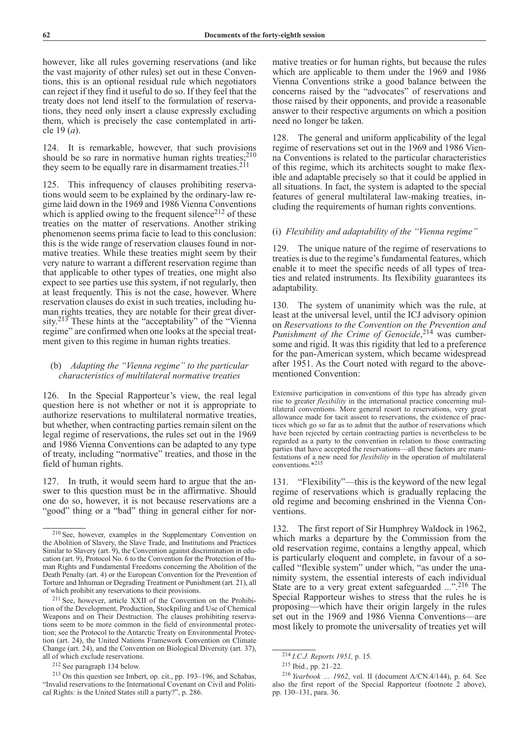however, like all rules governing reservations (and like the vast majority of other rules) set out in these Conventions, this is an optional residual rule which negotiators can reject if they find it useful to do so. If they feel that the treaty does not lend itself to the formulation of reservations, they need only insert a clause expressly excluding them, which is precisely the case contemplated in article 19 (*a*).

124. It is remarkable, however, that such provisions should be so rare in normative human rights treaties;[210] they seem to be equally rare in disarmament treaties.[211]

125. This infrequency of clauses prohibiting reservations would seem to be explained by the ordinary-law regime laid down in the 1969 and 1986 Vienna Conventions which is applied owing to the frequent silence[212] of these treaties on the matter of reservations. Another striking phenomenon seems prima facie to lead to this conclusion: this is the wide range of reservation clauses found in normative treaties. While these treaties might seem by their very nature to warrant a different reservation regime than that applicable to other types of treaties, one might also expect to see parties use this system, if not regularly, then at least frequently. This is not the case, however. Where reservation clauses do exist in such treaties, including human rights treaties, they are notable for their great diversity.[213] These hints at the "acceptability" of the "Vienna regime" are confirmed when one looks at the special treatment given to this regime in human rights treaties.

### (b) *Adapting the "Vienna regime" to the particular characteristics of multilateral normative treaties*

126. In the Special Rapporteur's view, the real legal question here is not whether or not it is appropriate to authorize reservations to multilateral normative treaties, but whether, when contracting parties remain silent on the legal regime of reservations, the rules set out in the 1969 and 1986 Vienna Conventions can be adapted to any type of treaty, including "normative" treaties, and those in the field of human rights.

127. In truth, it would seem hard to argue that the answer to this question must be in the affirmative. Should one do so, however, it is not because reservations are a "good" thing or a "bad" thing in general either for normative treaties or for human rights, but because the rules which are applicable to them under the 1969 and 1986 Vienna Conventions strike a good balance between the concerns raised by the "advocates" of reservations and those raised by their opponents, and provide a reasonable answer to their respective arguments on which a position need no longer be taken.

128. The general and uniform applicability of the legal regime of reservations set out in the 1969 and 1986 Vienna Conventions is related to the particular characteristics of this regime, which its architects sought to make flexible and adaptable precisely so that it could be applied in all situations. In fact, the system is adapted to the special features of general multilateral law-making treaties, including the requirements of human rights conventions.

#### (i) *Flexibility and adaptability of the "Vienna regime"*

129. The unique nature of the regime of reservations to treaties is due to the regime's fundamental features, which enable it to meet the specific needs of all types of treaties and related instruments. Its flexibility guarantees its adaptability.

130. The system of unanimity which was the rule, at least at the universal level, until the ICJ advisory opinion on *Reservations to the Convention on the Prevention and Punishment of the Crime of Genocide*,[214] was cumbersome and rigid. It was this rigidity that led to a preference for the pan-American system, which became widespread after 1951. As the Court noted with regard to the above-mentioned Convention:

> Extensive participation in conventions of this type has already given rise to greater *flexibility* in the international practice concerning multilateral conventions. More general resort to reservations, very great allowance made for tacit assent to reservations, the existence of practices which go so far as to admit that the author of reservations which have been rejected by certain contracting parties is nevertheless to be regarded as a party to the convention in relation to those contracting parties that have accepted the reservations—all these factors are manifestations of a new need for *flexibility* in the operation of multilateral conventions.*[215]

131. "Flexibility"—this is the keyword of the new legal regime of reservations which is gradually replacing the old regime and becoming enshrined in the Vienna Conventions.

132. The first report of Sir Humphrey Waldock in 1962, which marks a departure by the Commission from the old reservation regime, contains a lengthy appeal, which is particularly eloquent and complete, in favour of a so-called "flexible system" under which, "as under the unanimity system, the essential interests of each individual State are to a very great extent safeguarded ...".[216] The Special Rapporteur wishes to stress that the rules he is proposing—which have their origin largely in the rules set out in the 1969 and 1986 Vienna Conventions—are most likely to promote the universality of treaties yet will

---

[210] See, however, examples in the Supplementary Convention on the Abolition of Slavery, the Slave Trade, and Institutions and Practices Similar to Slavery (art. 9), the Convention against discrimination in education (art. 9), Protocol No. 6 to the Convention for the Protection of Human Rights and Fundamental Freedoms concerning the Abolition of the Death Penalty (art. 4) or the European Convention for the Prevention of Torture and Inhuman or Degrading Treatment or Punishment (art. 21), all of which prohibit any reservations to their provisions.

[211] See, however, article XXII of the Convention on the Prohibition of the Development, Production, Stockpiling and Use of Chemical Weapons and on Their Destruction. The clauses prohibiting reservations seem to be more common in the field of environmental protection; see the Protocol to the Antarctic Treaty on Environmental Protection (art. 24), the United Nations Framework Convention on Climate Change (art. 24), and the Convention on Biological Diversity (art. 37), all of which exclude reservations.

[212] See paragraph 134 below.

[213] On this question see Imbert, op. cit., pp. 193–196, and Schabas, "Invalid reservations to the International Covenant on Civil and Political Rights: is the United States still a party?", p. 286.

[214] *I.C.J. Reports 1951,* p. 15.

[215] Ibid., pp. 21–22.

[216] *Yearbook ... 1962*, vol. II (document A/CN.4/144), p. 64. See also the first report of the Special Rapporteur (footnote 2 above), pp. 130–131, para. 36.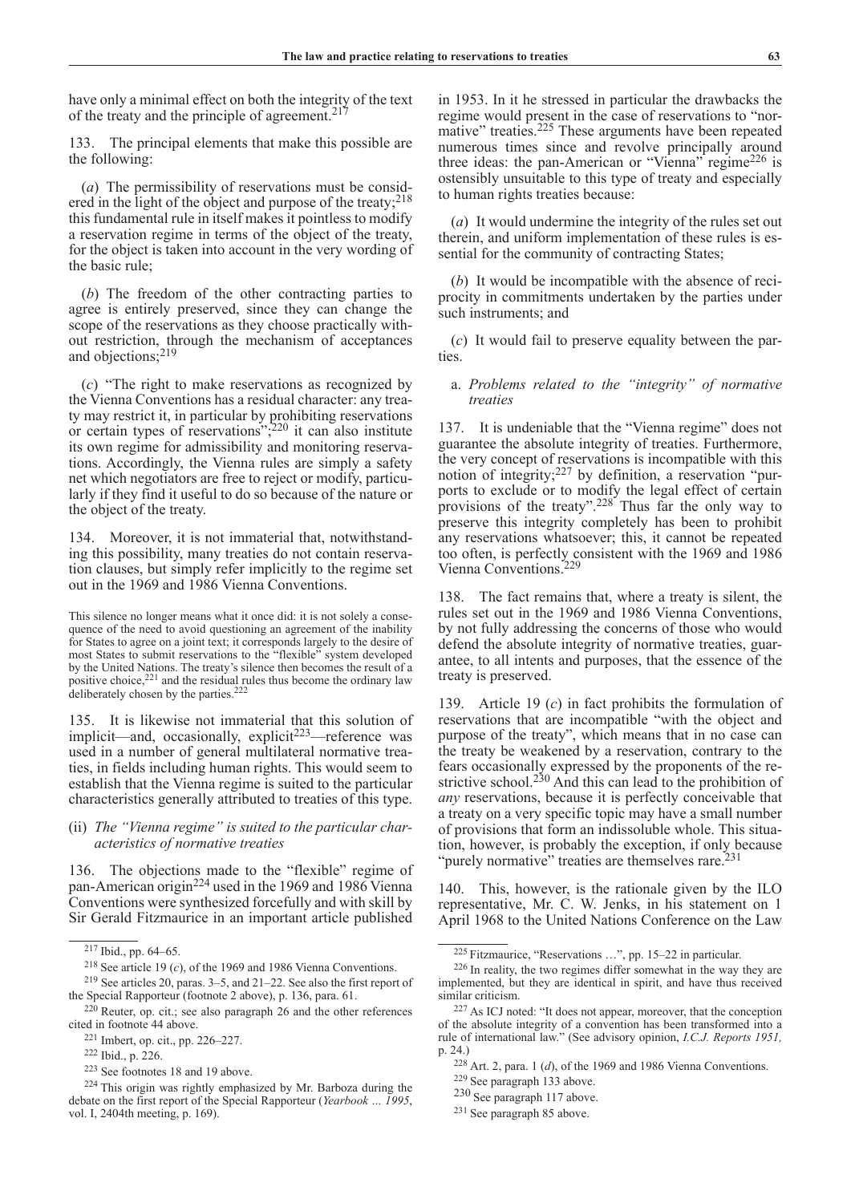have only a minimal effect on both the integrity of the text of the treaty and the principle of agreement.[217]

133. The principal elements that make this possible are the following:

(*a*) The permissibility of reservations must be considered in the light of the object and purpose of the treaty;[218] this fundamental rule in itself makes it pointless to modify a reservation regime in terms of the object of the treaty, for the object is taken into account in the very wording of the basic rule;

(*b*) The freedom of the other contracting parties to agree is entirely preserved, since they can change the scope of the reservations as they choose practically without restriction, through the mechanism of acceptances and objections;[219]

(*c*) "The right to make reservations as recognized by the Vienna Conventions has a residual character: any treaty may restrict it, in particular by prohibiting reservations or certain types of reservations";[220] it can also institute its own regime for admissibility and monitoring reservations. Accordingly, the Vienna rules are simply a safety net which negotiators are free to reject or modify, particularly if they find it useful to do so because of the nature or the object of the treaty.

134. Moreover, it is not immaterial that, notwithstanding this possibility, many treaties do not contain reservation clauses, but simply refer implicitly to the regime set out in the 1969 and 1986 Vienna Conventions.

> This silence no longer means what it once did: it is not solely a consequence of the need to avoid questioning an agreement of the inability for States to agree on a joint text; it corresponds largely to the desire of most States to submit reservations to the "flexible" system developed by the United Nations. The treaty's silence then becomes the result of a positive choice,[221] and the residual rules thus become the ordinary law deliberately chosen by the parties.[222]

135. It is likewise not immaterial that this solution of implicit—and, occasionally, explicit[223]—reference was used in a number of general multilateral normative treaties, in fields including human rights. This would seem to establish that the Vienna regime is suited to the particular characteristics generally attributed to treaties of this type.

#### (ii) *The "Vienna regime" is suited to the particular characteristics of normative treaties*

136. The objections made to the "flexible" regime of pan-American origin[224] used in the 1969 and 1986 Vienna Conventions were synthesized forcefully and with skill by Sir Gerald Fitzmaurice in an important article published in 1953. In it he stressed in particular the drawbacks the regime would present in the case of reservations to "normative" treaties.[225] These arguments have been repeated numerous times since and revolve principally around three ideas: the pan-American or "Vienna" regime[226] is ostensibly unsuitable to this type of treaty and especially to human rights treaties because:

(*a*) It would undermine the integrity of the rules set out therein, and uniform implementation of these rules is essential for the community of contracting States;

(*b*) It would be incompatible with the absence of reciprocity in commitments undertaken by the parties under such instruments; and

(*c*) It would fail to preserve equality between the parties.

##### a. *Problems related to the "integrity" of normative treaties*

137. It is undeniable that the "Vienna regime" does not guarantee the absolute integrity of treaties. Furthermore, the very concept of reservations is incompatible with this notion of integrity;[227] by definition, a reservation "purports to exclude or to modify the legal effect of certain provisions of the treaty".[228] Thus far the only way to preserve this integrity completely has been to prohibit any reservations whatsoever; this, it cannot be repeated too often, is perfectly consistent with the 1969 and 1986 Vienna Conventions.[229]

138. The fact remains that, where a treaty is silent, the rules set out in the 1969 and 1986 Vienna Conventions, by not fully addressing the concerns of those who would defend the absolute integrity of normative treaties, guarantee, to all intents and purposes, that the essence of the treaty is preserved.

139. Article 19 (*c*) in fact prohibits the formulation of reservations that are incompatible "with the object and purpose of the treaty", which means that in no case can the treaty be weakened by a reservation, contrary to the fears occasionally expressed by the proponents of the restrictive school.[230] And this can lead to the prohibition of *any* reservations, because it is perfectly conceivable that a treaty on a very specific topic may have a small number of provisions that form an indissoluble whole. This situation, however, is probably the exception, if only because "purely normative" treaties are themselves rare.[231]

140. This, however, is the rationale given by the ILO representative, Mr. C. W. Jenks, in his statement on 1 April 1968 to the United Nations Conference on the Law

---

[217] Ibid., pp. 64–65.

[218] See article 19 (*c*), of the 1969 and 1986 Vienna Conventions.

[219] See articles 20, paras. 3–5, and 21–22. See also the first report of the Special Rapporteur (footnote 2 above), p. 136, para. 61.

[220] Reuter, op. cit.; see also paragraph 26 and the other references cited in footnote 44 above.

[221] Imbert, op. cit., pp. 226–227.

[222] Ibid., p. 226.

[223] See footnotes 18 and 19 above.

[224] This origin was rightly emphasized by Mr. Barboza during the debate on the first report of the Special Rapporteur (*Yearbook ... 1995*, vol. I, 2404th meeting, p. 169).

[225] Fitzmaurice, "Reservations …", pp. 15–22 in particular.

[226] In reality, the two regimes differ somewhat in the way they are implemented, but they are identical in spirit, and have thus received similar criticism.

[227] As ICJ noted: "It does not appear, moreover, that the conception of the absolute integrity of a convention has been transformed into a rule of international law." (See advisory opinion, *I.C.J. Reports 1951,* p. 24.)

[228] Art. 2, para. 1 (*d*), of the 1969 and 1986 Vienna Conventions.

[229] See paragraph 133 above.

[230] See paragraph 117 above.

[231] See paragraph 85 above.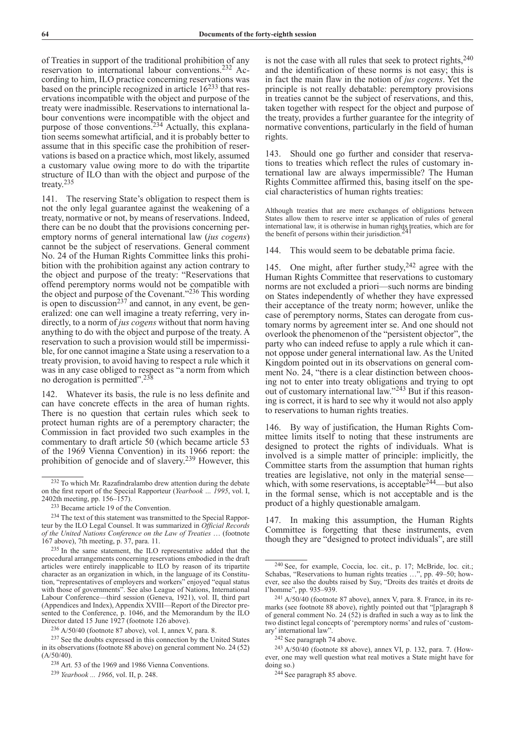of Treaties in support of the traditional prohibition of any reservation to international labour conventions.[232] According to him, ILO practice concerning reservations was based on the principle recognized in article 16[233] that reservations incompatible with the object and purpose of the treaty were inadmissible. Reservations to international labour conventions were incompatible with the object and purpose of those conventions.[234] Actually, this explanation seems somewhat artificial, and it is probably better to assume that in this specific case the prohibition of reservations is based on a practice which, most likely, assumed a customary value owing more to do with the tripartite structure of ILO than with the object and purpose of the treaty.[235]

141. The reserving State's obligation to respect them is not the only legal guarantee against the weakening of a treaty, normative or not, by means of reservations. Indeed, there can be no doubt that the provisions concerning peremptory norms of general international law (*jus cogens*) cannot be the subject of reservations. General comment No. 24 of the Human Rights Committee links this prohibition with the prohibition against any action contrary to the object and purpose of the treaty: "Reservations that offend peremptory norms would not be compatible with the object and purpose of the Covenant."[236] This wording is open to discussion[237] and cannot, in any event, be generalized: one can well imagine a treaty referring, very indirectly, to a norm of *jus cogens* without that norm having anything to do with the object and purpose of the treaty. A reservation to such a provision would still be impermissible, for one cannot imagine a State using a reservation to a treaty provision, to avoid having to respect a rule which it was in any case obliged to respect as "a norm from which no derogation is permitted".[238]

142. Whatever its basis, the rule is no less definite and can have concrete effects in the area of human rights. There is no question that certain rules which seek to protect human rights are of a peremptory character; the Commission in fact provided two such examples in the commentary to draft article 50 (which became article 53 of the 1969 Vienna Convention) in its 1966 report: the prohibition of genocide and of slavery.[239] However, this is not the case with all rules that seek to protect rights,[240] and the identification of these norms is not easy; this is in fact the main flaw in the notion of *jus cogens*. Yet the principle is not really debatable: peremptory provisions in treaties cannot be the subject of reservations, and this, taken together with respect for the object and purpose of the treaty, provides a further guarantee for the integrity of normative conventions, particularly in the field of human rights.

143. Should one go further and consider that reservations to treaties which reflect the rules of customary international law are always impermissible? The Human Rights Committee affirmed this, basing itself on the special characteristics of human rights treaties:

> Although treaties that are mere exchanges of obligations between States allow them to reserve inter se application of rules of general international law, it is otherwise in human rights treaties, which are for the benefit of persons within their jurisdiction.[241]

144. This would seem to be debatable prima facie.

145. One might, after further study,[242] agree with the Human Rights Committee that reservations to customary norms are not excluded a priori—such norms are binding on States independently of whether they have expressed their acceptance of the treaty norm; however, unlike the case of peremptory norms, States can derogate from customary norms by agreement inter se. And one should not overlook the phenomenon of the "persistent objector", the party who can indeed refuse to apply a rule which it cannot oppose under general international law. As the United Kingdom pointed out in its observations on general comment No. 24, "there is a clear distinction between choosing not to enter into treaty obligations and trying to opt out of customary international law."[243] But if this reasoning is correct, it is hard to see why it would not also apply to reservations to human rights treaties.

146. By way of justification, the Human Rights Committee limits itself to noting that these instruments are designed to protect the rights of individuals. What is involved is a simple matter of principle: implicitly, the Committee starts from the assumption that human rights treaties are legislative, not only in the material sense—which, with some reservations, is acceptable[244]—but also in the formal sense, which is not acceptable and is the product of a highly questionable amalgam.

147. In making this assumption, the Human Rights Committee is forgetting that these instruments, even though they are "designed to protect individuals", are still

---

[232] To which Mr. Razafindralambo drew attention during the debate on the first report of the Special Rapporteur (*Yearbook ... 1995*, vol. I, 2402th meeting, pp. 156–157).

[233] Became article 19 of the Convention.

[234] The text of this statement was transmitted to the Special Rapporteur by the ILO Legal Counsel. It was summarized in *Official Records of the United Nations Conference on the Law of Treaties* … (footnote 167 above), 7th meeting, p. 37, para. 11.

[235] In the same statement, the ILO representative added that the procedural arrangements concerning reservations embodied in the draft articles were entirely inapplicable to ILO by reason of its tripartite character as an organization in which, in the language of its Constitution, "representatives of employers and workers" enjoyed "equal status with those of governments". See also League of Nations, International Labour Conference—third session (Geneva, 1921), vol. II, third part (Appendices and Index), Appendix XVIII—Report of the Director presented to the Conference, p. 1046, and the Memorandum by the ILO Director dated 15 June 1927 (footnote 126 above).

[236] A/50/40 (footnote 87 above), vol. I, annex V, para. 8.

[237] See the doubts expressed in this connection by the United States in its observations (footnote 88 above) on general comment No. 24 (52) (A/50/40).

[238] Art. 53 of the 1969 and 1986 Vienna Conventions.

[239] *Yearbook ... 1966*, vol. II, p. 248.

[240] See, for example, Coccia, loc. cit., p. 17; McBride, loc. cit.; Schabas, "Reservations to human rights treaties …", pp. 49–50; however, see also the doubts raised by Suy, "Droits des traités et droits de l'homme", pp. 935–939.

[241] A/50/40 (footnote 87 above), annex V, para. 8. France, in its remarks (see footnote 88 above), rightly pointed out that "[p]aragraph 8 of general comment No. 24 (52) is drafted in such a way as to link the two distinct legal concepts of 'peremptory norms' and rules of 'customary' international law".

[242] See paragraph 74 above.

[243] A/50/40 (footnote 88 above), annex VI, p. 132, para. 7. (However, one may well question what real motives a State might have for doing so.)

[244] See paragraph 85 above.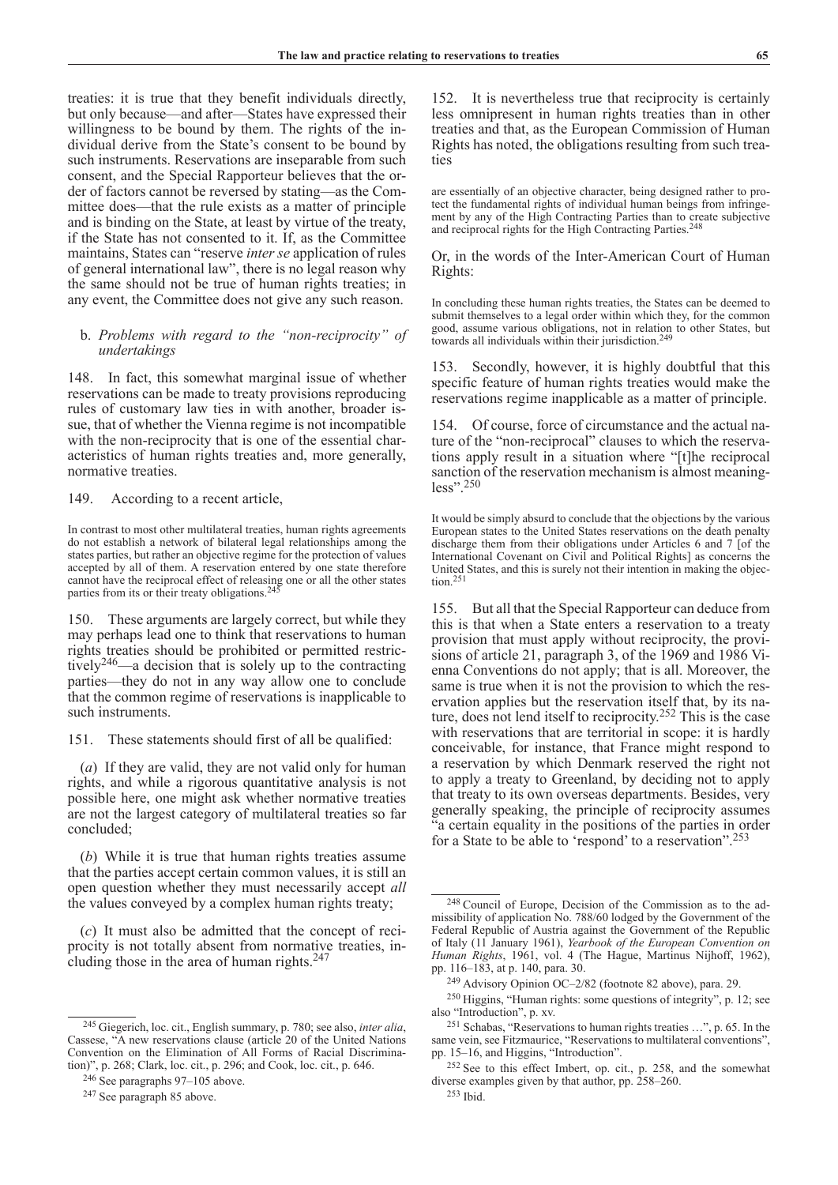treaties: it is true that they benefit individuals directly, but only because—and after—States have expressed their willingness to be bound by them. The rights of the individual derive from the State's consent to be bound by such instruments. Reservations are inseparable from such consent, and the Special Rapporteur believes that the order of factors cannot be reversed by stating—as the Committee does—that the rule exists as a matter of principle and is binding on the State, at least by virtue of the treaty, if the State has not consented to it. If, as the Committee maintains, States can "reserve *inter se* application of rules of general international law", there is no legal reason why the same should not be true of human rights treaties; in any event, the Committee does not give any such reason.

b. *Problems with regard to the "non-reciprocity" of undertakings*

148. In fact, this somewhat marginal issue of whether reservations can be made to treaty provisions reproducing rules of customary law ties in with another, broader issue, that of whether the Vienna regime is not incompatible with the non-reciprocity that is one of the essential characteristics of human rights treaties and, more generally, normative treaties.

149. According to a recent article,

> In contrast to most other multilateral treaties, human rights agreements do not establish a network of bilateral legal relationships among the states parties, but rather an objective regime for the protection of values accepted by all of them. A reservation entered by one state therefore cannot have the reciprocal effect of releasing one or all the other states parties from its or their treaty obligations.[245]

150. These arguments are largely correct, but while they may perhaps lead one to think that reservations to human rights treaties should be prohibited or permitted restrictively[246]—a decision that is solely up to the contracting parties—they do not in any way allow one to conclude that the common regime of reservations is inapplicable to such instruments.

151. These statements should first of all be qualified:

(*a*) If they are valid, they are not valid only for human rights, and while a rigorous quantitative analysis is not possible here, one might ask whether normative treaties are not the largest category of multilateral treaties so far concluded;

(*b*) While it is true that human rights treaties assume that the parties accept certain common values, it is still an open question whether they must necessarily accept *all* the values conveyed by a complex human rights treaty;

(*c*) It must also be admitted that the concept of reciprocity is not totally absent from normative treaties, including those in the area of human rights.[247]

152. It is nevertheless true that reciprocity is certainly less omnipresent in human rights treaties than in other treaties and that, as the European Commission of Human Rights has noted, the obligations resulting from such treaties

> are essentially of an objective character, being designed rather to protect the fundamental rights of individual human beings from infringement by any of the High Contracting Parties than to create subjective and reciprocal rights for the High Contracting Parties.[248]

Or, in the words of the Inter-American Court of Human Rights:

> In concluding these human rights treaties, the States can be deemed to submit themselves to a legal order within which they, for the common good, assume various obligations, not in relation to other States, but towards all individuals within their jurisdiction.[249]

153. Secondly, however, it is highly doubtful that this specific feature of human rights treaties would make the reservations regime inapplicable as a matter of principle.

154. Of course, force of circumstance and the actual nature of the "non-reciprocal" clauses to which the reservations apply result in a situation where "[t]he reciprocal sanction of the reservation mechanism is almost meaningless".[250]

> It would be simply absurd to conclude that the objections by the various European states to the United States reservations on the death penalty discharge them from their obligations under Articles 6 and 7 [of the International Covenant on Civil and Political Rights] as concerns the United States, and this is surely not their intention in making the objection.[251]

155. But all that the Special Rapporteur can deduce from this is that when a State enters a reservation to a treaty provision that must apply without reciprocity, the provisions of article 21, paragraph 3, of the 1969 and 1986 Vienna Conventions do not apply; that is all. Moreover, the same is true when it is not the provision to which the reservation applies but the reservation itself that, by its nature, does not lend itself to reciprocity.[252] This is the case with reservations that are territorial in scope: it is hardly conceivable, for instance, that France might respond to a reservation by which Denmark reserved the right not to apply a treaty to Greenland, by deciding not to apply that treaty to its own overseas departments. Besides, very generally speaking, the principle of reciprocity assumes "a certain equality in the positions of the parties in order for a State to be able to 'respond' to a reservation".[253]

---

[245] Giegerich, loc. cit., English summary, p. 780; see also, *inter alia*, Cassese, "A new reservations clause (article 20 of the United Nations Convention on the Elimination of All Forms of Racial Discrimination)", p. 268; Clark, loc. cit., p. 296; and Cook, loc. cit., p. 646.

[246] See paragraphs 97–105 above.

[247] See paragraph 85 above.

[248] Council of Europe, Decision of the Commission as to the admissibility of application No. 788/60 lodged by the Government of the Federal Republic of Austria against the Government of the Republic of Italy (11 January 1961), *Yearbook of the European Convention on Human Rights*, 1961, vol. 4 (The Hague, Martinus Nijhoff, 1962), pp. 116–183, at p. 140, para. 30.

[249] Advisory Opinion OC–2/82 (footnote 82 above), para. 29.

[250] Higgins, "Human rights: some questions of integrity", p. 12; see also "Introduction", p. xv.

[251] Schabas, "Reservations to human rights treaties …", p. 65. In the same vein, see Fitzmaurice, "Reservations to multilateral conventions", pp. 15–16, and Higgins, "Introduction".

[252] See to this effect Imbert, op. cit., p. 258, and the somewhat diverse examples given by that author, pp. 258–260.

[253] Ibid.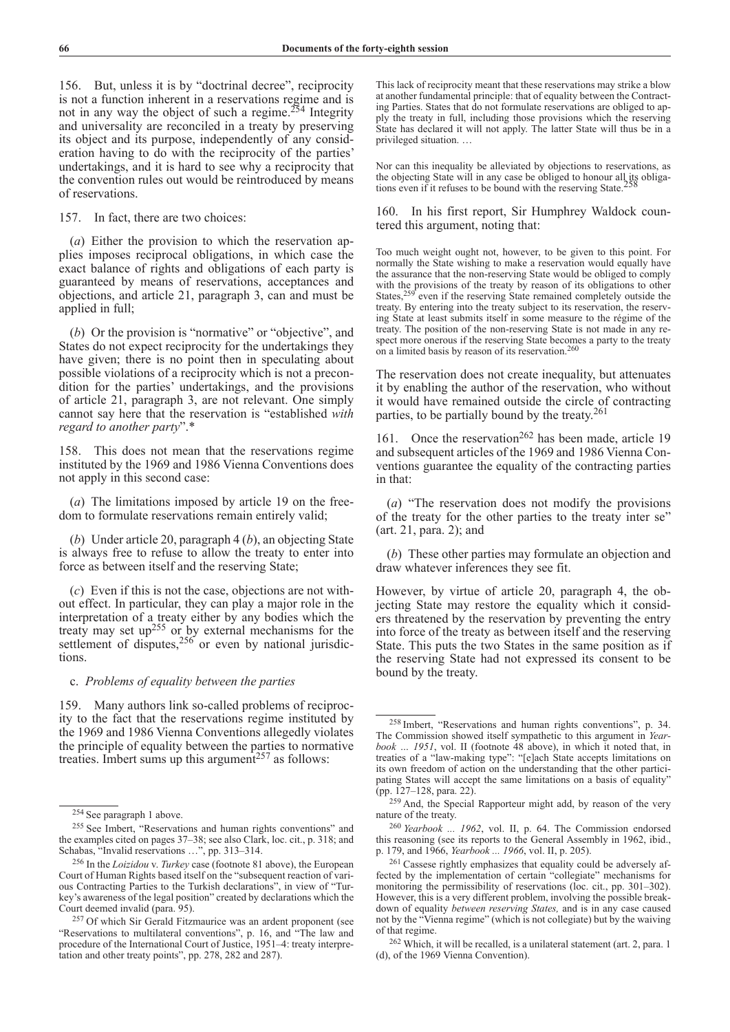156. But, unless it is by "doctrinal decree", reciprocity is not a function inherent in a reservations regime and is not in any way the object of such a regime.[254] Integrity and universality are reconciled in a treaty by preserving its object and its purpose, independently of any consideration having to do with the reciprocity of the parties' undertakings, and it is hard to see why a reciprocity that the convention rules out would be reintroduced by means of reservations.

157. In fact, there are two choices:

(*a*) Either the provision to which the reservation applies imposes reciprocal obligations, in which case the exact balance of rights and obligations of each party is guaranteed by means of reservations, acceptances and objections, and article 21, paragraph 3, can and must be applied in full;

(*b*) Or the provision is "normative" or "objective", and States do not expect reciprocity for the undertakings they have given; there is no point then in speculating about possible violations of a reciprocity which is not a precondition for the parties' undertakings, and the provisions of article 21, paragraph 3, are not relevant. One simply cannot say here that the reservation is "established *with regard to another party*".*

158. This does not mean that the reservations regime instituted by the 1969 and 1986 Vienna Conventions does not apply in this second case:

(*a*) The limitations imposed by article 19 on the freedom to formulate reservations remain entirely valid;

(*b*) Under article 20, paragraph 4 (*b*), an objecting State is always free to refuse to allow the treaty to enter into force as between itself and the reserving State;

(*c*) Even if this is not the case, objections are not without effect. In particular, they can play a major role in the interpretation of a treaty either by any bodies which the treaty may set up[255] or by external mechanisms for the settlement of disputes,[256] or even by national jurisdictions.

c. *Problems of equality between the parties*

159. Many authors link so-called problems of reciprocity to the fact that the reservations regime instituted by the 1969 and 1986 Vienna Conventions allegedly violates the principle of equality between the parties to normative treaties. Imbert sums up this argument[257] as follows:

> This lack of reciprocity meant that these reservations may strike a blow at another fundamental principle: that of equality between the Contracting Parties. States that do not formulate reservations are obliged to apply the treaty in full, including those provisions which the reserving State has declared it will not apply. The latter State will thus be in a privileged situation. …
>
> Nor can this inequality be alleviated by objections to reservations, as the objecting State will in any case be obliged to honour all its obligations even if it refuses to be bound with the reserving State.[258]

160. In his first report, Sir Humphrey Waldock countered this argument, noting that:

> Too much weight ought not, however, to be given to this point. For normally the State wishing to make a reservation would equally have the assurance that the non-reserving State would be obliged to comply with the provisions of the treaty by reason of its obligations to other States,[259] even if the reserving State remained completely outside the treaty. By entering into the treaty subject to its reservation, the reserving State at least submits itself in some measure to the régime of the treaty. The position of the non-reserving State is not made in any respect more onerous if the reserving State becomes a party to the treaty on a limited basis by reason of its reservation.[260]

The reservation does not create inequality, but attenuates it by enabling the author of the reservation, who without it would have remained outside the circle of contracting parties, to be partially bound by the treaty.[261]

161. Once the reservation[262] has been made, article 19 and subsequent articles of the 1969 and 1986 Vienna Conventions guarantee the equality of the contracting parties in that:

(*a*) "The reservation does not modify the provisions of the treaty for the other parties to the treaty inter se" (art. 21, para. 2); and

(*b*) These other parties may formulate an objection and draw whatever inferences they see fit.

However, by virtue of article 20, paragraph 4, the objecting State may restore the equality which it considers threatened by the reservation by preventing the entry into force of the treaty as between itself and the reserving State. This puts the two States in the same position as if the reserving State had not expressed its consent to be bound by the treaty.

---

[254] See paragraph 1 above.

[255] See Imbert, "Reservations and human rights conventions" and the examples cited on pages 37–38; see also Clark, loc. cit., p. 318; and Schabas, "Invalid reservations …", pp. 313–314.

[256] In the *Loizidou* v. *Turkey* case (footnote 81 above), the European Court of Human Rights based itself on the "subsequent reaction of various Contracting Parties to the Turkish declarations", in view of "Turkey's awareness of the legal position" created by declarations which the Court deemed invalid (para. 95).

[257] Of which Sir Gerald Fitzmaurice was an ardent proponent (see "Reservations to multilateral conventions", p. 16, and "The law and procedure of the International Court of Justice, 1951–4: treaty interpretation and other treaty points", pp. 278, 282 and 287).

[258] Imbert, "Reservations and human rights conventions", p. 34. The Commission showed itself sympathetic to this argument in *Yearbook ... 1951*, vol. II (footnote 48 above), in which it noted that, in treaties of a "law-making type": "[e]ach State accepts limitations on its own freedom of action on the understanding that the other participating States will accept the same limitations on a basis of equality" (pp. 127–128, para. 22).

[259] And, the Special Rapporteur might add, by reason of the very nature of the treaty.

[260] *Yearbook ... 1962*, vol. II, p. 64. The Commission endorsed this reasoning (see its reports to the General Assembly in 1962, ibid., p. 179, and 1966, *Yearbook ... 1966*, vol. II, p. 205).

[261] Cassese rightly emphasizes that equality could be adversely affected by the implementation of certain "collegiate" mechanisms for monitoring the permissibility of reservations (loc. cit., pp. 301–302). However, this is a very different problem, involving the possible breakdown of equality *between reserving States,* and is in any case caused not by the "Vienna regime" (which is not collegiate) but by the waiving of that regime.

[262] Which, it will be recalled, is a unilateral statement (art. 2, para. 1 (d), of the 1969 Vienna Convention).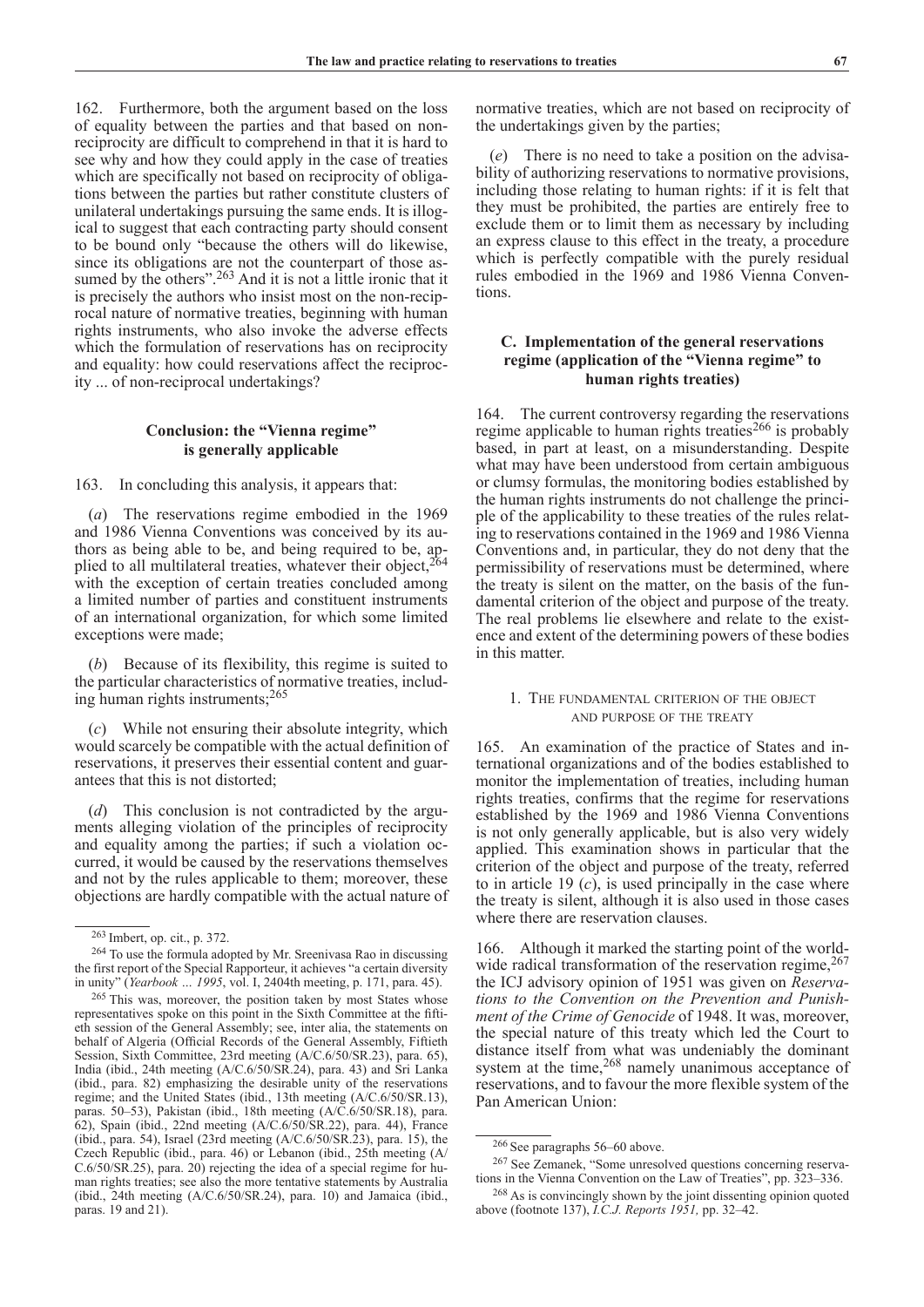162. Furthermore, both the argument based on the loss of equality between the parties and that based on non-reciprocity are difficult to comprehend in that it is hard to see why and how they could apply in the case of treaties which are specifically not based on reciprocity of obligations between the parties but rather constitute clusters of unilateral undertakings pursuing the same ends. It is illogical to suggest that each contracting party should consent to be bound only "because the others will do likewise, since its obligations are not the counterpart of those assumed by the others".[263] And it is not a little ironic that it is precisely the authors who insist most on the non-reciprocal nature of normative treaties, beginning with human rights instruments, who also invoke the adverse effects which the formulation of reservations has on reciprocity and equality: how could reservations affect the reciprocity ... of non-reciprocal undertakings?

### Conclusion: the "Vienna regime" is generally applicable

163. In concluding this analysis, it appears that:

(*a*) The reservations regime embodied in the 1969 and 1986 Vienna Conventions was conceived by its authors as being able to be, and being required to be, applied to all multilateral treaties, whatever their object,[264] with the exception of certain treaties concluded among a limited number of parties and constituent instruments of an international organization, for which some limited exceptions were made;

(*b*) Because of its flexibility, this regime is suited to the particular characteristics of normative treaties, including human rights instruments;[265]

(*c*) While not ensuring their absolute integrity, which would scarcely be compatible with the actual definition of reservations, it preserves their essential content and guarantees that this is not distorted;

(*d*) This conclusion is not contradicted by the arguments alleging violation of the principles of reciprocity and equality among the parties; if such a violation occurred, it would be caused by the reservations themselves and not by the rules applicable to them; moreover, these objections are hardly compatible with the actual nature of normative treaties, which are not based on reciprocity of the undertakings given by the parties;

(*e*) There is no need to take a position on the advisability of authorizing reservations to normative provisions, including those relating to human rights: if it is felt that they must be prohibited, the parties are entirely free to exclude them or to limit them as necessary by including an express clause to this effect in the treaty, a procedure which is perfectly compatible with the purely residual rules embodied in the 1969 and 1986 Vienna Conventions.

## C. Implementation of the general reservations regime (application of the "Vienna regime" to human rights treaties)

164. The current controversy regarding the reservations regime applicable to human rights treaties[266] is probably based, in part at least, on a misunderstanding. Despite what may have been understood from certain ambiguous or clumsy formulas, the monitoring bodies established by the human rights instruments do not challenge the principle of the applicability to these treaties of the rules relating to reservations contained in the 1969 and 1986 Vienna Conventions and, in particular, they do not deny that the permissibility of reservations must be determined, where the treaty is silent on the matter, on the basis of the fundamental criterion of the object and purpose of the treaty. The real problems lie elsewhere and relate to the existence and extent of the determining powers of these bodies in this matter.

### 1. The fundamental criterion of the object and purpose of the treaty

165. An examination of the practice of States and international organizations and of the bodies established to monitor the implementation of treaties, including human rights treaties, confirms that the regime for reservations established by the 1969 and 1986 Vienna Conventions is not only generally applicable, but is also very widely applied. This examination shows in particular that the criterion of the object and purpose of the treaty, referred to in article 19 (*c*), is used principally in the case where the treaty is silent, although it is also used in those cases where there are reservation clauses.

166. Although it marked the starting point of the worldwide radical transformation of the reservation regime,[267] the ICJ advisory opinion of 1951 was given on *Reservations to the Convention on the Prevention and Punishment of the Crime of Genocide* of 1948. It was, moreover, the special nature of this treaty which led the Court to distance itself from what was undeniably the dominant system at the time,[268] namely unanimous acceptance of reservations, and to favour the more flexible system of the Pan American Union:

---

[263] Imbert, op. cit., p. 372.

[264] To use the formula adopted by Mr. Sreenivasa Rao in discussing the first report of the Special Rapporteur, it achieves "a certain diversity in unity" (*Yearbook ... 1995*, vol. I, 2404th meeting, p. 171, para. 45).

[265] This was, moreover, the position taken by most States whose representatives spoke on this point in the Sixth Committee at the fiftieth session of the General Assembly; see, inter alia, the statements on behalf of Algeria (Official Records of the General Assembly, Fiftieth Session, Sixth Committee, 23rd meeting (A/C.6/50/SR.23), para. 65), India (ibid., 24th meeting (A/C.6/50/SR.24), para. 43) and Sri Lanka (ibid., para. 82) emphasizing the desirable unity of the reservations regime; and the United States (ibid., 13th meeting (A/C.6/50/SR.13), paras. 50–53), Pakistan (ibid., 18th meeting (A/C.6/50/SR.18), para. 62), Spain (ibid., 22nd meeting (A/C.6/50/SR.22), para. 44), France (ibid., para. 54), Israel (23rd meeting (A/C.6/50/SR.23), para. 15), the Czech Republic (ibid., para. 46) or Lebanon (ibid., 25th meeting (A/C.6/50/SR.25), para. 20) rejecting the idea of a special regime for human rights treaties; see also the more tentative statements by Australia (ibid., 24th meeting (A/C.6/50/SR.24), para. 10) and Jamaica (ibid., paras. 19 and 21).

[266] See paragraphs 56–60 above.

[267] See Zemanek, "Some unresolved questions concerning reservations in the Vienna Convention on the Law of Treaties", pp. 323–336.

[268] As is convincingly shown by the joint dissenting opinion quoted above (footnote 137), *I.C.J. Reports 1951,* pp. 32–42.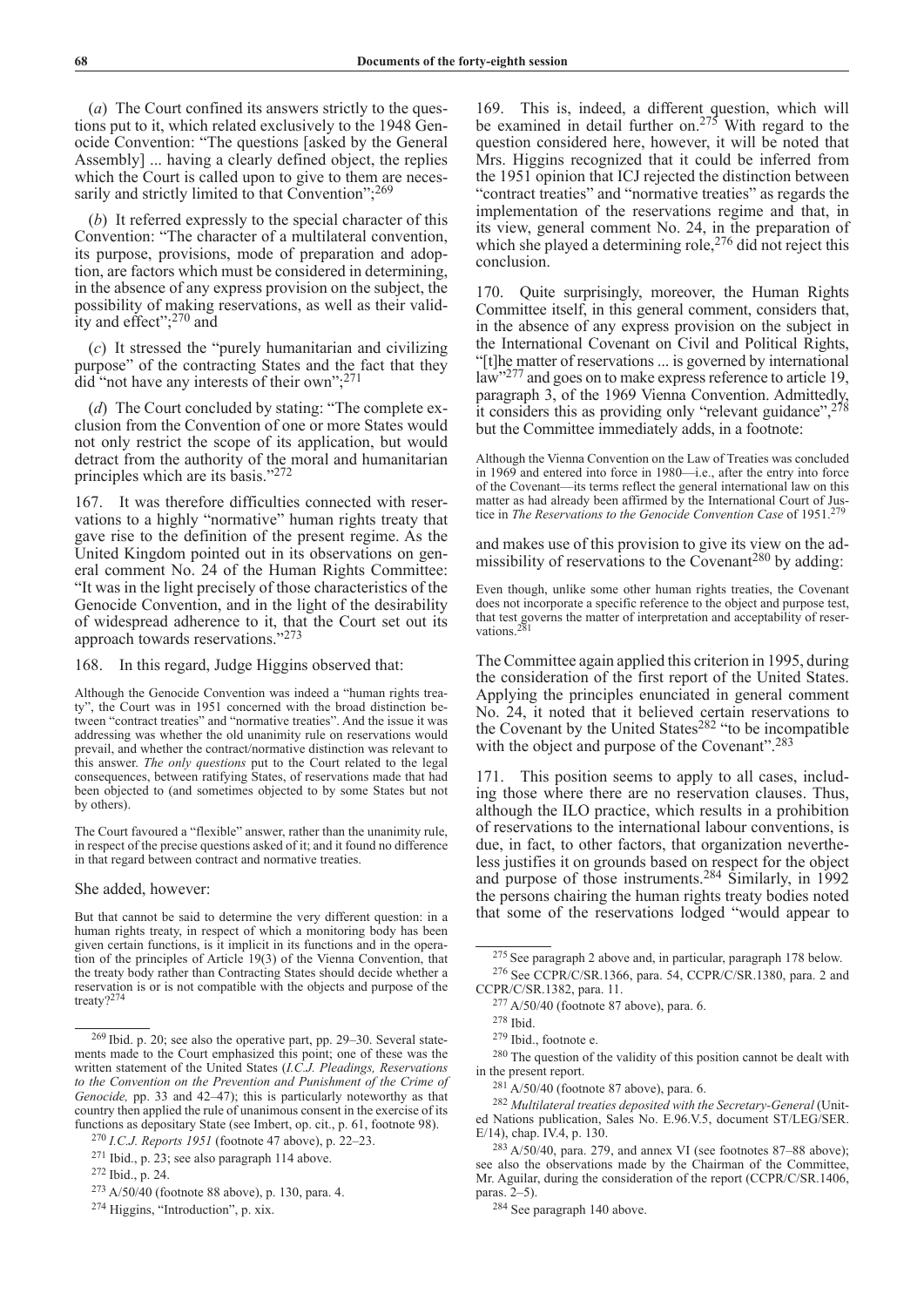(*a*) The Court confined its answers strictly to the questions put to it, which related exclusively to the 1948 Genocide Convention: "The questions [asked by the General Assembly] ... having a clearly defined object, the replies which the Court is called upon to give to them are necessarily and strictly limited to that Convention";[269]

(*b*) It referred expressly to the special character of this Convention: "The character of a multilateral convention, its purpose, provisions, mode of preparation and adoption, are factors which must be considered in determining, in the absence of any express provision on the subject, the possibility of making reservations, as well as their validity and effect";[270] and

(*c*) It stressed the "purely humanitarian and civilizing purpose" of the contracting States and the fact that they did "not have any interests of their own";[271]

(*d*) The Court concluded by stating: "The complete exclusion from the Convention of one or more States would not only restrict the scope of its application, but would detract from the authority of the moral and humanitarian principles which are its basis."[272]

167. It was therefore difficulties connected with reservations to a highly "normative" human rights treaty that gave rise to the definition of the present regime. As the United Kingdom pointed out in its observations on general comment No. 24 of the Human Rights Committee: "It was in the light precisely of those characteristics of the Genocide Convention, and in the light of the desirability of widespread adherence to it, that the Court set out its approach towards reservations."[273]

168. In this regard, Judge Higgins observed that:

> Although the Genocide Convention was indeed a "human rights treaty", the Court was in 1951 concerned with the broad distinction between "contract treaties" and "normative treaties". And the issue it was addressing was whether the old unanimity rule on reservations would prevail, and whether the contract/normative distinction was relevant to this answer. *The only questions* put to the Court related to the legal consequences, between ratifying States, of reservations made that had been objected to (and sometimes objected to by some States but not by others).
>
> The Court favoured a "flexible" answer, rather than the unanimity rule, in respect of the precise questions asked of it; and it found no difference in that regard between contract and normative treaties.

She added, however:

> But that cannot be said to determine the very different question: in a human rights treaty, in respect of which a monitoring body has been given certain functions, is it implicit in its functions and in the operation of the principles of Article 19(3) of the Vienna Convention, that the treaty body rather than Contracting States should decide whether a reservation is or is not compatible with the objects and purpose of the treaty?[274]

169. This is, indeed, a different question, which will be examined in detail further on.[275] With regard to the question considered here, however, it will be noted that Mrs. Higgins recognized that it could be inferred from the 1951 opinion that ICJ rejected the distinction between "contract treaties" and "normative treaties" as regards the implementation of the reservations regime and that, in its view, general comment No. 24, in the preparation of which she played a determining role,[276] did not reject this conclusion.

170. Quite surprisingly, moreover, the Human Rights Committee itself, in this general comment, considers that, in the absence of any express provision on the subject in the International Covenant on Civil and Political Rights, "[t]he matter of reservations ... is governed by international law"[277] and goes on to make express reference to article 19, paragraph 3, of the 1969 Vienna Convention. Admittedly, it considers this as providing only "relevant guidance",[278] but the Committee immediately adds, in a footnote:

> Although the Vienna Convention on the Law of Treaties was concluded in 1969 and entered into force in 1980—i.e., after the entry into force of the Covenant—its terms reflect the general international law on this matter as had already been affirmed by the International Court of Justice in *The Reservations to the Genocide Convention Case* of 1951.[279]

and makes use of this provision to give its view on the admissibility of reservations to the Covenant[280] by adding:

> Even though, unlike some other human rights treaties, the Covenant does not incorporate a specific reference to the object and purpose test, that test governs the matter of interpretation and acceptability of reservations.[281]

The Committee again applied this criterion in 1995, during the consideration of the first report of the United States. Applying the principles enunciated in general comment No. 24, it noted that it believed certain reservations to the Covenant by the United States[282] "to be incompatible with the object and purpose of the Covenant".[283]

171. This position seems to apply to all cases, including those where there are no reservation clauses. Thus, although the ILO practice, which results in a prohibition of reservations to the international labour conventions, is due, in fact, to other factors, that organization nevertheless justifies it on grounds based on respect for the object and purpose of those instruments.[284] Similarly, in 1992 the persons chairing the human rights treaty bodies noted that some of the reservations lodged "would appear to

---

[269] Ibid. p. 20; see also the operative part, pp. 29–30. Several statements made to the Court emphasized this point; one of these was the written statement of the United States (*I.C.J. Pleadings, Reservations to the Convention on the Prevention and Punishment of the Crime of Genocide,* pp. 33 and 42–47); this is particularly noteworthy as that country then applied the rule of unanimous consent in the exercise of its functions as depositary State (see Imbert, op. cit., p. 61, footnote 98).

[270] *I.C.J. Reports 1951* (footnote 47 above), pp. 22–23.

[271] Ibid., p. 23; see also paragraph 114 above.

[272] Ibid., p. 24.

[273] A/50/40 (footnote 88 above), p. 130, para. 4.

[274] Higgins, "Introduction", p. xix.

[275] See paragraph 2 above and, in particular, paragraph 178 below.

[276] See CCPR/C/SR.1366, para. 54, CCPR/C/SR.1380, para. 2 and CCPR/C/SR.1382, para. 11.

[277] A/50/40 (footnote 87 above), para. 6.

[278] Ibid.

[279] Ibid., footnote e.

[280] The question of the validity of this position cannot be dealt with in the present report.

[281] A/50/40 (footnote 87 above), para. 6.

[282] *Multilateral treaties deposited with the Secretary-General* (United Nations publication, Sales No. E.96.V.5, document ST/LEG/SER.E/14), chap. IV.4, p. 130.

[283] A/50/40, para. 279, and annex VI (see footnotes 87–88 above); see also the observations made by the Chairman of the Committee, Mr. Aguilar, during the consideration of the report (CCPR/C/SR.1406, paras. 2–5).

[284] See paragraph 140 above.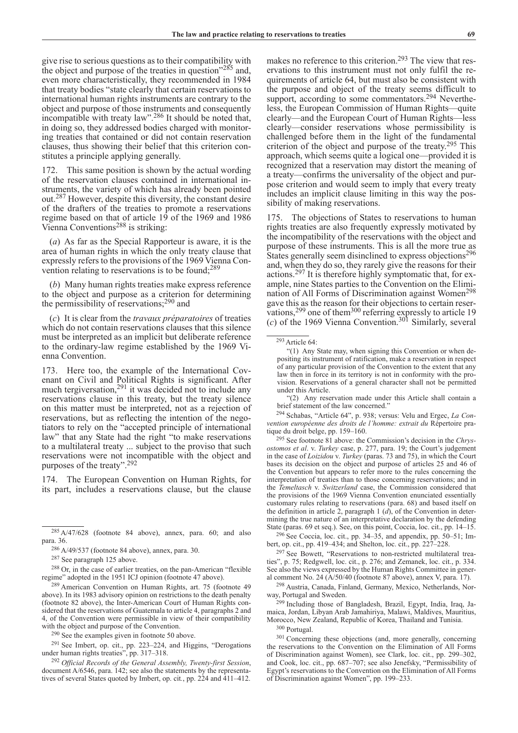give rise to serious questions as to their compatibility with the object and purpose of the treaties in question"[285] and, even more characteristically, they recommended in 1984 that treaty bodies "state clearly that certain reservations to international human rights instruments are contrary to the object and purpose of those instruments and consequently incompatible with treaty law".[286] It should be noted that, in doing so, they addressed bodies charged with monitoring treaties that contained or did not contain reservation clauses, thus showing their belief that this criterion constitutes a principle applying generally.

172. This same position is shown by the actual wording of the reservation clauses contained in international instruments, the variety of which has already been pointed out.[287] However, despite this diversity, the constant desire of the drafters of the treaties to promote a reservations regime based on that of article 19 of the 1969 and 1986 Vienna Conventions[288] is striking:

(*a*) As far as the Special Rapporteur is aware, it is the area of human rights in which the only treaty clause that expressly refers to the provisions of the 1969 Vienna Convention relating to reservations is to be found;[289]

(*b*) Many human rights treaties make express reference to the object and purpose as a criterion for determining the permissibility of reservations;[290] and

(*c*) It is clear from the *travaux préparatoires* of treaties which do not contain reservations clauses that this silence must be interpreted as an implicit but deliberate reference to the ordinary-law regime established by the 1969 Vienna Convention.

173. Here too, the example of the International Covenant on Civil and Political Rights is significant. After much tergiversation,[291] it was decided not to include any reservations clause in this treaty, but the treaty silence on this matter must be interpreted, not as a rejection of reservations, but as reflecting the intention of the negotiators to rely on the "accepted principle of international law" that any State had the right "to make reservations to a multilateral treaty ... subject to the proviso that such reservations were not incompatible with the object and purposes of the treaty".[292]

174. The European Convention on Human Rights, for its part, includes a reservations clause, but the clause makes no reference to this criterion.[293] The view that reservations to this instrument must not only fulfil the requirements of article 64, but must also be consistent with the purpose and object of the treaty seems difficult to support, according to some commentators.[294] Nevertheless, the European Commission of Human Rights—quite clearly—and the European Court of Human Rights—less clearly—consider reservations whose permissibility is challenged before them in the light of the fundamental criterion of the object and purpose of the treaty.[295] This approach, which seems quite a logical one—provided it is recognized that a reservation may distort the meaning of a treaty—confirms the universality of the object and purpose criterion and would seem to imply that every treaty includes an implicit clause limiting in this way the possibility of making reservations.

175. The objections of States to reservations to human rights treaties are also frequently expressly motivated by the incompatibility of the reservations with the object and purpose of these instruments. This is all the more true as States generally seem disinclined to express objections[296] and, when they do so, they rarely give the reasons for their actions.[297] It is therefore highly symptomatic that, for example, nine States parties to the Convention on the Elimination of All Forms of Discrimination against Women[298] gave this as the reason for their objections to certain reservations,[299] one of them[300] referring expressly to article 19 (*c*) of the 1969 Vienna Convention.[301] Similarly, several

---

[285] A/47/628 (footnote 84 above), annex, para. 60; and also para. 36.

[286] A/49/537 (footnote 84 above), annex, para. 30.

[287] See paragraph 125 above.

[288] Or, in the case of earlier treaties, on the pan-American "flexible regime" adopted in the 1951 ICJ opinion (footnote 47 above).

[289] American Convention on Human Rights, art. 75 (footnote 49 above). In its 1983 advisory opinion on restrictions to the death penalty (footnote 82 above), the Inter-American Court of Human Rights considered that the reservations of Guatemala to article 4, paragraphs 2 and 4, of the Convention were permissible in view of their compatibility with the object and purpose of the Convention.

[290] See the examples given in footnote 50 above.

[291] See Imbert, op. cit., pp. 223–224, and Higgins, "Derogations under human rights treaties", pp. 317–318.

[292] *Official Records of the General Assembly, Twenty-first Session*, document A/6546, para. 142; see also the statements by the representatives of several States quoted by Imbert, op. cit., pp. 224 and 411–412.

[293] Article 64:

"(1) Any State may, when signing this Convention or when depositing its instrument of ratification, make a reservation in respect of any particular provision of the Convention to the extent that any law then in force in its territory is not in conformity with the provision. Reservations of a general character shall not be permitted under this Article.

"(2) Any reservation made under this Article shall contain a brief statement of the law concerned."

[294] Schabas, "Article 64", p. 938; versus: Velu and Ergec, *La Convention européenne des droits de l'homme: extrait du* Répertoire pratique du droit belge, pp. 159–160.

[295] See footnote 81 above: the Commission's decision in the *Chrysostomos et al.* v. *Turkey* case, p. 277, para. 19; the Court's judgement in the case of *Loizidou* v. *Turkey* (paras. 73 and 75), in which the Court bases its decision on the object and purpose of articles 25 and 46 of the Convention but appears to refer more to the rules concerning the interpretation of treaties than to those concerning reservations; and in the *Temeltasch* v. *Switzerland* case, the Commission considered that the provisions of the 1969 Vienna Convention enunciated essentially customary rules relating to reservations (para. 68) and based itself on the definition in article 2, paragraph 1 (*d*), of the Convention in determining the true nature of an interpretative declaration by the defending State (paras. 69 et seq.). See, on this point, Coccia, loc. cit., pp. 14–15.

[296] See Coccia, loc. cit., pp. 34–35, and appendix, pp. 50–51; Imbert, op. cit., pp. 419–434; and Shelton, loc. cit., pp. 227–228.

[297] See Bowett, "Reservations to non-restricted multilateral treaties", p. 75; Redgwell, loc. cit., p. 276; and Zemanek, loc. cit., p. 334. See also the views expressed by the Human Rights Committee in general comment No. 24 (A/50/40 (footnote 87 above), annex V, para. 17).

[298] Austria, Canada, Finland, Germany, Mexico, Netherlands, Norway, Portugal and Sweden.

[299] Including those of Bangladesh, Brazil, Egypt, India, Iraq, Jamaica, Jordan, Libyan Arab Jamahiriya, Malawi, Maldives, Mauritius, Morocco, New Zealand, Republic of Korea, Thailand and Tunisia.

[300] Portugal.

[301] Concerning these objections (and, more generally, concerning the reservations to the Convention on the Elimination of All Forms of Discrimination against Women), see Clark, loc. cit., pp. 299–302, and Cook, loc. cit., pp. 687–707; see also Jenefsky, "Permissibility of Egypt's reservations to the Convention on the Elimination of All Forms of Discrimination against Women", pp. 199–233.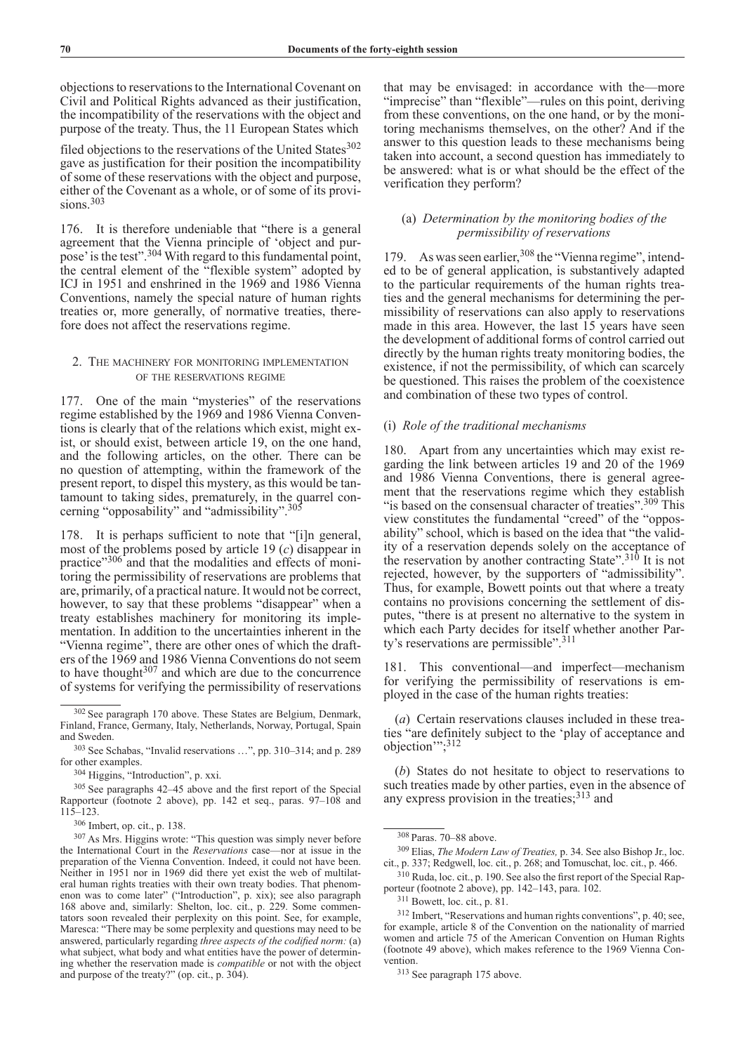objections to reservations to the International Covenant on Civil and Political Rights advanced as their justification, the incompatibility of the reservations with the object and purpose of the treaty. Thus, the 11 European States which filed objections to the reservations of the United States[302] gave as justification for their position the incompatibility of some of these reservations with the object and purpose, either of the Covenant as a whole, or of some of its provisions.[303]

176. It is therefore undeniable that "there is a general agreement that the Vienna principle of 'object and purpose' is the test".[304] With regard to this fundamental point, the central element of the "flexible system" adopted by ICJ in 1951 and enshrined in the 1969 and 1986 Vienna Conventions, namely the special nature of human rights treaties or, more generally, of normative treaties, therefore does not affect the reservations regime.

## 2. The machinery for monitoring implementation of the reservations regime

177. One of the main "mysteries" of the reservations regime established by the 1969 and 1986 Vienna Conventions is clearly that of the relations which exist, might exist, or should exist, between article 19, on the one hand, and the following articles, on the other. There can be no question of attempting, within the framework of the present report, to dispel this mystery, as this would be tantamount to taking sides, prematurely, in the quarrel concerning "opposability" and "admissibility".[305]

178. It is perhaps sufficient to note that "[i]n general, most of the problems posed by article 19 (*c*) disappear in practice"[306] and that the modalities and effects of monitoring the permissibility of reservations are problems that are, primarily, of a practical nature. It would not be correct, however, to say that these problems "disappear" when a treaty establishes machinery for monitoring its implementation. In addition to the uncertainties inherent in the "Vienna regime", there are other ones of which the drafters of the 1969 and 1986 Vienna Conventions do not seem to have thought[307] and which are due to the concurrence of systems for verifying the permissibility of reservations that may be envisaged: in accordance with the—more "imprecise" than "flexible"—rules on this point, deriving from these conventions, on the one hand, or by the monitoring mechanisms themselves, on the other? And if the answer to this question leads to these mechanisms being taken into account, a second question has immediately to be answered: what is or what should be the effect of the verification they perform?

### (a) *Determination by the monitoring bodies of the permissibility of reservations*

179. As was seen earlier,[308] the "Vienna regime", intended to be of general application, is substantively adapted to the particular requirements of the human rights treaties and the general mechanisms for determining the permissibility of reservations can also apply to reservations made in this area. However, the last 15 years have seen the development of additional forms of control carried out directly by the human rights treaty monitoring bodies, the existence, if not the permissibility, of which can scarcely be questioned. This raises the problem of the coexistence and combination of these two types of control.

#### (i) *Role of the traditional mechanisms*

180. Apart from any uncertainties which may exist regarding the link between articles 19 and 20 of the 1969 and 1986 Vienna Conventions, there is general agreement that the reservations regime which they establish "is based on the consensual character of treaties".[309] This view constitutes the fundamental "creed" of the "opposability" school, which is based on the idea that "the validity of a reservation depends solely on the acceptance of the reservation by another contracting State".[310] It is not rejected, however, by the supporters of "admissibility". Thus, for example, Bowett points out that where a treaty contains no provisions concerning the settlement of disputes, "there is at present no alternative to the system in which each Party decides for itself whether another Party's reservations are permissible".[311]

181. This conventional—and imperfect—mechanism for verifying the permissibility of reservations is employed in the case of the human rights treaties:

(*a*) Certain reservations clauses included in these treaties "are definitely subject to the 'play of acceptance and objection'";[312]

(*b*) States do not hesitate to object to reservations to such treaties made by other parties, even in the absence of any express provision in the treaties;[313] and

---

[302] See paragraph 170 above. These States are Belgium, Denmark, Finland, France, Germany, Italy, Netherlands, Norway, Portugal, Spain and Sweden.

[303] See Schabas, "Invalid reservations …", pp. 310–314; and p. 289 for other examples.

[304] Higgins, "Introduction", p. xxi.

[305] See paragraphs 42–45 above and the first report of the Special Rapporteur (footnote 2 above), p. 142 et seq., paras. 97–108 and 115–123.

[306] Imbert, op. cit., p. 138.

[307] As Mrs. Higgins wrote: "This question was simply never before the International Court in the *Reservations* case—nor at issue in the preparation of the Vienna Convention. Indeed, it could not have been. Neither in 1951 nor in 1969 did there yet exist the web of multilateral human rights treaties with their own treaty bodies. That phenomenon was to come later" ("Introduction", p. xix); see also paragraph 168 above and, similarly: Shelton, loc. cit., p. 229. Some commentators soon revealed their perplexity on this point. See, for example, Maresca: "There may be some perplexity and questions may need to be answered, particularly regarding *three aspects of the codified norm:* (a) what subject, what body and what entities have the power of determining whether the reservation made is *compatible* or not with the object and purpose of the treaty?" (op. cit., p. 304).

[308] Paras. 70–88 above.

[309] Elias, *The Modern Law of Treaties,* p. 34. See also Bishop Jr., loc. cit., p. 337; Redgwell, loc. cit., p. 268; and Tomuschat, loc. cit., p. 466.

[310] Ruda, loc. cit., p. 190. See also the first report of the Special Rapporteur (footnote 2 above), pp. 142–143, para. 102.

[311] Bowett, loc. cit., p. 81.

[312] Imbert, "Reservations and human rights conventions", p. 40; see, for example, article 8 of the Convention on the nationality of married women and article 75 of the American Convention on Human Rights (footnote 49 above), which makes reference to the 1969 Vienna Convention.

[313] See paragraph 175 above.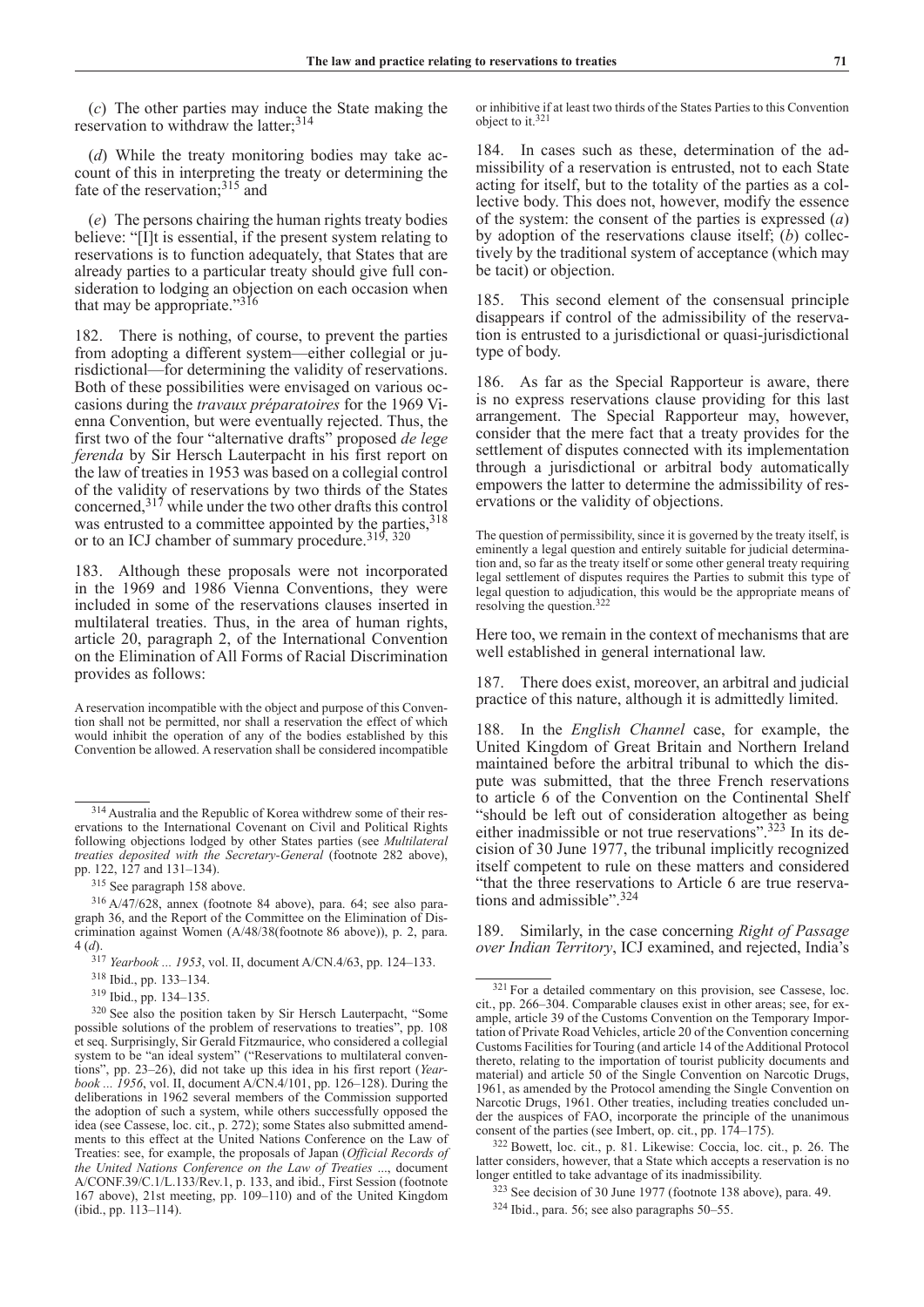(*c*) The other parties may induce the State making the reservation to withdraw the latter;[314]

(*d*) While the treaty monitoring bodies may take account of this in interpreting the treaty or determining the fate of the reservation;[315] and

(*e*) The persons chairing the human rights treaty bodies believe: "[I]t is essential, if the present system relating to reservations is to function adequately, that States that are already parties to a particular treaty should give full consideration to lodging an objection on each occasion when that may be appropriate."[316]

182. There is nothing, of course, to prevent the parties from adopting a different system—either collegial or jurisdictional—for determining the validity of reservations. Both of these possibilities were envisaged on various occasions during the *travaux préparatoires* for the 1969 Vienna Convention, but were eventually rejected. Thus, the first two of the four "alternative drafts" proposed *de lege ferenda* by Sir Hersch Lauterpacht in his first report on the law of treaties in 1953 was based on a collegial control of the validity of reservations by two thirds of the States concerned,[317] while under the two other drafts this control was entrusted to a committee appointed by the parties,[318] or to an ICJ chamber of summary procedure.[319, 320]

183. Although these proposals were not incorporated in the 1969 and 1986 Vienna Conventions, they were included in some of the reservations clauses inserted in multilateral treaties. Thus, in the area of human rights, article 20, paragraph 2, of the International Convention on the Elimination of All Forms of Racial Discrimination provides as follows:

> A reservation incompatible with the object and purpose of this Convention shall not be permitted, nor shall a reservation the effect of which would inhibit the operation of any of the bodies established by this Convention be allowed. A reservation shall be considered incompatible or inhibitive if at least two thirds of the States Parties to this Convention object to it.[321]

184. In cases such as these, determination of the admissibility of a reservation is entrusted, not to each State acting for itself, but to the totality of the parties as a collective body. This does not, however, modify the essence of the system: the consent of the parties is expressed (*a*) by adoption of the reservations clause itself; (*b*) collectively by the traditional system of acceptance (which may be tacit) or objection.

185. This second element of the consensual principle disappears if control of the admissibility of the reservation is entrusted to a jurisdictional or quasi-jurisdictional type of body.

186. As far as the Special Rapporteur is aware, there is no express reservations clause providing for this last arrangement. The Special Rapporteur may, however, consider that the mere fact that a treaty provides for the settlement of disputes connected with its implementation through a jurisdictional or arbitral body automatically empowers the latter to determine the admissibility of reservations or the validity of objections.

> The question of permissibility, since it is governed by the treaty itself, is eminently a legal question and entirely suitable for judicial determination and, so far as the treaty itself or some other general treaty requiring legal settlement of disputes requires the Parties to submit this type of legal question to adjudication, this would be the appropriate means of resolving the question.[322]

Here too, we remain in the context of mechanisms that are well established in general international law.

187. There does exist, moreover, an arbitral and judicial practice of this nature, although it is admittedly limited.

188. In the *English Channel* case, for example, the United Kingdom of Great Britain and Northern Ireland maintained before the arbitral tribunal to which the dispute was submitted, that the three French reservations to article 6 of the Convention on the Continental Shelf "should be left out of consideration altogether as being either inadmissible or not true reservations".[323] In its decision of 30 June 1977, the tribunal implicitly recognized itself competent to rule on these matters and considered "that the three reservations to Article 6 are true reservations and admissible".[324]

189. Similarly, in the case concerning *Right of Passage over Indian Territory*, ICJ examined, and rejected, India's

---

[314] Australia and the Republic of Korea withdrew some of their reservations to the International Covenant on Civil and Political Rights following objections lodged by other States parties (see *Multilateral treaties deposited with the Secretary-General* (footnote 282 above), pp. 122, 127 and 131–134).

[315] See paragraph 158 above.

[316] A/47/628, annex (footnote 84 above), para. 64; see also paragraph 36, and the Report of the Committee on the Elimination of Discrimination against Women (A/48/38(footnote 86 above)), p. 2, para. 4 (*d*).

[317] *Yearbook ... 1953*, vol. II, document A/CN.4/63, pp. 124–133.

[318] Ibid., pp. 133–134.

[319] Ibid., pp. 134–135.

[320] See also the position taken by Sir Hersch Lauterpacht, "Some possible solutions of the problem of reservations to treaties", pp. 108 et seq. Surprisingly, Sir Gerald Fitzmaurice, who considered a collegial system to be "an ideal system" ("Reservations to multilateral conventions", pp. 23–26), did not take up this idea in his first report (*Yearbook ... 1956*, vol. II, document A/CN.4/101, pp. 126–128). During the deliberations in 1962 several members of the Commission supported the adoption of such a system, while others successfully opposed the idea (see Cassese, loc. cit., p. 272); some States also submitted amendments to this effect at the United Nations Conference on the Law of Treaties: see, for example, the proposals of Japan (*Official Records of the United Nations Conference on the Law of Treaties* ..., document A/CONF.39/C.1/L.133/Rev.1, p. 133, and ibid., First Session (footnote 167 above), 21st meeting, pp. 109–110) and of the United Kingdom (ibid., pp. 113–114).

[321] For a detailed commentary on this provision, see Cassese, loc. cit., pp. 266–304. Comparable clauses exist in other areas; see, for example, article 39 of the Customs Convention on the Temporary Importation of Private Road Vehicles, article 20 of the Convention concerning Customs Facilities for Touring (and article 14 of the Additional Protocol thereto, relating to the importation of tourist publicity documents and material) and article 50 of the Single Convention on Narcotic Drugs, 1961, as amended by the Protocol amending the Single Convention on Narcotic Drugs, 1961. Other treaties, including treaties concluded under the auspices of FAO, incorporate the principle of the unanimous consent of the parties (see Imbert, op. cit., pp. 174–175).

[322] Bowett, loc. cit., p. 81. Likewise: Coccia, loc. cit., p. 26. The latter considers, however, that a State which accepts a reservation is no longer entitled to take advantage of its inadmissibility.

[323] See decision of 30 June 1977 (footnote 138 above), para. 49.

[324] Ibid., para. 56; see also paragraphs 50–55.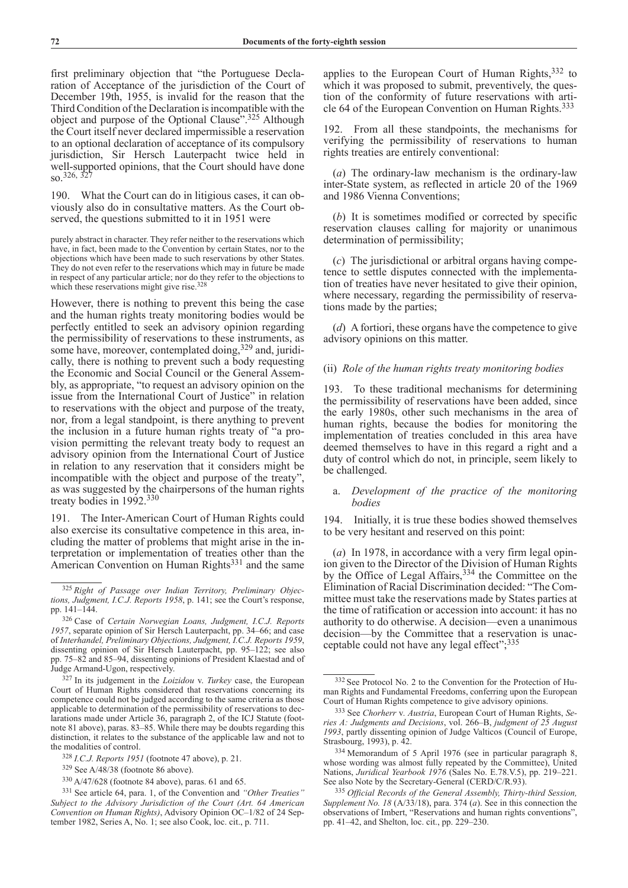first preliminary objection that "the Portuguese Declaration of Acceptance of the jurisdiction of the Court of December 19th, 1955, is invalid for the reason that the Third Condition of the Declaration is incompatible with the object and purpose of the Optional Clause".[325] Although the Court itself never declared impermissible a reservation to an optional declaration of acceptance of its compulsory jurisdiction, Sir Hersch Lauterpacht twice held in well-supported opinions, that the Court should have done so.[326, 327]

190. What the Court can do in litigious cases, it can obviously also do in consultative matters. As the Court observed, the questions submitted to it in 1951 were

> purely abstract in character. They refer neither to the reservations which have, in fact, been made to the Convention by certain States, nor to the objections which have been made to such reservations by other States. They do not even refer to the reservations which may in future be made in respect of any particular article; nor do they refer to the objections to which these reservations might give rise.[328]

However, there is nothing to prevent this being the case and the human rights treaty monitoring bodies would be perfectly entitled to seek an advisory opinion regarding the permissibility of reservations to these instruments, as some have, moreover, contemplated doing,[329] and, juridically, there is nothing to prevent such a body requesting the Economic and Social Council or the General Assembly, as appropriate, "to request an advisory opinion on the issue from the International Court of Justice" in relation to reservations with the object and purpose of the treaty, nor, from a legal standpoint, is there anything to prevent the inclusion in a future human rights treaty of "a provision permitting the relevant treaty body to request an advisory opinion from the International Court of Justice in relation to any reservation that it considers might be incompatible with the object and purpose of the treaty", as was suggested by the chairpersons of the human rights treaty bodies in 1992.[330]

191. The Inter-American Court of Human Rights could also exercise its consultative competence in this area, including the matter of problems that might arise in the interpretation or implementation of treaties other than the American Convention on Human Rights[331] and the same applies to the European Court of Human Rights,[332] to which it was proposed to submit, preventively, the question of the conformity of future reservations with article 64 of the European Convention on Human Rights.[333]

192. From all these standpoints, the mechanisms for verifying the permissibility of reservations to human rights treaties are entirely conventional:

(*a*) The ordinary-law mechanism is the ordinary-law inter-State system, as reflected in article 20 of the 1969 and 1986 Vienna Conventions;

(*b*) It is sometimes modified or corrected by specific reservation clauses calling for majority or unanimous determination of permissibility;

(*c*) The jurisdictional or arbitral organs having competence to settle disputes connected with the implementation of treaties have never hesitated to give their opinion, where necessary, regarding the permissibility of reservations made by the parties;

(*d*) A fortiori, these organs have the competence to give advisory opinions on this matter.

#### (ii) *Role of the human rights treaty monitoring bodies*

193. To these traditional mechanisms for determining the permissibility of reservations have been added, since the early 1980s, other such mechanisms in the area of human rights, because the bodies for monitoring the implementation of treaties concluded in this area have deemed themselves to have in this regard a right and a duty of control which do not, in principle, seem likely to be challenged.

##### a. *Development of the practice of the monitoring bodies*

194. Initially, it is true these bodies showed themselves to be very hesitant and reserved on this point:

(*a*) In 1978, in accordance with a very firm legal opinion given to the Director of the Division of Human Rights by the Office of Legal Affairs,[334] the Committee on the Elimination of Racial Discrimination decided: "The Committee must take the reservations made by States parties at the time of ratification or accession into account: it has no authority to do otherwise. A decision—even a unanimous decision—by the Committee that a reservation is unacceptable could not have any legal effect";[335]

---

[325] *Right of Passage over Indian Territory, Preliminary Objections, Judgment, I.C.J. Reports 1958*, p. 141; see the Court's response, pp. 141–144.

[326] Case of *Certain Norwegian Loans, Judgment, I.C.J. Reports 1957*, separate opinion of Sir Hersch Lauterpacht, pp. 34–66; and case of *Interhandel, Preliminary Objections, Judgment, I.C.J. Reports 1959*, dissenting opinion of Sir Hersch Lauterpacht, pp. 95–122; see also pp. 75–82 and 85–94, dissenting opinions of President Klaestad and of Judge Armand-Ugon, respectively.

[327] In its judgement in the *Loizidou* v. *Turkey* case, the European Court of Human Rights considered that reservations concerning its competence could not be judged according to the same criteria as those applicable to determination of the permissibility of reservations to declarations made under Article 36, paragraph 2, of the ICJ Statute (footnote 81 above), paras. 83–85. While there may be doubts regarding this distinction, it relates to the substance of the applicable law and not to the modalities of control.

[328] *I.C.J. Reports 1951* (footnote 47 above), p. 21.

[329] See A/48/38 (footnote 86 above).

[330] A/47/628 (footnote 84 above), paras. 61 and 65.

[331] See article 64, para. 1, of the Convention and *"Other Treaties" Subject to the Advisory Jurisdiction of the Court (Art. 64 American Convention on Human Rights)*, Advisory Opinion OC–1/82 of 24 September 1982, Series A, No. 1; see also Cook, loc. cit., p. 711.

[332] See Protocol No. 2 to the Convention for the Protection of Human Rights and Fundamental Freedoms, conferring upon the European Court of Human Rights competence to give advisory opinions.

[333] See *Chorherr* v. *Austria*, European Court of Human Rights, *Series A: Judgments and Decisions*, vol. 266–B, *judgment of 25 August 1993*, partly dissenting opinion of Judge Valticos (Council of Europe, Strasbourg, 1993), p. 42.

[334] Memorandum of 5 April 1976 (see in particular paragraph 8, whose wording was almost fully repeated by the Committee), United Nations, *Juridical Yearbook 1976* (Sales No. E.78.V.5), pp. 219–221. See also Note by the Secretary-General (CERD/C/R.93).

[335] *Official Records of the General Assembly, Thirty-third Session, Supplement No. 18* (A/33/18), para. 374 (*a*). See in this connection the observations of Imbert, "Reservations and human rights conventions", pp. 41–42, and Shelton, loc. cit., pp. 229–230.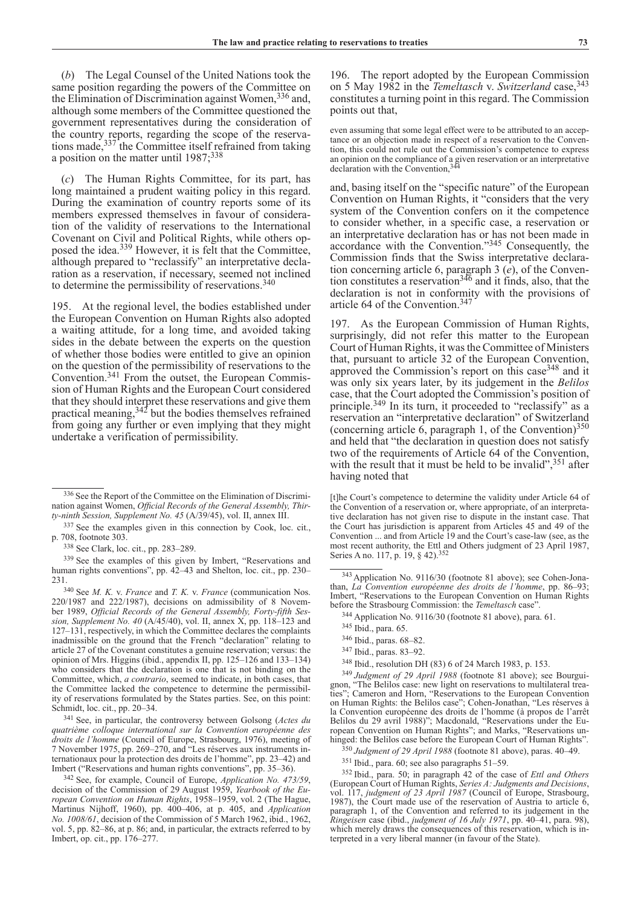(*b*) The Legal Counsel of the United Nations took the same position regarding the powers of the Committee on the Elimination of Discrimination against Women,[336] and, although some members of the Committee questioned the government representatives during the consideration of the country reports, regarding the scope of the reservations made,[337] the Committee itself refrained from taking a position on the matter until 1987;[338]

(*c*) The Human Rights Committee, for its part, has long maintained a prudent waiting policy in this regard. During the examination of country reports some of its members expressed themselves in favour of consideration of the validity of reservations to the International Covenant on Civil and Political Rights, while others opposed the idea.[339] However, it is felt that the Committee, although prepared to "reclassify" an interpretative declaration as a reservation, if necessary, seemed not inclined to determine the permissibility of reservations.[340]

195. At the regional level, the bodies established under the European Convention on Human Rights also adopted a waiting attitude, for a long time, and avoided taking sides in the debate between the experts on the question of whether those bodies were entitled to give an opinion on the question of the permissibility of reservations to the Convention.[341] From the outset, the European Commission of Human Rights and the European Court considered that they should interpret these reservations and give them practical meaning,[342] but the bodies themselves refrained from going any further or even implying that they might undertake a verification of permissibility.

196. The report adopted by the European Commission on 5 May 1982 in the *Temeltasch* v. *Switzerland* case,[343] constitutes a turning point in this regard. The Commission points out that,

> even assuming that some legal effect were to be attributed to an acceptance or an objection made in respect of a reservation to the Convention, this could not rule out the Commission's competence to express an opinion on the compliance of a given reservation or an interpretative declaration with the Convention,[344]

and, basing itself on the "specific nature" of the European Convention on Human Rights, it "considers that the very system of the Convention confers on it the competence to consider whether, in a specific case, a reservation or an interpretative declaration has or has not been made in accordance with the Convention."[345] Consequently, the Commission finds that the Swiss interpretative declaration concerning article 6, paragraph 3 (*e*), of the Convention constitutes a reservation[346] and it finds, also, that the declaration is not in conformity with the provisions of article 64 of the Convention.[347]

197. As the European Commission of Human Rights, surprisingly, did not refer this matter to the European Court of Human Rights, it was the Committee of Ministers that, pursuant to article 32 of the European Convention, approved the Commission's report on this case[348] and it was only six years later, by its judgement in the *Belilos* case, that the Court adopted the Commission's position of principle.[349] In its turn, it proceeded to "reclassify" as a reservation an "interpretative declaration" of Switzerland (concerning article 6, paragraph 1, of the Convention)[350] and held that "the declaration in question does not satisfy two of the requirements of Article 64 of the Convention, with the result that it must be held to be invalid",[351] after having noted that

> [t]he Court's competence to determine the validity under Article 64 of the Convention of a reservation or, where appropriate, of an interpretative declaration has not given rise to dispute in the instant case. That the Court has jurisdiction is apparent from Articles 45 and 49 of the Convention ... and from Article 19 and the Court's case-law (see, as the most recent authority, the Ettl and Others judgment of 23 April 1987, Series A no. 117, p. 19, § 42).[352]

---

[336] See the Report of the Committee on the Elimination of Discrimination against Women, *Official Records of the General Assembly, Thirty-ninth Session, Supplement No. 45* (A/39/45), vol. II, annex III.

[337] See the examples given in this connection by Cook, loc. cit., p. 708, footnote 303.

[338] See Clark, loc. cit., pp. 283–289.

[339] See the examples of this given by Imbert, "Reservations and human rights conventions", pp. 42–43 and Shelton, loc. cit., pp. 230–231.

[340] See *M. K.* v. *France* and *T. K.* v. *France* (communication Nos. 220/1987 and 222/1987), decisions on admissibility of 8 November 1989, *Official Records of the General Assembly, Forty-fifth Session, Supplement No. 40* (A/45/40), vol. II, annex X, pp. 118–123 and 127–131, respectively, in which the Committee declares the complaints inadmissible on the ground that the French "declaration" relating to article 27 of the Covenant constitutes a genuine reservation; versus: the opinion of Mrs. Higgins (ibid., appendix II, pp. 125–126 and 133–134) who considers that the declaration is one that is not binding on the Committee, which, *a contrario*, seemed to indicate, in both cases, that the Committee lacked the competence to determine the permissibility of reservations formulated by the States parties. See, on this point: Schmidt, loc. cit., pp. 20–34.

[341] See, in particular, the controversy between Golsong (*Actes du quatrième colloque international sur la Convention européenne des droits de l'homme* (Council of Europe, Strasbourg, 1976), meeting of 7 November 1975, pp. 269–270, and "Les réserves aux instruments internationaux pour la protection des droits de l'homme", pp. 23–42) and Imbert ("Reservations and human rights conventions", pp. 35–36).

[342] See, for example, Council of Europe, *Application No. 473/59*, decision of the Commission of 29 August 1959, *Yearbook of the European Convention on Human Rights*, 1958–1959, vol. 2 (The Hague, Martinus Nijhoff, 1960), pp. 400–406, at p. 405, and *Application No. 1008/61*, decision of the Commission of 5 March 1962, ibid., 1962, vol. 5, pp. 82–86, at p. 86; and, in particular, the extracts referred to by Imbert, op. cit., pp. 176–277.

[343] Application No. 9116/30 (footnote 81 above); see Cohen-Jonathan, *La Convention européenne des droits de l'homme*, pp. 86–93; Imbert, "Reservations to the European Convention on Human Rights before the Strasbourg Commission: the *Temeltasch* case".

[344] Application No. 9116/30 (footnote 81 above), para. 61.

[345] Ibid., para. 65.

[346] Ibid., paras. 68–82.

[347] Ibid., paras. 83–92.

[348] Ibid., resolution DH (83) 6 of 24 March 1983, p. 153.

[349] *Judgment of 29 April 1988* (footnote 81 above); see Bourguignon, "The Belilos case: new light on reservations to multilateral treaties"; Cameron and Horn, "Reservations to the European Convention on Human Rights: the Belilos case"; Cohen-Jonathan, "Les réserves à la Convention européenne des droits de l'homme (à propos de l'arrêt Belilos du 29 avril 1988)"; Macdonald, "Reservations under the European Convention on Human Rights"; and Marks, "Reservations unhinged: the Belilos case before the European Court of Human Rights".

[350] *Judgment of 29 April 1988* (footnote 81 above), paras. 40–49.

[351] Ibid., para. 60; see also paragraphs 51–59.

[352] Ibid., para. 50; in paragraph 42 of the case of *Ettl and Others* (European Court of Human Rights, *Series A: Judgments and Decisions*, vol. 117, *judgment of 23 April 1987* (Council of Europe, Strasbourg, 1987), the Court made use of the reservation of Austria to article 6, paragraph 1, of the Convention and referred to its judgement in the *Ringeisen* case (ibid., *judgment of 16 July 1971*, pp. 40–41, para. 98), which merely draws the consequences of this reservation, which is interpreted in a very liberal manner (in favour of the State).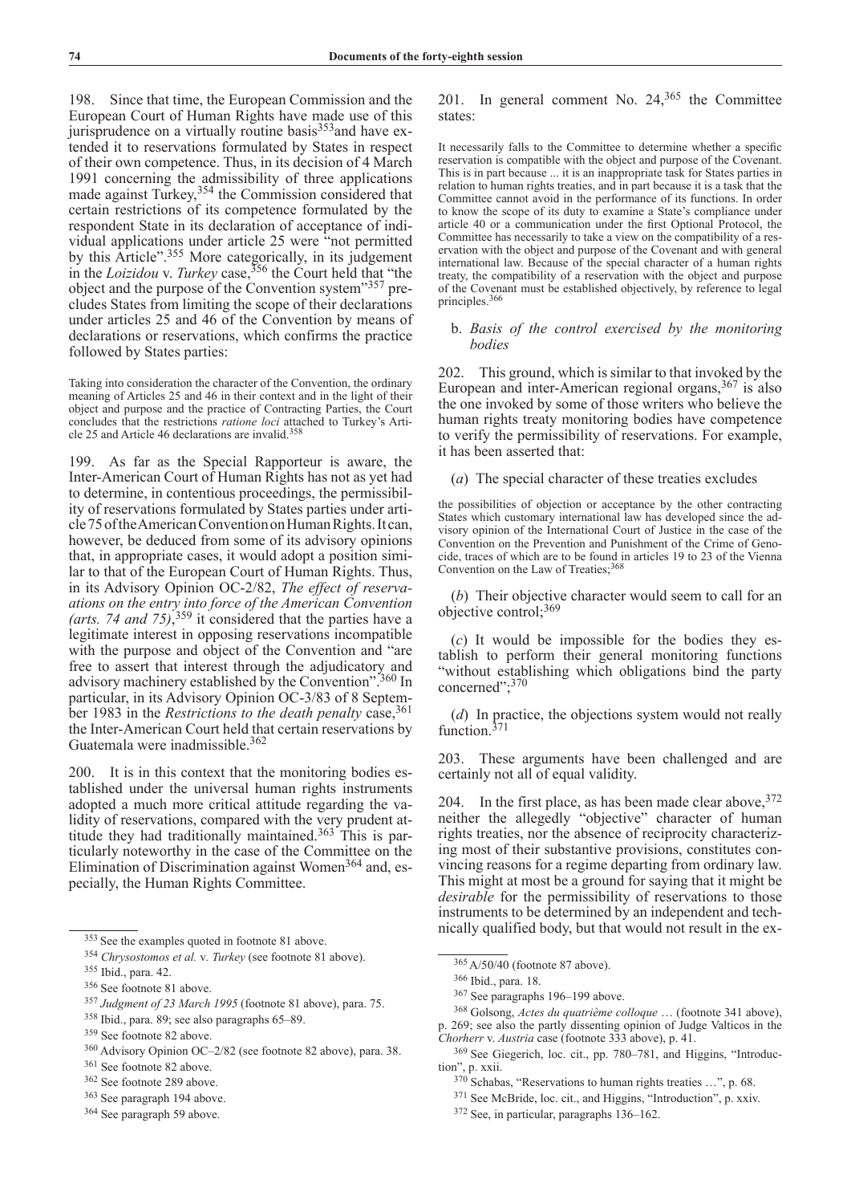198. Since that time, the European Commission and the European Court of Human Rights have made use of this jurisprudence on a virtually routine basis[353] and have extended it to reservations formulated by States in respect of their own competence. Thus, in its decision of 4 March 1991 concerning the admissibility of three applications made against Turkey,[354] the Commission considered that certain restrictions of its competence formulated by the respondent State in its declaration of acceptance of individual applications under article 25 were "not permitted by this Article".[355] More categorically, in its judgement in the *Loizidou* v. *Turkey* case,[356] the Court held that "the object and the purpose of the Convention system"[357] precludes States from limiting the scope of their declarations under articles 25 and 46 of the Convention by means of declarations or reservations, which confirms the practice followed by States parties:

Taking into consideration the character of the Convention, the ordinary meaning of Articles 25 and 46 in their context and in the light of their object and purpose and the practice of Contracting Parties, the Court concludes that the restrictions *ratione loci* attached to Turkey's Article 25 and Article 46 declarations are invalid.[358]

199. As far as the Special Rapporteur is aware, the Inter-American Court of Human Rights has not as yet had to determine, in contentious proceedings, the permissibility of reservations formulated by States parties under article 75 of the American Convention on Human Rights. It can, however, be deduced from some of its advisory opinions that, in appropriate cases, it would adopt a position similar to that of the European Court of Human Rights. Thus, in its Advisory Opinion OC-2/82, *The effect of reservations on the entry into force of the American Convention (arts. 74 and 75)*,[359] it considered that the parties have a legitimate interest in opposing reservations incompatible with the purpose and object of the Convention and "are free to assert that interest through the adjudicatory and advisory machinery established by the Convention".[360] In particular, in its Advisory Opinion OC-3/83 of 8 September 1983 in the *Restrictions to the death penalty* case,[361] the Inter-American Court held that certain reservations by Guatemala were inadmissible.[362]

200. It is in this context that the monitoring bodies established under the universal human rights instruments adopted a much more critical attitude regarding the validity of reservations, compared with the very prudent attitude they had traditionally maintained.[363] This is particularly noteworthy in the case of the Committee on the Elimination of Discrimination against Women[364] and, especially, the Human Rights Committee.

201. In general comment No. 24,[365] the Committee states:

It necessarily falls to the Committee to determine whether a specific reservation is compatible with the object and purpose of the Covenant. This is in part because ... it is an inappropriate task for States parties in relation to human rights treaties, and in part because it is a task that the Committee cannot avoid in the performance of its functions. In order to know the scope of its duty to examine a State's compliance under article 40 or a communication under the first Optional Protocol, the Committee has necessarily to take a view on the compatibility of a reservation with the object and purpose of the Covenant and with general international law. Because of the special character of a human rights treaty, the compatibility of a reservation with the object and purpose of the Covenant must be established objectively, by reference to legal principles.[366]

b. *Basis of the control exercised by the monitoring bodies*

202. This ground, which is similar to that invoked by the European and inter-American regional organs,[367] is also the one invoked by some of those writers who believe the human rights treaty monitoring bodies have competence to verify the permissibility of reservations. For example, it has been asserted that:

(*a*) The special character of these treaties excludes

the possibilities of objection or acceptance by the other contracting States which customary international law has developed since the advisory opinion of the International Court of Justice in the case of the Convention on the Prevention and Punishment of the Crime of Genocide, traces of which are to be found in articles 19 to 23 of the Vienna Convention on the Law of Treaties;[368]

(*b*) Their objective character would seem to call for an objective control;[369]

(*c*) It would be impossible for the bodies they establish to perform their general monitoring functions "without establishing which obligations bind the party concerned";[370]

(*d*) In practice, the objections system would not really function.[371]

203. These arguments have been challenged and are certainly not all of equal validity.

204. In the first place, as has been made clear above,[372] neither the allegedly "objective" character of human rights treaties, nor the absence of reciprocity characterizing most of their substantive provisions, constitutes convincing reasons for a regime departing from ordinary law. This might at most be a ground for saying that it might be *desirable* for the permissibility of reservations to those instruments to be determined by an independent and technically qualified body, but that would not result in the ex-

---

[353] See the examples quoted in footnote 81 above.

[354] *Chrysostomos et al.* v. *Turkey* (see footnote 81 above).

[355] Ibid., para. 42.

[356] See footnote 81 above.

[357] *Judgment of 23 March 1995* (footnote 81 above), para. 75.

[358] Ibid., para. 89; see also paragraphs 65–89.

[359] See footnote 82 above.

[360] Advisory Opinion OC–2/82 (see footnote 82 above), para. 38.

[361] See footnote 82 above.

[362] See footnote 289 above.

[363] See paragraph 194 above.

[364] See paragraph 59 above.

[365] A/50/40 (footnote 87 above).

[366] Ibid., para. 18.

[367] See paragraphs 196–199 above.

[368] Golsong, *Actes du quatrième colloque* … (footnote 341 above), p. 269; see also the partly dissenting opinion of Judge Valticos in the *Chorherr* v. *Austria* case (footnote 333 above), p. 41.

[369] See Giegerich, loc. cit., pp. 780–781, and Higgins, "Introduction", p. xxii.

[370] Schabas, "Reservations to human rights treaties …", p. 68.

[371] See McBride, loc. cit., and Higgins, "Introduction", p. xxiv.

[372] See, in particular, paragraphs 136–162.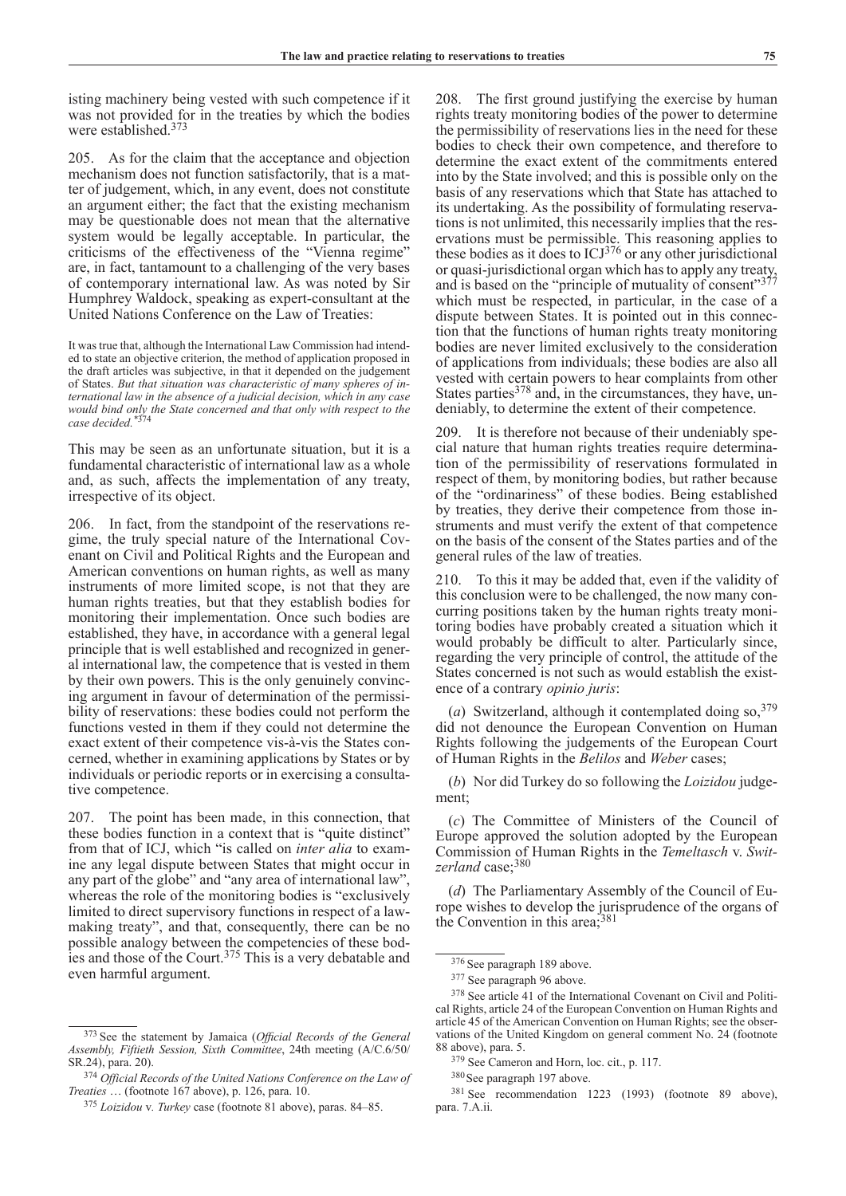isting machinery being vested with such competence if it was not provided for in the treaties by which the bodies were established.[373]

205. As for the claim that the acceptance and objection mechanism does not function satisfactorily, that is a matter of judgement, which, in any event, does not constitute an argument either; the fact that the existing mechanism may be questionable does not mean that the alternative system would be legally acceptable. In particular, the criticisms of the effectiveness of the "Vienna regime" are, in fact, tantamount to a challenging of the very bases of contemporary international law. As was noted by Sir Humphrey Waldock, speaking as expert-consultant at the United Nations Conference on the Law of Treaties:

> It was true that, although the International Law Commission had intended to state an objective criterion, the method of application proposed in the draft articles was subjective, in that it depended on the judgement of States. *But that situation was characteristic of many spheres of international law in the absence of a judicial decision, which in any case would bind only the State concerned and that only with respect to the case decided.**[374]

This may be seen as an unfortunate situation, but it is a fundamental characteristic of international law as a whole and, as such, affects the implementation of any treaty, irrespective of its object.

206. In fact, from the standpoint of the reservations regime, the truly special nature of the International Covenant on Civil and Political Rights and the European and American conventions on human rights, as well as many instruments of more limited scope, is not that they are human rights treaties, but that they establish bodies for monitoring their implementation. Once such bodies are established, they have, in accordance with a general legal principle that is well established and recognized in general international law, the competence that is vested in them by their own powers. This is the only genuinely convincing argument in favour of determination of the permissibility of reservations: these bodies could not perform the functions vested in them if they could not determine the exact extent of their competence vis-à-vis the States concerned, whether in examining applications by States or by individuals or periodic reports or in exercising a consultative competence.

207. The point has been made, in this connection, that these bodies function in a context that is "quite distinct" from that of ICJ, which "is called on *inter alia* to examine any legal dispute between States that might occur in any part of the globe" and "any area of international law", whereas the role of the monitoring bodies is "exclusively limited to direct supervisory functions in respect of a law-making treaty", and that, consequently, there can be no possible analogy between the competencies of these bodies and those of the Court.[375] This is a very debatable and even harmful argument.

208. The first ground justifying the exercise by human rights treaty monitoring bodies of the power to determine the permissibility of reservations lies in the need for these bodies to check their own competence, and therefore to determine the exact extent of the commitments entered into by the State involved; and this is possible only on the basis of any reservations which that State has attached to its undertaking. As the possibility of formulating reservations is not unlimited, this necessarily implies that the reservations must be permissible. This reasoning applies to these bodies as it does to ICJ[376] or any other jurisdictional or quasi-jurisdictional organ which has to apply any treaty, and is based on the "principle of mutuality of consent"[377] which must be respected, in particular, in the case of a dispute between States. It is pointed out in this connection that the functions of human rights treaty monitoring bodies are never limited exclusively to the consideration of applications from individuals; these bodies are also all vested with certain powers to hear complaints from other States parties[378] and, in the circumstances, they have, undeniably, to determine the extent of their competence.

209. It is therefore not because of their undeniably special nature that human rights treaties require determination of the permissibility of reservations formulated in respect of them, by monitoring bodies, but rather because of the "ordinariness" of these bodies. Being established by treaties, they derive their competence from those instruments and must verify the extent of that competence on the basis of the consent of the States parties and of the general rules of the law of treaties.

210. To this it may be added that, even if the validity of this conclusion were to be challenged, the now many concurring positions taken by the human rights treaty monitoring bodies have probably created a situation which it would probably be difficult to alter. Particularly since, regarding the very principle of control, the attitude of the States concerned is not such as would establish the existence of a contrary *opinio juris*:

(*a*) Switzerland, although it contemplated doing so,[379] did not denounce the European Convention on Human Rights following the judgements of the European Court of Human Rights in the *Belilos* and *Weber* cases;

(*b*) Nor did Turkey do so following the *Loizidou* judgement;

(*c*) The Committee of Ministers of the Council of Europe approved the solution adopted by the European Commission of Human Rights in the *Temeltasch* v. *Switzerland* case;[380]

(*d*) The Parliamentary Assembly of the Council of Europe wishes to develop the jurisprudence of the organs of the Convention in this area;[381]

---

[373] See the statement by Jamaica (*Official Records of the General Assembly, Fiftieth Session, Sixth Committee*, 24th meeting (A/C.6/50/SR.24), para. 20).

[374] *Official Records of the United Nations Conference on the Law of Treaties* … (footnote 167 above), p. 126, para. 10.

[375] *Loizidou* v. *Turkey* case (footnote 81 above), paras. 84–85.

[376] See paragraph 189 above.

[377] See paragraph 96 above.

[378] See article 41 of the International Covenant on Civil and Political Rights, article 24 of the European Convention on Human Rights and article 45 of the American Convention on Human Rights; see the observations of the United Kingdom on general comment No. 24 (footnote 88 above), para. 5.

[379] See Cameron and Horn, loc. cit., p. 117.

[380] See paragraph 197 above.

[381] See recommendation 1223 (1993) (footnote 89 above), para. 7.A.ii.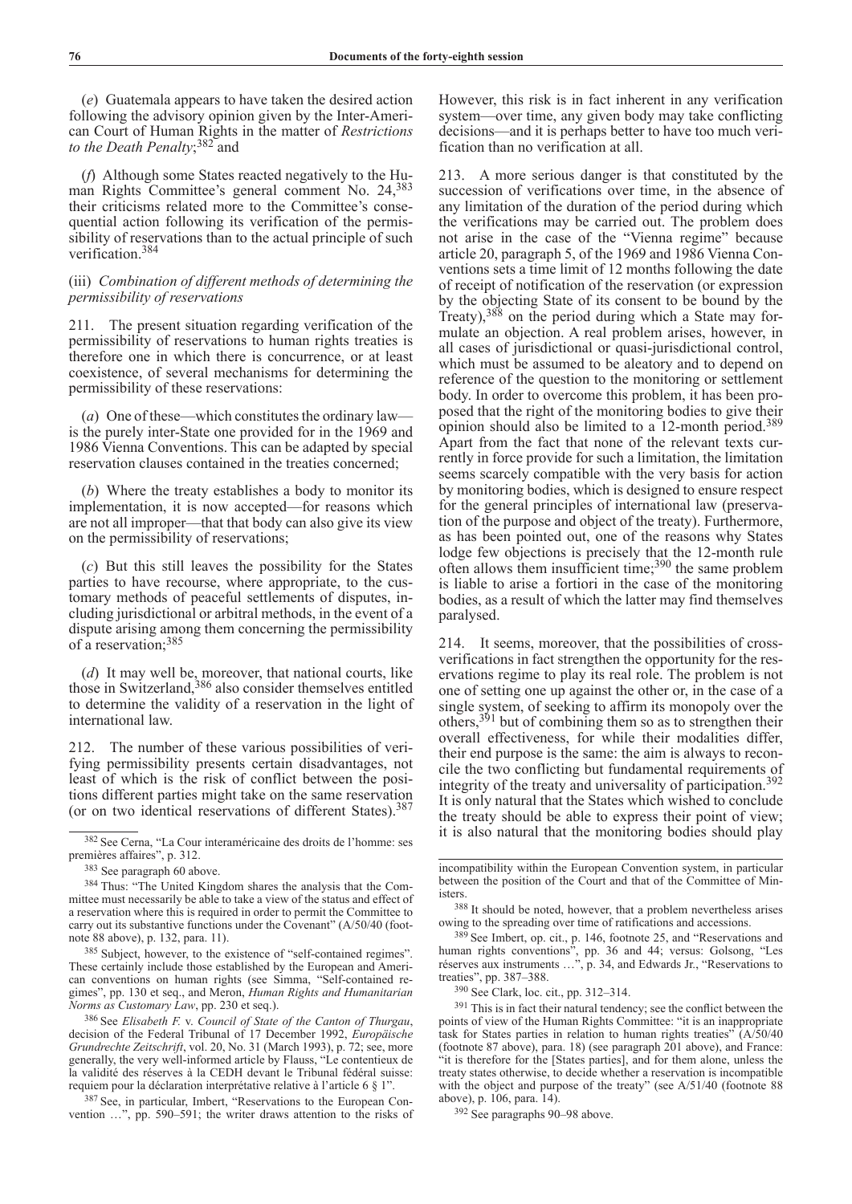(*e*) Guatemala appears to have taken the desired action following the advisory opinion given by the Inter-American Court of Human Rights in the matter of *Restrictions to the Death Penalty*;[382] and

(*f*) Although some States reacted negatively to the Human Rights Committee's general comment No. 24,[383] their criticisms related more to the Committee's consequential action following its verification of the permissibility of reservations than to the actual principle of such verification.[384]

(iii) *Combination of different methods of determining the permissibility of reservations*

211. The present situation regarding verification of the permissibility of reservations to human rights treaties is therefore one in which there is concurrence, or at least coexistence, of several mechanisms for determining the permissibility of these reservations:

(*a*) One of these—which constitutes the ordinary law—is the purely inter-State one provided for in the 1969 and 1986 Vienna Conventions. This can be adapted by special reservation clauses contained in the treaties concerned;

(*b*) Where the treaty establishes a body to monitor its implementation, it is now accepted—for reasons which are not all improper—that that body can also give its view on the permissibility of reservations;

(*c*) But this still leaves the possibility for the States parties to have recourse, where appropriate, to the customary methods of peaceful settlements of disputes, including jurisdictional or arbitral methods, in the event of a dispute arising among them concerning the permissibility of a reservation;[385]

(*d*) It may well be, moreover, that national courts, like those in Switzerland,[386] also consider themselves entitled to determine the validity of a reservation in the light of international law.

212. The number of these various possibilities of verifying permissibility presents certain disadvantages, not least of which is the risk of conflict between the positions different parties might take on the same reservation (or on two identical reservations of different States).[387] However, this risk is in fact inherent in any verification system—over time, any given body may take conflicting decisions—and it is perhaps better to have too much verification than no verification at all.

213. A more serious danger is that constituted by the succession of verifications over time, in the absence of any limitation of the duration of the period during which the verifications may be carried out. The problem does not arise in the case of the "Vienna regime" because article 20, paragraph 5, of the 1969 and 1986 Vienna Conventions sets a time limit of 12 months following the date of receipt of notification of the reservation (or expression by the objecting State of its consent to be bound by the Treaty),[388] on the period during which a State may formulate an objection. A real problem arises, however, in all cases of jurisdictional or quasi-jurisdictional control, which must be assumed to be aleatory and to depend on reference of the question to the monitoring or settlement body. In order to overcome this problem, it has been proposed that the right of the monitoring bodies to give their opinion should also be limited to a 12-month period.[389] Apart from the fact that none of the relevant texts currently in force provide for such a limitation, the limitation seems scarcely compatible with the very basis for action by monitoring bodies, which is designed to ensure respect for the general principles of international law (preservation of the purpose and object of the treaty). Furthermore, as has been pointed out, one of the reasons why States lodge few objections is precisely that the 12-month rule often allows them insufficient time;[390] the same problem is liable to arise a fortiori in the case of the monitoring bodies, as a result of which the latter may find themselves paralysed.

214. It seems, moreover, that the possibilities of cross-verifications in fact strengthen the opportunity for the reservations regime to play its real role. The problem is not one of setting one up against the other or, in the case of a single system, of seeking to affirm its monopoly over the others,[391] but of combining them so as to strengthen their overall effectiveness, for while their modalities differ, their end purpose is the same: the aim is always to reconcile the two conflicting but fundamental requirements of integrity of the treaty and universality of participation.[392] It is only natural that the States which wished to conclude the treaty should be able to express their point of view; it is also natural that the monitoring bodies should play

---

[382] See Cerna, "La Cour interaméricaine des droits de l'homme: ses premières affaires", p. 312.

[383] See paragraph 60 above.

[384] Thus: "The United Kingdom shares the analysis that the Committee must necessarily be able to take a view of the status and effect of a reservation where this is required in order to permit the Committee to carry out its substantive functions under the Covenant" (A/50/40 (footnote 88 above), p. 132, para. 11).

[385] Subject, however, to the existence of "self-contained regimes". These certainly include those established by the European and American conventions on human rights (see Simma, "Self-contained regimes", pp. 130 et seq., and Meron, *Human Rights and Humanitarian Norms as Customary Law*, pp. 230 et seq.).

[386] See *Elisabeth F.* v. *Council of State of the Canton of Thurgau*, decision of the Federal Tribunal of 17 December 1992, *Europäische Grundrechte Zeitschrift*, vol. 20, No. 31 (March 1993), p. 72; see, more generally, the very well-informed article by Flauss, "Le contentieux de la validité des réserves à la CEDH devant le Tribunal fédéral suisse: requiem pour la déclaration interprétative relative à l'article 6 § 1".

[387] See, in particular, Imbert, "Reservations to the European Convention …", pp. 590–591; the writer draws attention to the risks of incompatibility within the European Convention system, in particular between the position of the Court and that of the Committee of Ministers.

[388] It should be noted, however, that a problem nevertheless arises owing to the spreading over time of ratifications and accessions.

[389] See Imbert, op. cit., p. 146, footnote 25, and "Reservations and human rights conventions", pp. 36 and 44; versus: Golsong, "Les réserves aux instruments …", p. 34, and Edwards Jr., "Reservations to treaties", pp. 387–388.

[390] See Clark, loc. cit., pp. 312–314.

[391] This is in fact their natural tendency; see the conflict between the points of view of the Human Rights Committee: "it is an inappropriate task for States parties in relation to human rights treaties" (A/50/40 (footnote 87 above), para. 18) (see paragraph 201 above), and France: "it is therefore for the [States parties], and for them alone, unless the treaty states otherwise, to decide whether a reservation is incompatible with the object and purpose of the treaty" (see A/51/40 (footnote 88 above), p. 106, para. 14).

[392] See paragraphs 90–98 above.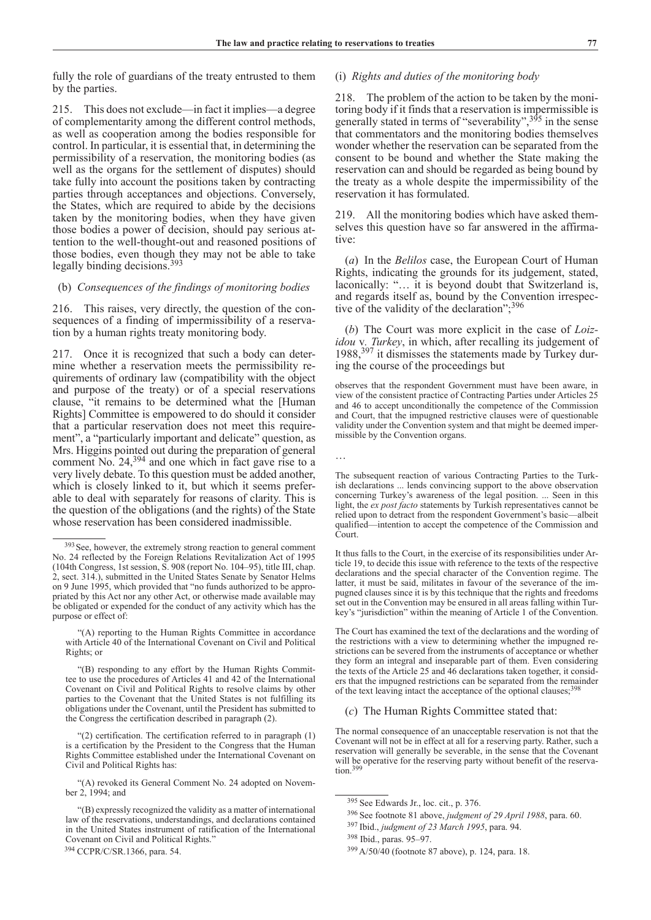fully the role of guardians of the treaty entrusted to them by the parties.

215. This does not exclude—in fact it implies—a degree of complementarity among the different control methods, as well as cooperation among the bodies responsible for control. In particular, it is essential that, in determining the permissibility of a reservation, the monitoring bodies (as well as the organs for the settlement of disputes) should take fully into account the positions taken by contracting parties through acceptances and objections. Conversely, the States, which are required to abide by the decisions taken by the monitoring bodies, when they have given those bodies a power of decision, should pay serious attention to the well-thought-out and reasoned positions of those bodies, even though they may not be able to take legally binding decisions.[393]

(b) *Consequences of the findings of monitoring bodies*

216. This raises, very directly, the question of the consequences of a finding of impermissibility of a reservation by a human rights treaty monitoring body.

217. Once it is recognized that such a body can determine whether a reservation meets the permissibility requirements of ordinary law (compatibility with the object and purpose of the treaty) or of a special reservations clause, "it remains to be determined what the [Human Rights] Committee is empowered to do should it consider that a particular reservation does not meet this requirement", a "particularly important and delicate" question, as Mrs. Higgins pointed out during the preparation of general comment No. 24,[394] and one which in fact gave rise to a very lively debate. To this question must be added another, which is closely linked to it, but which it seems preferable to deal with separately for reasons of clarity. This is the question of the obligations (and the rights) of the State whose reservation has been considered inadmissible.

(i) *Rights and duties of the monitoring body*

218. The problem of the action to be taken by the monitoring body if it finds that a reservation is impermissible is generally stated in terms of "severability",[395] in the sense that commentators and the monitoring bodies themselves wonder whether the reservation can be separated from the consent to be bound and whether the State making the reservation can and should be regarded as being bound by the treaty as a whole despite the impermissibility of the reservation it has formulated.

219. All the monitoring bodies which have asked themselves this question have so far answered in the affirmative:

(*a*) In the *Belilos* case, the European Court of Human Rights, indicating the grounds for its judgement, stated, laconically: "… it is beyond doubt that Switzerland is, and regards itself as, bound by the Convention irrespective of the validity of the declaration";[396]

(*b*) The Court was more explicit in the case of *Loizidou* v. *Turkey*, in which, after recalling its judgement of 1988,[397] it dismisses the statements made by Turkey during the course of the proceedings but

> observes that the respondent Government must have been aware, in view of the consistent practice of Contracting Parties under Articles 25 and 46 to accept unconditionally the competence of the Commission and Court, that the impugned restrictive clauses were of questionable validity under the Convention system and that might be deemed impermissible by the Convention organs.
>
> …
>
> The subsequent reaction of various Contracting Parties to the Turkish declarations ... lends convincing support to the above observation concerning Turkey's awareness of the legal position. ... Seen in this light, the *ex post facto* statements by Turkish representatives cannot be relied upon to detract from the respondent Government's basic—albeit qualified—intention to accept the competence of the Commission and Court.
>
> It thus falls to the Court, in the exercise of its responsibilities under Article 19, to decide this issue with reference to the texts of the respective declarations and the special character of the Convention regime. The latter, it must be said, militates in favour of the severance of the impugned clauses since it is by this technique that the rights and freedoms set out in the Convention may be ensured in all areas falling within Turkey's "jurisdiction" within the meaning of Article 1 of the Convention.
>
> The Court has examined the text of the declarations and the wording of the restrictions with a view to determining whether the impugned restrictions can be severed from the instruments of acceptance or whether they form an integral and inseparable part of them. Even considering the texts of the Article 25 and 46 declarations taken together, it considers that the impugned restrictions can be separated from the remainder of the text leaving intact the acceptance of the optional clauses;[398]

(*c*) The Human Rights Committee stated that:

> The normal consequence of an unacceptable reservation is not that the Covenant will not be in effect at all for a reserving party. Rather, such a reservation will generally be severable, in the sense that the Covenant will be operative for the reserving party without benefit of the reservation.[399]

---

[393] See, however, the extremely strong reaction to general comment No. 24 reflected by the Foreign Relations Revitalization Act of 1995 (104th Congress, 1st session, S. 908 (report No. 104–95), title III, chap. 2, sect. 314.), submitted in the United States Senate by Senator Helms on 9 June 1995, which provided that "no funds authorized to be appropriated by this Act nor any other Act, or otherwise made available may be obligated or expended for the conduct of any activity which has the purpose or effect of:

"(A) reporting to the Human Rights Committee in accordance with Article 40 of the International Covenant on Civil and Political Rights; or

"(B) responding to any effort by the Human Rights Committee to use the procedures of Articles 41 and 42 of the International Covenant on Civil and Political Rights to resolve claims by other parties to the Covenant that the United States is not fulfilling its obligations under the Covenant, until the President has submitted to the Congress the certification described in paragraph (2).

"(2) certification. The certification referred to in paragraph (1) is a certification by the President to the Congress that the Human Rights Committee established under the International Covenant on Civil and Political Rights has:

"(A) revoked its General Comment No. 24 adopted on November 2, 1994; and

"(B) expressly recognized the validity as a matter of international law of the reservations, understandings, and declarations contained in the United States instrument of ratification of the International Covenant on Civil and Political Rights."

[394] CCPR/C/SR.1366, para. 54.

[395] See Edwards Jr., loc. cit., p. 376.

[396] See footnote 81 above, *judgment of 29 April 1988*, para. 60.

[397] Ibid., *judgment of 23 March 1995*, para. 94.

[398] Ibid., paras. 95–97.

[399] A/50/40 (footnote 87 above), p. 124, para. 18.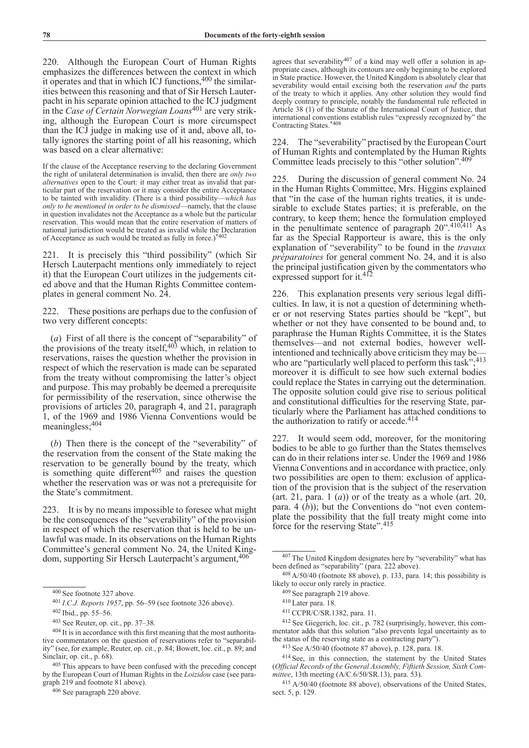220. Although the European Court of Human Rights emphasizes the differences between the context in which it operates and that in which ICJ functions,[400] the similarities between this reasoning and that of Sir Hersch Lauterpacht in his separate opinion attached to the ICJ judgment in the *Case of Certain Norwegian Loans*[401] are very striking, although the European Court is more circumspect than the ICJ judge in making use of it and, above all, totally ignores the starting point of all his reasoning, which was based on a clear alternative:

If the clause of the Acceptance reserving to the declaring Government the right of unilateral determination is invalid, then there are *only two alternatives* open to the Court: it may either treat as invalid that particular part of the reservation or it may consider the entire Acceptance to be tainted with invalidity. (There is a third possibility—*which has only to be mentioned in order to be dismissed*—namely, that the clause in question invalidates not the Acceptance as a whole but the particular reservation. This would mean that the entire reservation of matters of national jurisdiction would be treated as invalid while the Declaration of Acceptance as such would be treated as fully in force.)*[402]

221. It is precisely this "third possibility" (which Sir Hersch Lauterpacht mentions only immediately to reject it) that the European Court utilizes in the judgements cited above and that the Human Rights Committee contemplates in general comment No. 24.

222. These positions are perhaps due to the confusion of two very different concepts:

(*a*) First of all there is the concept of "separability" of the provisions of the treaty itself,[403] which, in relation to reservations, raises the question whether the provision in respect of which the reservation is made can be separated from the treaty without compromising the latter's object and purpose. This may probably be deemed a prerequisite for permissibility of the reservation, since otherwise the provisions of articles 20, paragraph 4, and 21, paragraph 1, of the 1969 and 1986 Vienna Conventions would be meaningless;[404]

(*b*) Then there is the concept of the "severability" of the reservation from the consent of the State making the reservation to be generally bound by the treaty, which is something quite different[405] and raises the question whether the reservation was or was not a prerequisite for the State's commitment.

223. It is by no means impossible to foresee what might be the consequences of the "severability" of the provision in respect of which the reservation that is held to be unlawful was made. In its observations on the Human Rights Committee's general comment No. 24, the United Kingdom, supporting Sir Hersch Lauterpacht's argument,[406] agrees that severability[407] of a kind may well offer a solution in appropriate cases, although its contours are only beginning to be explored in State practice. However, the United Kingdom is absolutely clear that severability would entail excising both the reservation *and* the parts of the treaty to which it applies. Any other solution they would find deeply contrary to principle, notably the fundamental rule reflected in Article 38 (1) of the Statute of the International Court of Justice, that international conventions establish rules "expressly recognized by" the Contracting States.*[408]

224. The "severability" practised by the European Court of Human Rights and contemplated by the Human Rights Committee leads precisely to this "other solution".[409]

225. During the discussion of general comment No. 24 in the Human Rights Committee, Mrs. Higgins explained that "in the case of the human rights treaties, it is undesirable to exclude States parties; it is preferable, on the contrary, to keep them; hence the formulation employed in the penultimate sentence of paragraph 20".[410,411] As far as the Special Rapporteur is aware, this is the only explanation of "severability" to be found in the *travaux préparatoires* for general comment No. 24, and it is also the principal justification given by the commentators who expressed support for it.[412]

226. This explanation presents very serious legal difficulties. In law, it is not a question of determining whether or not reserving States parties should be "kept", but whether or not they have consented to be bound and, to paraphrase the Human Rights Committee, it is the States themselves—and not external bodies, however well-intentioned and technically above criticism they may be—who are "particularly well placed to perform this task";[413] moreover it is difficult to see how such external bodies could replace the States in carrying out the determination. The opposite solution could give rise to serious political and constitutional difficulties for the reserving State, particularly where the Parliament has attached conditions to the authorization to ratify or accede.[414]

227. It would seem odd, moreover, for the monitoring bodies to be able to go further than the States themselves can do in their relations inter se. Under the 1969 and 1986 Vienna Conventions and in accordance with practice, only two possibilities are open to them: exclusion of application of the provision that is the subject of the reservation (art. 21, para. 1 (*a*)) or of the treaty as a whole (art. 20, para. 4 (*b*)); but the Conventions do "not even contemplate the possibility that the full treaty might come into force for the reserving State".[415]

---

[400] See footnote 327 above.

[401] *I.C.J. Reports 1957*, pp. 56–59 (see footnote 326 above).

[402] Ibid., pp. 55–56.

[403] See Reuter, op. cit., pp. 37–38.

[404] It is in accordance with this first meaning that the most authoritative commentators on the question of reservations refer to "separability" (see, for example, Reuter, op. cit., p. 84; Bowett, loc. cit., p. 89; and Sinclair, op. cit., p. 68).

[405] This appears to have been confused with the preceding concept by the European Court of Human Rights in the *Loizidou* case (see paragraph 219 and footnote 81 above).

[406] See paragraph 220 above.

[407] The United Kingdom designates here by "severability" what has been defined as "separability" (para. 222 above).

[408] A/50/40 (footnote 88 above), p. 133, para. 14; this possibility is likely to occur only rarely in practice.

[409] See paragraph 219 above.

[410] Later para. 18.

[411] CCPR/C/SR.1382, para. 11.

[412] See Giegerich, loc. cit., p. 782 (surprisingly, however, this commentator adds that this solution "also prevents legal uncertainty as to the status of the reserving state as a contracting party").

[413] See A/50/40 (footnote 87 above), p. 128, para. 18.

[414] See, in this connection, the statement by the United States (*Official Records of the General Assembly, Fiftieth Session, Sixth Committee*, 13th meeting (A/C.6/50/SR.13), para. 53).

[415] A/50/40 (footnote 88 above), observations of the United States, sect. 5, p. 129.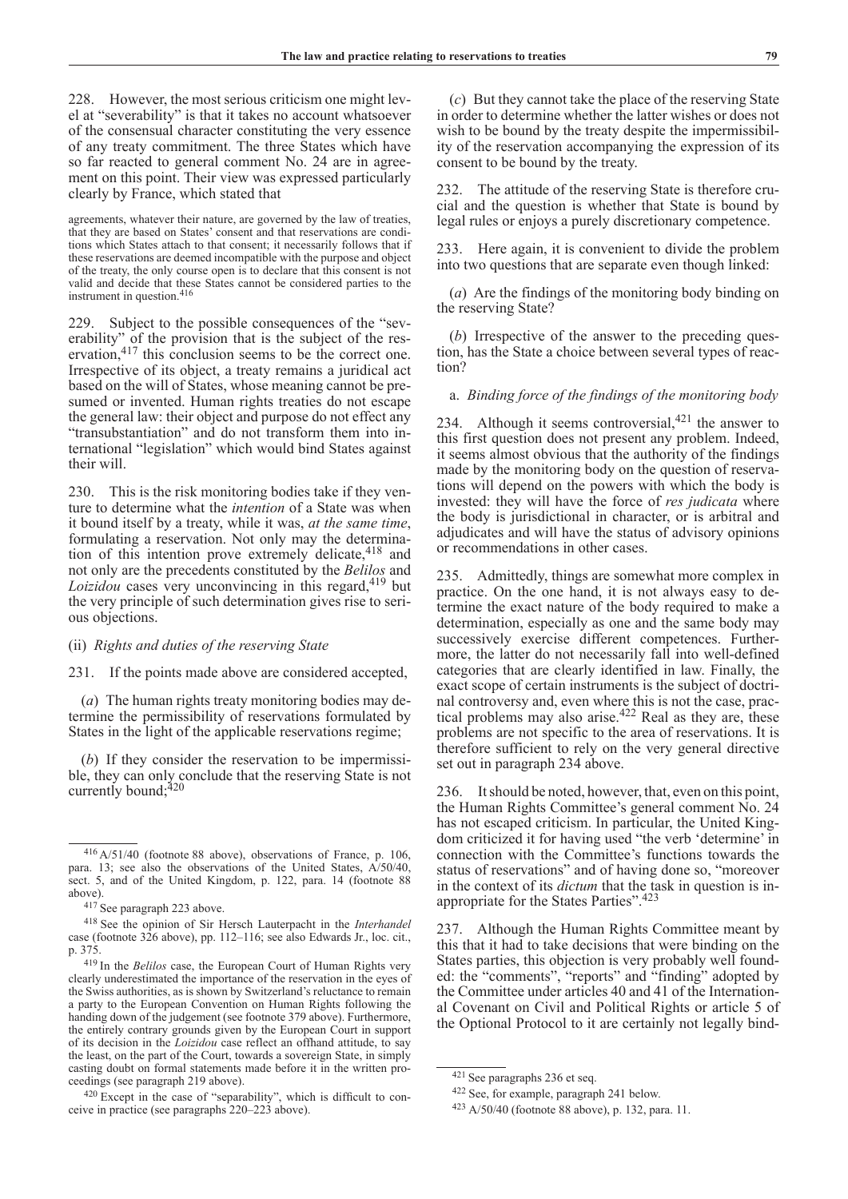228. However, the most serious criticism one might level at "severability" is that it takes no account whatsoever of the consensual character constituting the very essence of any treaty commitment. The three States which have so far reacted to general comment No. 24 are in agreement on this point. Their view was expressed particularly clearly by France, which stated that

> agreements, whatever their nature, are governed by the law of treaties, that they are based on States' consent and that reservations are conditions which States attach to that consent; it necessarily follows that if these reservations are deemed incompatible with the purpose and object of the treaty, the only course open is to declare that this consent is not valid and decide that these States cannot be considered parties to the instrument in question.[416]

229. Subject to the possible consequences of the "severability" of the provision that is the subject of the reservation,[417] this conclusion seems to be the correct one. Irrespective of its object, a treaty remains a juridical act based on the will of States, whose meaning cannot be presumed or invented. Human rights treaties do not escape the general law: their object and purpose do not effect any "transubstantiation" and do not transform them into international "legislation" which would bind States against their will.

230. This is the risk monitoring bodies take if they venture to determine what the *intention* of a State was when it bound itself by a treaty, while it was, *at the same time*, formulating a reservation. Not only may the determination of this intention prove extremely delicate,[418] and not only are the precedents constituted by the *Belilos* and *Loizidou* cases very unconvincing in this regard,[419] but the very principle of such determination gives rise to serious objections.

(ii) *Rights and duties of the reserving State*

231. If the points made above are considered accepted,

(*a*) The human rights treaty monitoring bodies may determine the permissibility of reservations formulated by States in the light of the applicable reservations regime;

(*b*) If they consider the reservation to be impermissible, they can only conclude that the reserving State is not currently bound;[420]

(*c*) But they cannot take the place of the reserving State in order to determine whether the latter wishes or does not wish to be bound by the treaty despite the impermissibility of the reservation accompanying the expression of its consent to be bound by the treaty.

232. The attitude of the reserving State is therefore crucial and the question is whether that State is bound by legal rules or enjoys a purely discretionary competence.

233. Here again, it is convenient to divide the problem into two questions that are separate even though linked:

(*a*) Are the findings of the monitoring body binding on the reserving State?

(*b*) Irrespective of the answer to the preceding question, has the State a choice between several types of reaction?

a. *Binding force of the findings of the monitoring body*

234. Although it seems controversial,[421] the answer to this first question does not present any problem. Indeed, it seems almost obvious that the authority of the findings made by the monitoring body on the question of reservations will depend on the powers with which the body is invested: they will have the force of *res judicata* where the body is jurisdictional in character, or is arbitral and adjudicates and will have the status of advisory opinions or recommendations in other cases.

235. Admittedly, things are somewhat more complex in practice. On the one hand, it is not always easy to determine the exact nature of the body required to make a determination, especially as one and the same body may successively exercise different competences. Furthermore, the latter do not necessarily fall into well-defined categories that are clearly identified in law. Finally, the exact scope of certain instruments is the subject of doctrinal controversy and, even where this is not the case, practical problems may also arise.[422] Real as they are, these problems are not specific to the area of reservations. It is therefore sufficient to rely on the very general directive set out in paragraph 234 above.

236. It should be noted, however, that, even on this point, the Human Rights Committee's general comment No. 24 has not escaped criticism. In particular, the United Kingdom criticized it for having used "the verb 'determine' in connection with the Committee's functions towards the status of reservations" and of having done so, "moreover in the context of its *dictum* that the task in question is inappropriate for the States Parties".[423]

237. Although the Human Rights Committee meant by this that it had to take decisions that were binding on the States parties, this objection is very probably well founded: the "comments", "reports" and "finding" adopted by the Committee under articles 40 and 41 of the International Covenant on Civil and Political Rights or article 5 of the Optional Protocol to it are certainly not legally bind-

---

[416] A/51/40 (footnote 88 above), observations of France, p. 106, para. 13; see also the observations of the United States, A/50/40, sect. 5, and of the United Kingdom, p. 122, para. 14 (footnote 88 above).

[417] See paragraph 223 above.

[418] See the opinion of Sir Hersch Lauterpacht in the *Interhandel* case (footnote 326 above), pp. 112–116; see also Edwards Jr., loc. cit., p. 375.

[419] In the *Belilos* case, the European Court of Human Rights very clearly underestimated the importance of the reservation in the eyes of the Swiss authorities, as is shown by Switzerland's reluctance to remain a party to the European Convention on Human Rights following the handing down of the judgement (see footnote 379 above). Furthermore, the entirely contrary grounds given by the European Court in support of its decision in the *Loizidou* case reflect an offhand attitude, to say the least, on the part of the Court, towards a sovereign State, in simply casting doubt on formal statements made before it in the written proceedings (see paragraph 219 above).

[420] Except in the case of "separability", which is difficult to conceive in practice (see paragraphs 220–223 above).

[421] See paragraphs 236 et seq.

[422] See, for example, paragraph 241 below.

[423] A/50/40 (footnote 88 above), p. 132, para. 11.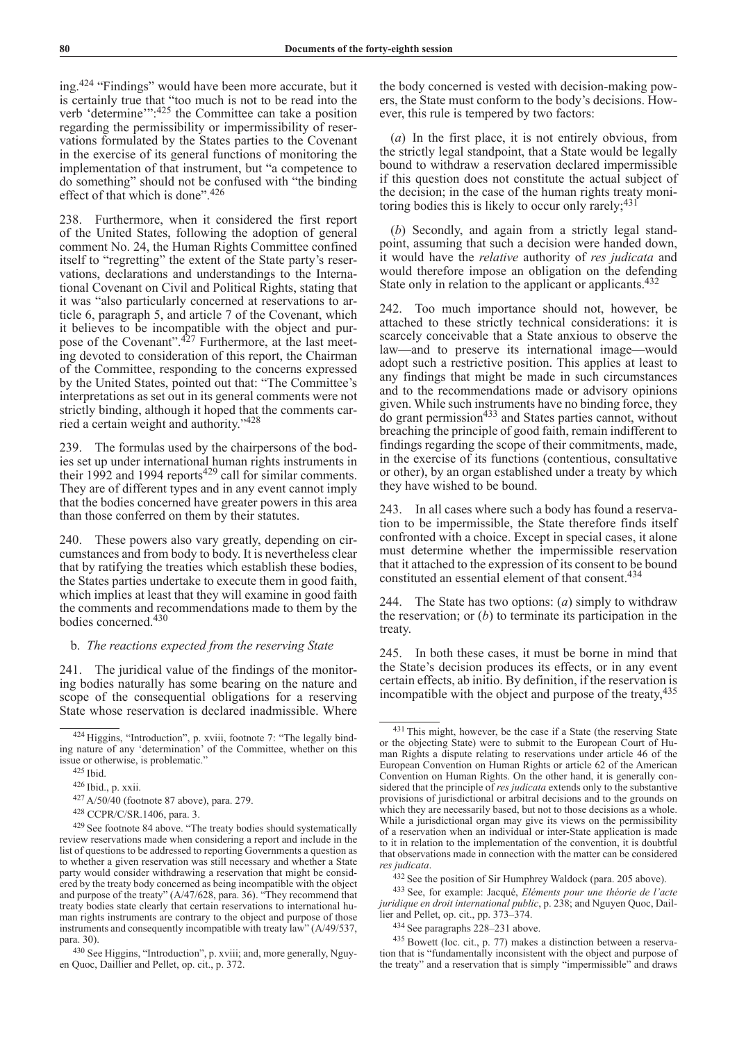ing.[424] "Findings" would have been more accurate, but it is certainly true that "too much is not to be read into the verb 'determine'":[425] the Committee can take a position regarding the permissibility or impermissibility of reservations formulated by the States parties to the Covenant in the exercise of its general functions of monitoring the implementation of that instrument, but "a competence to do something" should not be confused with "the binding effect of that which is done".[426]

238. Furthermore, when it considered the first report of the United States, following the adoption of general comment No. 24, the Human Rights Committee confined itself to "regretting" the extent of the State party's reservations, declarations and understandings to the International Covenant on Civil and Political Rights, stating that it was "also particularly concerned at reservations to article 6, paragraph 5, and article 7 of the Covenant, which it believes to be incompatible with the object and purpose of the Covenant".[427] Furthermore, at the last meeting devoted to consideration of this report, the Chairman of the Committee, responding to the concerns expressed by the United States, pointed out that: "The Committee's interpretations as set out in its general comments were not strictly binding, although it hoped that the comments carried a certain weight and authority."[428]

239. The formulas used by the chairpersons of the bodies set up under international human rights instruments in their 1992 and 1994 reports[429] call for similar comments. They are of different types and in any event cannot imply that the bodies concerned have greater powers in this area than those conferred on them by their statutes.

240. These powers also vary greatly, depending on circumstances and from body to body. It is nevertheless clear that by ratifying the treaties which establish these bodies, the States parties undertake to execute them in good faith, which implies at least that they will examine in good faith the comments and recommendations made to them by the bodies concerned.[430]

b. *The reactions expected from the reserving State*

241. The juridical value of the findings of the monitoring bodies naturally has some bearing on the nature and scope of the consequential obligations for a reserving State whose reservation is declared inadmissible. Where the body concerned is vested with decision-making powers, the State must conform to the body's decisions. However, this rule is tempered by two factors:

(*a*) In the first place, it is not entirely obvious, from the strictly legal standpoint, that a State would be legally bound to withdraw a reservation declared impermissible if this question does not constitute the actual subject of the decision; in the case of the human rights treaty monitoring bodies this is likely to occur only rarely;[431]

(*b*) Secondly, and again from a strictly legal standpoint, assuming that such a decision were handed down, it would have the *relative* authority of *res judicata* and would therefore impose an obligation on the defending State only in relation to the applicant or applicants.[432]

242. Too much importance should not, however, be attached to these strictly technical considerations: it is scarcely conceivable that a State anxious to observe the law—and to preserve its international image—would adopt such a restrictive position. This applies at least to any findings that might be made in such circumstances and to the recommendations made or advisory opinions given. While such instruments have no binding force, they do grant permission[433] and States parties cannot, without breaching the principle of good faith, remain indifferent to findings regarding the scope of their commitments, made, in the exercise of its functions (contentious, consultative or other), by an organ established under a treaty by which they have wished to be bound.

243. In all cases where such a body has found a reservation to be impermissible, the State therefore finds itself confronted with a choice. Except in special cases, it alone must determine whether the impermissible reservation that it attached to the expression of its consent to be bound constituted an essential element of that consent.[434]

244. The State has two options: (*a*) simply to withdraw the reservation; or (*b*) to terminate its participation in the treaty.

245. In both these cases, it must be borne in mind that the State's decision produces its effects, or in any event certain effects, ab initio. By definition, if the reservation is incompatible with the object and purpose of the treaty,[435]

---

[424] Higgins, "Introduction", p. xviii, footnote 7: "The legally binding nature of any 'determination' of the Committee, whether on this issue or otherwise, is problematic."

[425] Ibid.

[426] Ibid., p. xxii.

[427] A/50/40 (footnote 87 above), para. 279.

[428] CCPR/C/SR.1406, para. 3.

[429] See footnote 84 above. "The treaty bodies should systematically review reservations made when considering a report and include in the list of questions to be addressed to reporting Governments a question as to whether a given reservation was still necessary and whether a State party would consider withdrawing a reservation that might be considered by the treaty body concerned as being incompatible with the object and purpose of the treaty" (A/47/628, para. 36). "They recommend that treaty bodies state clearly that certain reservations to international human rights instruments are contrary to the object and purpose of those instruments and consequently incompatible with treaty law" (A/49/537, para. 30).

[430] See Higgins, "Introduction", p. xviii; and, more generally, Nguyen Quoc, Daillier and Pellet, op. cit., p. 372.

[431] This might, however, be the case if a State (the reserving State or the objecting State) were to submit to the European Court of Human Rights a dispute relating to reservations under article 46 of the European Convention on Human Rights or article 62 of the American Convention on Human Rights. On the other hand, it is generally considered that the principle of *res judicata* extends only to the substantive provisions of jurisdictional or arbitral decisions and to the grounds on which they are necessarily based, but not to those decisions as a whole. While a jurisdictional organ may give its views on the permissibility of a reservation when an individual or inter-State application is made to it in relation to the implementation of the convention, it is doubtful that observations made in connection with the matter can be considered *res judicata*.

[432] See the position of Sir Humphrey Waldock (para. 205 above).

[433] See, for example: Jacqué, *Eléments pour une théorie de l'acte juridique en droit international public*, p. 238; and Nguyen Quoc, Daillier and Pellet, op. cit., pp. 373–374.

[434] See paragraphs 228–231 above.

[435] Bowett (loc. cit., p. 77) makes a distinction between a reservation that is "fundamentally inconsistent with the object and purpose of the treaty" and a reservation that is simply "impermissible" and draws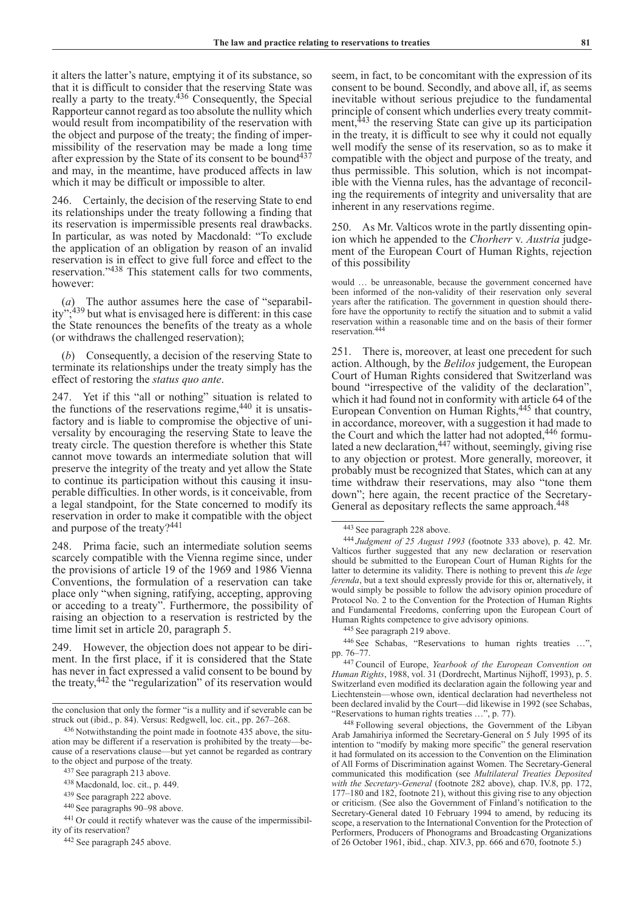it alters the latter's nature, emptying it of its substance, so that it is difficult to consider that the reserving State was really a party to the treaty.[436] Consequently, the Special Rapporteur cannot regard as too absolute the nullity which would result from incompatibility of the reservation with the object and purpose of the treaty; the finding of impermissibility of the reservation may be made a long time after expression by the State of its consent to be bound[437] and may, in the meantime, have produced affects in law which it may be difficult or impossible to alter.

246. Certainly, the decision of the reserving State to end its relationships under the treaty following a finding that its reservation is impermissible presents real drawbacks. In particular, as was noted by Macdonald: "To exclude the application of an obligation by reason of an invalid reservation is in effect to give full force and effect to the reservation."[438] This statement calls for two comments, however:

(*a*) The author assumes here the case of "separability";[439] but what is envisaged here is different: in this case the State renounces the benefits of the treaty as a whole (or withdraws the challenged reservation);

(*b*) Consequently, a decision of the reserving State to terminate its relationships under the treaty simply has the effect of restoring the *status quo ante*.

247. Yet if this "all or nothing" situation is related to the functions of the reservations regime,[440] it is unsatisfactory and is liable to compromise the objective of universality by encouraging the reserving State to leave the treaty circle. The question therefore is whether this State cannot move towards an intermediate solution that will preserve the integrity of the treaty and yet allow the State to continue its participation without this causing it insuperable difficulties. In other words, is it conceivable, from a legal standpoint, for the State concerned to modify its reservation in order to make it compatible with the object and purpose of the treaty?[441]

248. Prima facie, such an intermediate solution seems scarcely compatible with the Vienna regime since, under the provisions of article 19 of the 1969 and 1986 Vienna Conventions, the formulation of a reservation can take place only "when signing, ratifying, accepting, approving or acceding to a treaty". Furthermore, the possibility of raising an objection to a reservation is restricted by the time limit set in article 20, paragraph 5.

249. However, the objection does not appear to be dirimient. In the first place, if it is considered that the State has never in fact expressed a valid consent to be bound by the treaty,[442] the "regularization" of its reservation would seem, in fact, to be concomitant with the expression of its consent to be bound. Secondly, and above all, if, as seems inevitable without serious prejudice to the fundamental principle of consent which underlies every treaty commitment,[443] the reserving State can give up its participation in the treaty, it is difficult to see why it could not equally well modify the sense of its reservation, so as to make it compatible with the object and purpose of the treaty, and thus permissible. This solution, which is not incompatible with the Vienna rules, has the advantage of reconciling the requirements of integrity and universality that are inherent in any reservations regime.

250. As Mr. Valticos wrote in the partly dissenting opinion which he appended to the *Chorherr* v. *Austria* judgement of the European Court of Human Rights, rejection of this possibility

> would … be unreasonable, because the government concerned have been informed of the non-validity of their reservation only several years after the ratification. The government in question should therefore have the opportunity to rectify the situation and to submit a valid reservation within a reasonable time and on the basis of their former reservation.[444]

251. There is, moreover, at least one precedent for such action. Although, by the *Belilos* judgement, the European Court of Human Rights considered that Switzerland was bound "irrespective of the validity of the declaration", which it had found not in conformity with article 64 of the European Convention on Human Rights,[445] that country, in accordance, moreover, with a suggestion it had made to the Court and which the latter had not adopted,[446] formulated a new declaration,[447] without, seemingly, giving rise to any objection or protest. More generally, moreover, it probably must be recognized that States, which can at any time withdraw their reservations, may also "tone them down"; here again, the recent practice of the Secretary-General as depositary reflects the same approach.[448]

---

the conclusion that only the former "is a nullity and if severable can be struck out (ibid., p. 84). Versus: Redgwell, loc. cit., pp. 267–268.

[436] Notwithstanding the point made in footnote 435 above, the situation may be different if a reservation is prohibited by the treaty—because of a reservations clause—but yet cannot be regarded as contrary to the object and purpose of the treaty.

[437] See paragraph 213 above.

[438] Macdonald, loc. cit., p. 449.

[439] See paragraph 222 above.

[440] See paragraphs 90–98 above.

[441] Or could it rectify whatever was the cause of the impermissibility of its reservation?

[442] See paragraph 245 above.

[443] See paragraph 228 above.

[444] *Judgment of 25 August 1993* (footnote 333 above), p. 42. Mr. Valticos further suggested that any new declaration or reservation should be submitted to the European Court of Human Rights for the latter to determine its validity. There is nothing to prevent this *de lege ferenda*, but a text should expressly provide for this or, alternatively, it would simply be possible to follow the advisory opinion procedure of Protocol No. 2 to the Convention for the Protection of Human Rights and Fundamental Freedoms, conferring upon the European Court of Human Rights competence to give advisory opinions.

[445] See paragraph 219 above.

[446] See Schabas, "Reservations to human rights treaties …", pp. 76–77.

[447] Council of Europe, *Yearbook of the European Convention on Human Rights*, 1988, vol. 31 (Dordrecht, Martinus Nijhoff, 1993), p. 5. Switzerland even modified its declaration again the following year and Liechtenstein—whose own, identical declaration had nevertheless not been declared invalid by the Court—did likewise in 1992 (see Schabas, "Reservations to human rights treaties …", p. 77).

[448] Following several objections, the Government of the Libyan Arab Jamahiriya informed the Secretary-General on 5 July 1995 of its intention to "modify by making more specific" the general reservation it had formulated on its accession to the Convention on the Elimination of All Forms of Discrimination against Women. The Secretary-General communicated this modification (see *Multilateral Treaties Deposited with the Secretary-General* (footnote 282 above), chap. IV.8, pp. 172, 177–180 and 182, footnote 21), without this giving rise to any objection or criticism. (See also the Government of Finland's notification to the Secretary-General dated 10 February 1994 to amend, by reducing its scope, a reservation to the International Convention for the Protection of Performers, Producers of Phonograms and Broadcasting Organizations of 26 October 1961, ibid., chap. XIV.3, pp. 666 and 670, footnote 5.)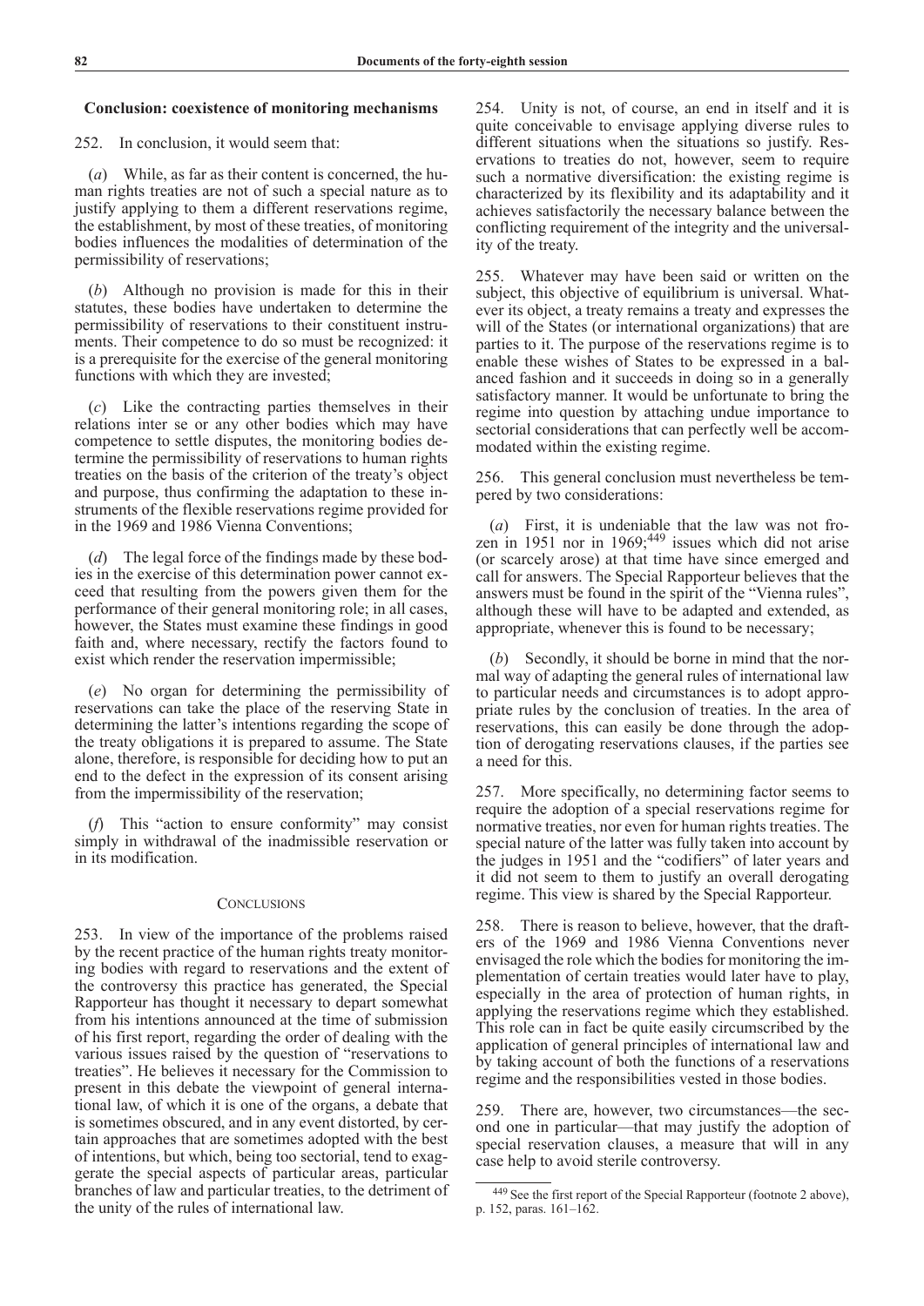### Conclusion: coexistence of monitoring mechanisms

252. In conclusion, it would seem that:

(*a*) While, as far as their content is concerned, the human rights treaties are not of such a special nature as to justify applying to them a different reservations regime, the establishment, by most of these treaties, of monitoring bodies influences the modalities of determination of the permissibility of reservations;

(*b*) Although no provision is made for this in their statutes, these bodies have undertaken to determine the permissibility of reservations to their constituent instruments. Their competence to do so must be recognized: it is a prerequisite for the exercise of the general monitoring functions with which they are invested;

(*c*) Like the contracting parties themselves in their relations inter se or any other bodies which may have competence to settle disputes, the monitoring bodies determine the permissibility of reservations to human rights treaties on the basis of the criterion of the treaty's object and purpose, thus confirming the adaptation to these instruments of the flexible reservations regime provided for in the 1969 and 1986 Vienna Conventions;

(*d*) The legal force of the findings made by these bodies in the exercise of this determination power cannot exceed that resulting from the powers given them for the performance of their general monitoring role; in all cases, however, the States must examine these findings in good faith and, where necessary, rectify the factors found to exist which render the reservation impermissible;

(*e*) No organ for determining the permissibility of reservations can take the place of the reserving State in determining the latter's intentions regarding the scope of the treaty obligations it is prepared to assume. The State alone, therefore, is responsible for deciding how to put an end to the defect in the expression of its consent arising from the impermissibility of the reservation;

(*f*) This "action to ensure conformity" may consist simply in withdrawal of the inadmissible reservation or in its modification.

## CONCLUSIONS

253. In view of the importance of the problems raised by the recent practice of the human rights treaty monitoring bodies with regard to reservations and the extent of the controversy this practice has generated, the Special Rapporteur has thought it necessary to depart somewhat from his intentions announced at the time of submission of his first report, regarding the order of dealing with the various issues raised by the question of "reservations to treaties". He believes it necessary for the Commission to present in this debate the viewpoint of general international law, of which it is one of the organs, a debate that is sometimes obscured, and in any event distorted, by certain approaches that are sometimes adopted with the best of intentions, but which, being too sectorial, tend to exaggerate the special aspects of particular areas, particular branches of law and particular treaties, to the detriment of the unity of the rules of international law.

254. Unity is not, of course, an end in itself and it is quite conceivable to envisage applying diverse rules to different situations when the situations so justify. Reservations to treaties do not, however, seem to require such a normative diversification: the existing regime is characterized by its flexibility and its adaptability and it achieves satisfactorily the necessary balance between the conflicting requirement of the integrity and the universality of the treaty.

255. Whatever may have been said or written on the subject, this objective of equilibrium is universal. Whatever its object, a treaty remains a treaty and expresses the will of the States (or international organizations) that are parties to it. The purpose of the reservations regime is to enable these wishes of States to be expressed in a balanced fashion and it succeeds in doing so in a generally satisfactory manner. It would be unfortunate to bring the regime into question by attaching undue importance to sectorial considerations that can perfectly well be accommodated within the existing regime.

256. This general conclusion must nevertheless be tempered by two considerations:

(*a*) First, it is undeniable that the law was not frozen in 1951 nor in 1969;[449] issues which did not arise (or scarcely arose) at that time have since emerged and call for answers. The Special Rapporteur believes that the answers must be found in the spirit of the "Vienna rules", although these will have to be adapted and extended, as appropriate, whenever this is found to be necessary;

(*b*) Secondly, it should be borne in mind that the normal way of adapting the general rules of international law to particular needs and circumstances is to adopt appropriate rules by the conclusion of treaties. In the area of reservations, this can easily be done through the adoption of derogating reservations clauses, if the parties see a need for this.

257. More specifically, no determining factor seems to require the adoption of a special reservations regime for normative treaties, nor even for human rights treaties. The special nature of the latter was fully taken into account by the judges in 1951 and the "codifiers" of later years and it did not seem to them to justify an overall derogating regime. This view is shared by the Special Rapporteur.

258. There is reason to believe, however, that the drafters of the 1969 and 1986 Vienna Conventions never envisaged the role which the bodies for monitoring the implementation of certain treaties would later have to play, especially in the area of protection of human rights, in applying the reservations regime which they established. This role can in fact be quite easily circumscribed by the application of general principles of international law and by taking account of both the functions of a reservations regime and the responsibilities vested in those bodies.

259. There are, however, two circumstances—the second one in particular—that may justify the adoption of special reservation clauses, a measure that will in any case help to avoid sterile controversy.

---

[449] See the first report of the Special Rapporteur (footnote 2 above), p. 152, paras. 161–162.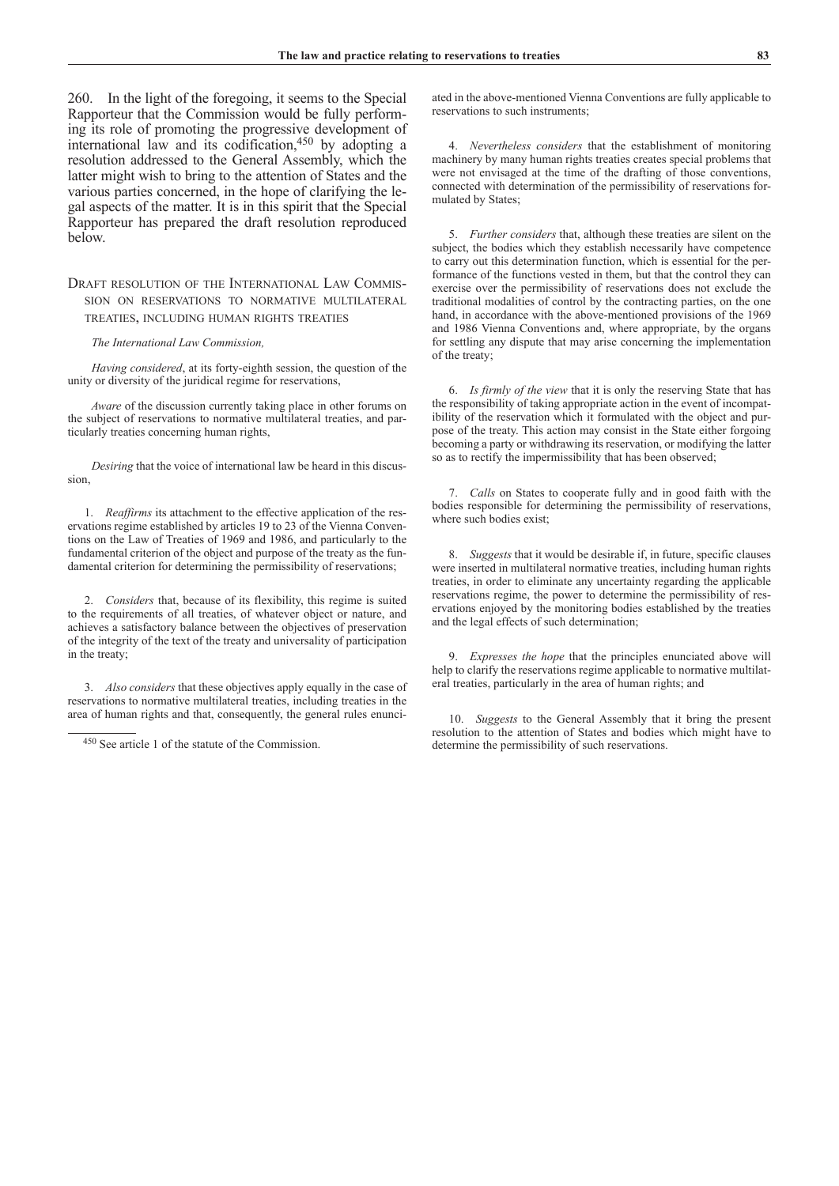260. In the light of the foregoing, it seems to the Special Rapporteur that the Commission would be fully performing its role of promoting the progressive development of international law and its codification,[450] by adopting a resolution addressed to the General Assembly, which the latter might wish to bring to the attention of States and the various parties concerned, in the hope of clarifying the legal aspects of the matter. It is in this spirit that the Special Rapporteur has prepared the draft resolution reproduced below.

## Draft resolution of the International Law Commission on reservations to normative multilateral treaties, including human rights treaties

*The International Law Commission,*

*Having considered*, at its forty-eighth session, the question of the unity or diversity of the juridical regime for reservations,

*Aware* of the discussion currently taking place in other forums on the subject of reservations to normative multilateral treaties, and particularly treaties concerning human rights,

*Desiring* that the voice of international law be heard in this discussion,

1. *Reaffirms* its attachment to the effective application of the reservations regime established by articles 19 to 23 of the Vienna Conventions on the Law of Treaties of 1969 and 1986, and particularly to the fundamental criterion of the object and purpose of the treaty as the fundamental criterion for determining the permissibility of reservations;

2. *Considers* that, because of its flexibility, this regime is suited to the requirements of all treaties, of whatever object or nature, and achieves a satisfactory balance between the objectives of preservation of the integrity of the text of the treaty and universality of participation in the treaty;

3. *Also considers* that these objectives apply equally in the case of reservations to normative multilateral treaties, including treaties in the area of human rights and that, consequently, the general rules enunciated in the above-mentioned Vienna Conventions are fully applicable to reservations to such instruments;

4. *Nevertheless considers* that the establishment of monitoring machinery by many human rights treaties creates special problems that were not envisaged at the time of the drafting of those conventions, connected with determination of the permissibility of reservations formulated by States;

5. *Further considers* that, although these treaties are silent on the subject, the bodies which they establish necessarily have competence to carry out this determination function, which is essential for the performance of the functions vested in them, but that the control they can exercise over the permissibility of reservations does not exclude the traditional modalities of control by the contracting parties, on the one hand, in accordance with the above-mentioned provisions of the 1969 and 1986 Vienna Conventions and, where appropriate, by the organs for settling any dispute that may arise concerning the implementation of the treaty;

6. *Is firmly of the view* that it is only the reserving State that has the responsibility of taking appropriate action in the event of incompatibility of the reservation which it formulated with the object and purpose of the treaty. This action may consist in the State either forgoing becoming a party or withdrawing its reservation, or modifying the latter so as to rectify the impermissibility that has been observed;

7. *Calls* on States to cooperate fully and in good faith with the bodies responsible for determining the permissibility of reservations, where such bodies exist;

8. *Suggests* that it would be desirable if, in future, specific clauses were inserted in multilateral normative treaties, including human rights treaties, in order to eliminate any uncertainty regarding the applicable reservations regime, the power to determine the permissibility of reservations enjoyed by the monitoring bodies established by the treaties and the legal effects of such determination;

9. *Expresses the hope* that the principles enunciated above will help to clarify the reservations regime applicable to normative multilateral treaties, particularly in the area of human rights; and

10. *Suggests* to the General Assembly that it bring the present resolution to the attention of States and bodies which might have to determine the permissibility of such reservations.

---

[450] See article 1 of the statute of the Commission.